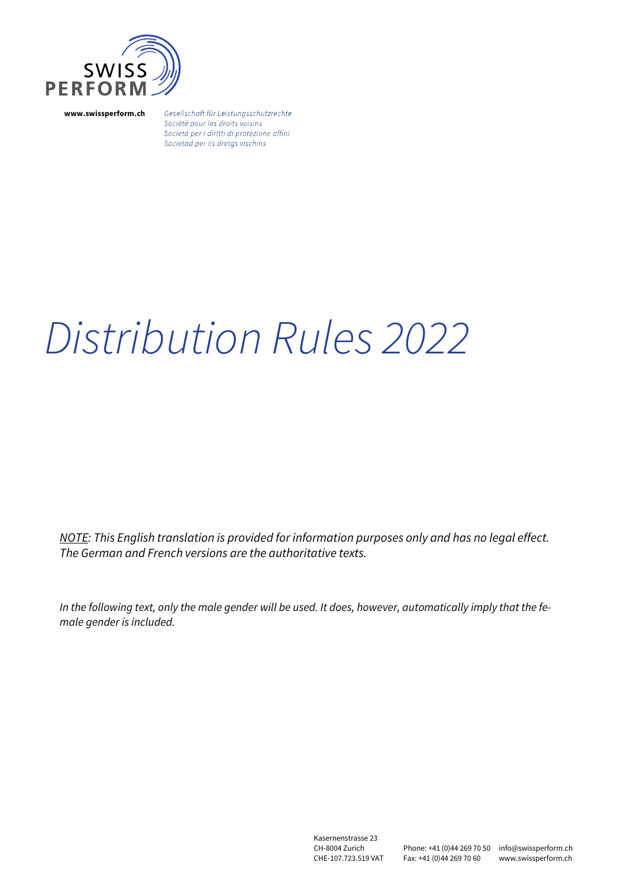SWISS PERFORM

**www.swissperform.ch**

*Gesellschaft für Leistungsschutzrechte*
*Société pour les droits voisins*
*Società per i diritti di protezione affini*
*Societad per ils dretgs vischins*

# *Distribution Rules 2022*

*<u>NOTE</u>: This English translation is provided for information purposes only and has no legal effect. The German and French versions are the authoritative texts.*

*In the following text, only the male gender will be used. It does, however, automatically imply that the female gender is included.*

Kasernenstrasse 23
CH-8004 Zurich
CHE-107.723.519 VAT

Phone: +41 (0)44 269 70 50
Fax: +41 (0)44 269 70 60

info@swissperform.ch
www.swissperform.ch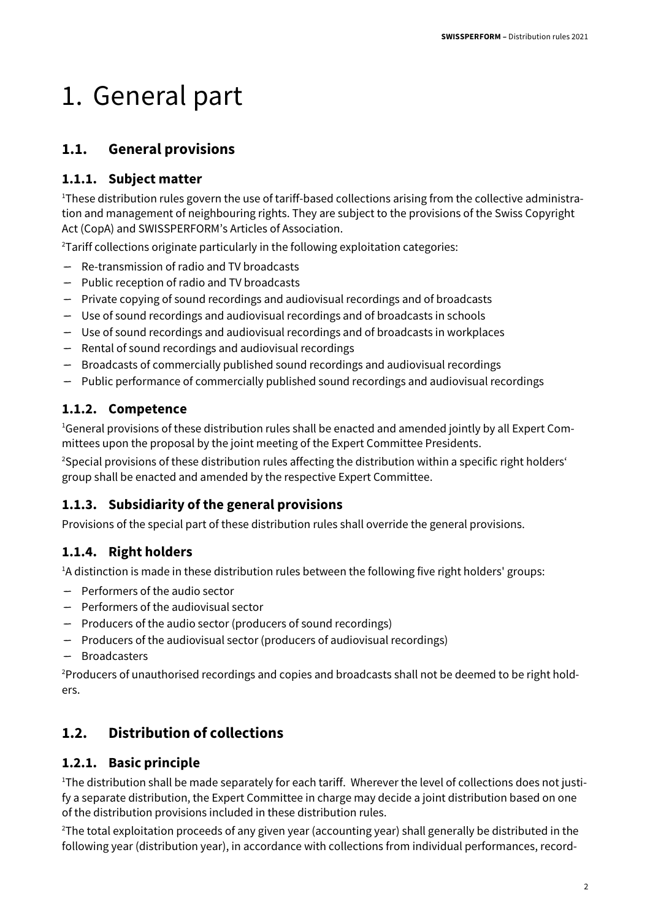# 1. General part

## 1.1. General provisions

### 1.1.1. Subject matter

[1]These distribution rules govern the use of tariff-based collections arising from the collective administration and management of neighbouring rights. They are subject to the provisions of the Swiss Copyright Act (CopA) and SWISSPERFORM's Articles of Association.

[2]Tariff collections originate particularly in the following exploitation categories:

- Re-transmission of radio and TV broadcasts
- Public reception of radio and TV broadcasts
- Private copying of sound recordings and audiovisual recordings and of broadcasts
- Use of sound recordings and audiovisual recordings and of broadcasts in schools
- Use of sound recordings and audiovisual recordings and of broadcasts in workplaces
- Rental of sound recordings and audiovisual recordings
- Broadcasts of commercially published sound recordings and audiovisual recordings
- Public performance of commercially published sound recordings and audiovisual recordings

### 1.1.2. Competence

[1]General provisions of these distribution rules shall be enacted and amended jointly by all Expert Committees upon the proposal by the joint meeting of the Expert Committee Presidents.

[2]Special provisions of these distribution rules affecting the distribution within a specific right holders' group shall be enacted and amended by the respective Expert Committee.

### 1.1.3. Subsidiarity of the general provisions

Provisions of the special part of these distribution rules shall override the general provisions.

### 1.1.4. Right holders

[1]A distinction is made in these distribution rules between the following five right holders' groups:

- Performers of the audio sector
- Performers of the audiovisual sector
- Producers of the audio sector (producers of sound recordings)
- Producers of the audiovisual sector (producers of audiovisual recordings)
- Broadcasters

[2]Producers of unauthorised recordings and copies and broadcasts shall not be deemed to be right holders.

## 1.2. Distribution of collections

### 1.2.1. Basic principle

[1]The distribution shall be made separately for each tariff. Wherever the level of collections does not justify a separate distribution, the Expert Committee in charge may decide a joint distribution based on one of the distribution provisions included in these distribution rules.

[2]The total exploitation proceeds of any given year (accounting year) shall generally be distributed in the following year (distribution year), in accordance with collections from individual performances, record-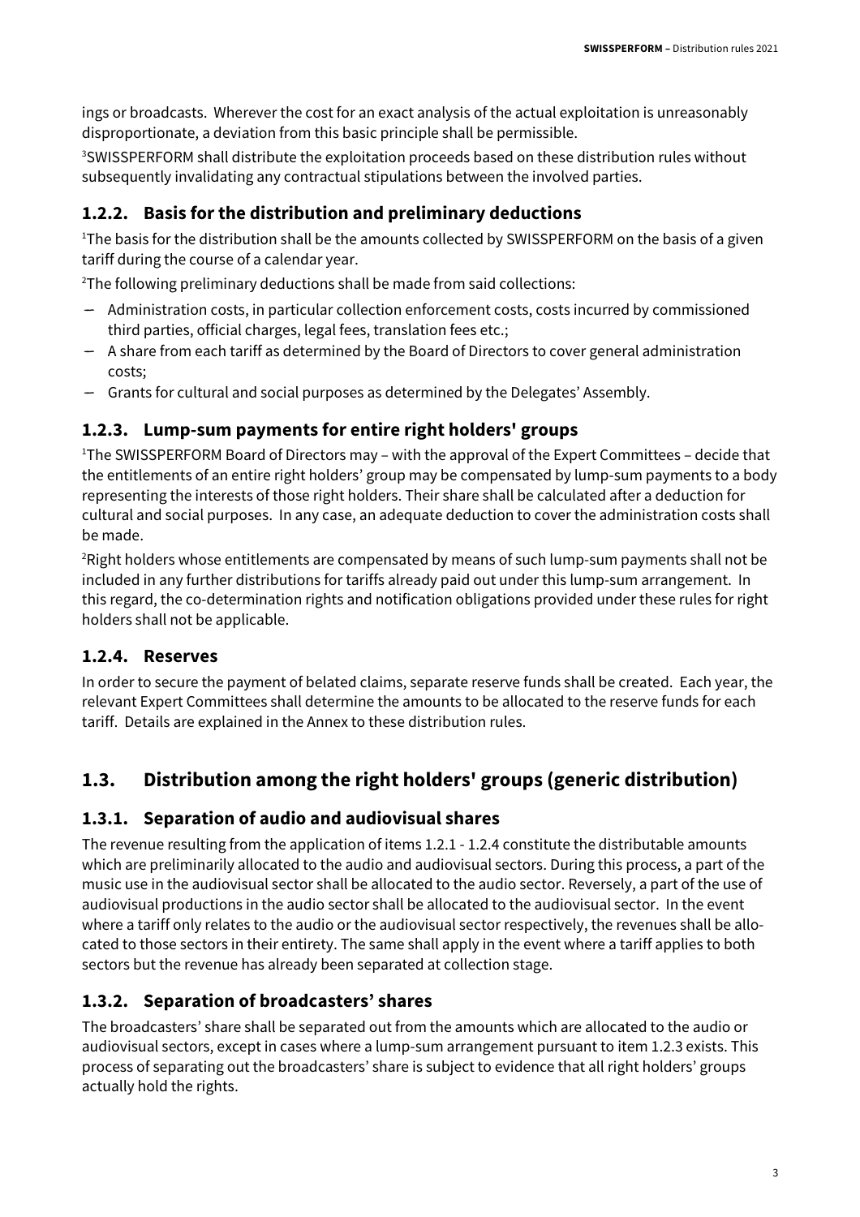ings or broadcasts. Wherever the cost for an exact analysis of the actual exploitation is unreasonably disproportionate, a deviation from this basic principle shall be permissible.

[3]SWISSPERFORM shall distribute the exploitation proceeds based on these distribution rules without subsequently invalidating any contractual stipulations between the involved parties.

### 1.2.2. Basis for the distribution and preliminary deductions

[1]The basis for the distribution shall be the amounts collected by SWISSPERFORM on the basis of a given tariff during the course of a calendar year.

[2]The following preliminary deductions shall be made from said collections:

- Administration costs, in particular collection enforcement costs, costs incurred by commissioned third parties, official charges, legal fees, translation fees etc.;
- A share from each tariff as determined by the Board of Directors to cover general administration costs;
- Grants for cultural and social purposes as determined by the Delegates' Assembly.

### 1.2.3. Lump-sum payments for entire right holders' groups

[1]The SWISSPERFORM Board of Directors may – with the approval of the Expert Committees – decide that the entitlements of an entire right holders' group may be compensated by lump-sum payments to a body representing the interests of those right holders. Their share shall be calculated after a deduction for cultural and social purposes. In any case, an adequate deduction to cover the administration costs shall be made.

[2]Right holders whose entitlements are compensated by means of such lump-sum payments shall not be included in any further distributions for tariffs already paid out under this lump-sum arrangement. In this regard, the co-determination rights and notification obligations provided under these rules for right holders shall not be applicable.

### 1.2.4. Reserves

In order to secure the payment of belated claims, separate reserve funds shall be created. Each year, the relevant Expert Committees shall determine the amounts to be allocated to the reserve funds for each tariff. Details are explained in the Annex to these distribution rules.

## 1.3. Distribution among the right holders' groups (generic distribution)

### 1.3.1. Separation of audio and audiovisual shares

The revenue resulting from the application of items 1.2.1 - 1.2.4 constitute the distributable amounts which are preliminarily allocated to the audio and audiovisual sectors. During this process, a part of the music use in the audiovisual sector shall be allocated to the audio sector. Reversely, a part of the use of audiovisual productions in the audio sector shall be allocated to the audiovisual sector. In the event where a tariff only relates to the audio or the audiovisual sector respectively, the revenues shall be allocated to those sectors in their entirety. The same shall apply in the event where a tariff applies to both sectors but the revenue has already been separated at collection stage.

### 1.3.2. Separation of broadcasters' shares

The broadcasters' share shall be separated out from the amounts which are allocated to the audio or audiovisual sectors, except in cases where a lump-sum arrangement pursuant to item 1.2.3 exists. This process of separating out the broadcasters' share is subject to evidence that all right holders' groups actually hold the rights.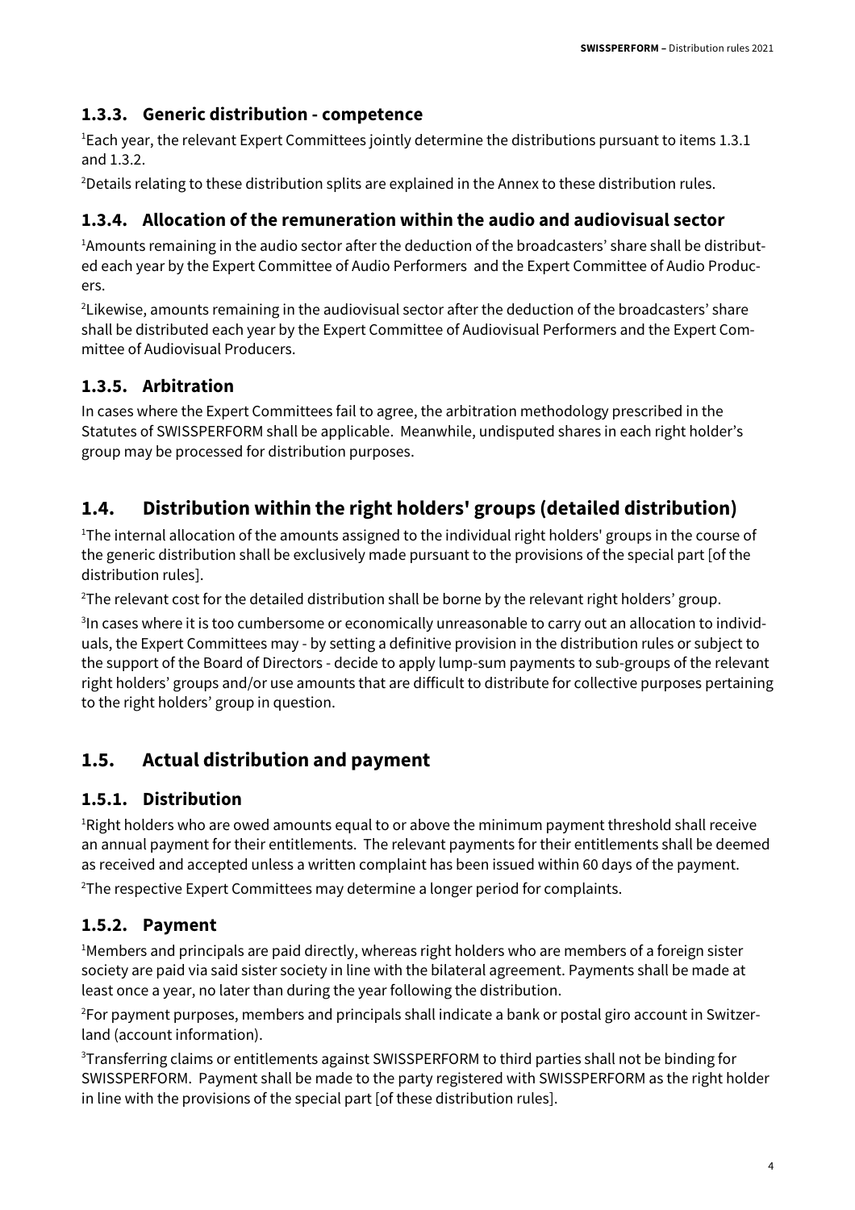### 1.3.3. Generic distribution - competence

[1]Each year, the relevant Expert Committees jointly determine the distributions pursuant to items 1.3.1 and 1.3.2.

[2]Details relating to these distribution splits are explained in the Annex to these distribution rules.

### 1.3.4. Allocation of the remuneration within the audio and audiovisual sector

[1]Amounts remaining in the audio sector after the deduction of the broadcasters' share shall be distributed each year by the Expert Committee of Audio Performers and the Expert Committee of Audio Producers.

[2]Likewise, amounts remaining in the audiovisual sector after the deduction of the broadcasters' share shall be distributed each year by the Expert Committee of Audiovisual Performers and the Expert Committee of Audiovisual Producers.

### 1.3.5. Arbitration

In cases where the Expert Committees fail to agree, the arbitration methodology prescribed in the Statutes of SWISSPERFORM shall be applicable. Meanwhile, undisputed shares in each right holder's group may be processed for distribution purposes.

## 1.4. Distribution within the right holders' groups (detailed distribution)

[1]The internal allocation of the amounts assigned to the individual right holders' groups in the course of the generic distribution shall be exclusively made pursuant to the provisions of the special part [of the distribution rules].

[2]The relevant cost for the detailed distribution shall be borne by the relevant right holders' group.

[3]In cases where it is too cumbersome or economically unreasonable to carry out an allocation to individuals, the Expert Committees may - by setting a definitive provision in the distribution rules or subject to the support of the Board of Directors - decide to apply lump-sum payments to sub-groups of the relevant right holders' groups and/or use amounts that are difficult to distribute for collective purposes pertaining to the right holders' group in question.

## 1.5. Actual distribution and payment

### 1.5.1. Distribution

[1]Right holders who are owed amounts equal to or above the minimum payment threshold shall receive an annual payment for their entitlements. The relevant payments for their entitlements shall be deemed as received and accepted unless a written complaint has been issued within 60 days of the payment.

[2]The respective Expert Committees may determine a longer period for complaints.

### 1.5.2. Payment

[1]Members and principals are paid directly, whereas right holders who are members of a foreign sister society are paid via said sister society in line with the bilateral agreement. Payments shall be made at least once a year, no later than during the year following the distribution.

[2]For payment purposes, members and principals shall indicate a bank or postal giro account in Switzerland (account information).

[3]Transferring claims or entitlements against SWISSPERFORM to third parties shall not be binding for SWISSPERFORM. Payment shall be made to the party registered with SWISSPERFORM as the right holder in line with the provisions of the special part [of these distribution rules].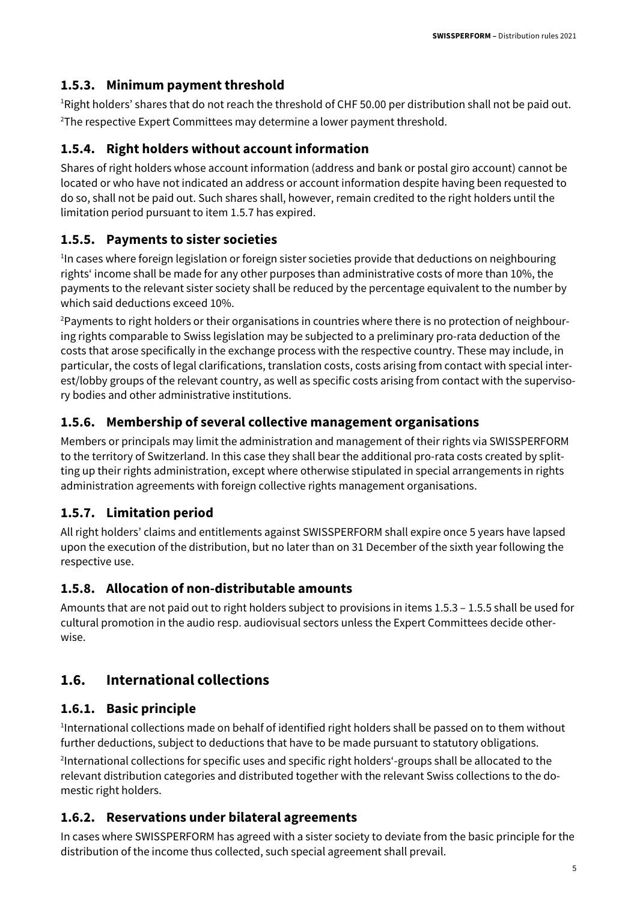### 1.5.3. Minimum payment threshold

[1]Right holders' shares that do not reach the threshold of CHF 50.00 per distribution shall not be paid out.

[2]The respective Expert Committees may determine a lower payment threshold.

### 1.5.4. Right holders without account information

Shares of right holders whose account information (address and bank or postal giro account) cannot be located or who have not indicated an address or account information despite having been requested to do so, shall not be paid out. Such shares shall, however, remain credited to the right holders until the limitation period pursuant to item 1.5.7 has expired.

### 1.5.5. Payments to sister societies

[1]In cases where foreign legislation or foreign sister societies provide that deductions on neighbouring rights' income shall be made for any other purposes than administrative costs of more than 10%, the payments to the relevant sister society shall be reduced by the percentage equivalent to the number by which said deductions exceed 10%.

[2]Payments to right holders or their organisations in countries where there is no protection of neighbouring rights comparable to Swiss legislation may be subjected to a preliminary pro-rata deduction of the costs that arose specifically in the exchange process with the respective country. These may include, in particular, the costs of legal clarifications, translation costs, costs arising from contact with special interest/lobby groups of the relevant country, as well as specific costs arising from contact with the supervisory bodies and other administrative institutions.

### 1.5.6. Membership of several collective management organisations

Members or principals may limit the administration and management of their rights via SWISSPERFORM to the territory of Switzerland. In this case they shall bear the additional pro-rata costs created by splitting up their rights administration, except where otherwise stipulated in special arrangements in rights administration agreements with foreign collective rights management organisations.

### 1.5.7. Limitation period

All right holders' claims and entitlements against SWISSPERFORM shall expire once 5 years have lapsed upon the execution of the distribution, but no later than on 31 December of the sixth year following the respective use.

### 1.5.8. Allocation of non-distributable amounts

Amounts that are not paid out to right holders subject to provisions in items 1.5.3 – 1.5.5 shall be used for cultural promotion in the audio resp. audiovisual sectors unless the Expert Committees decide otherwise.

## 1.6. International collections

### 1.6.1. Basic principle

[1]International collections made on behalf of identified right holders shall be passed on to them without further deductions, subject to deductions that have to be made pursuant to statutory obligations.

[2]International collections for specific uses and specific right holders'-groups shall be allocated to the relevant distribution categories and distributed together with the relevant Swiss collections to the domestic right holders.

### 1.6.2. Reservations under bilateral agreements

In cases where SWISSPERFORM has agreed with a sister society to deviate from the basic principle for the distribution of the income thus collected, such special agreement shall prevail.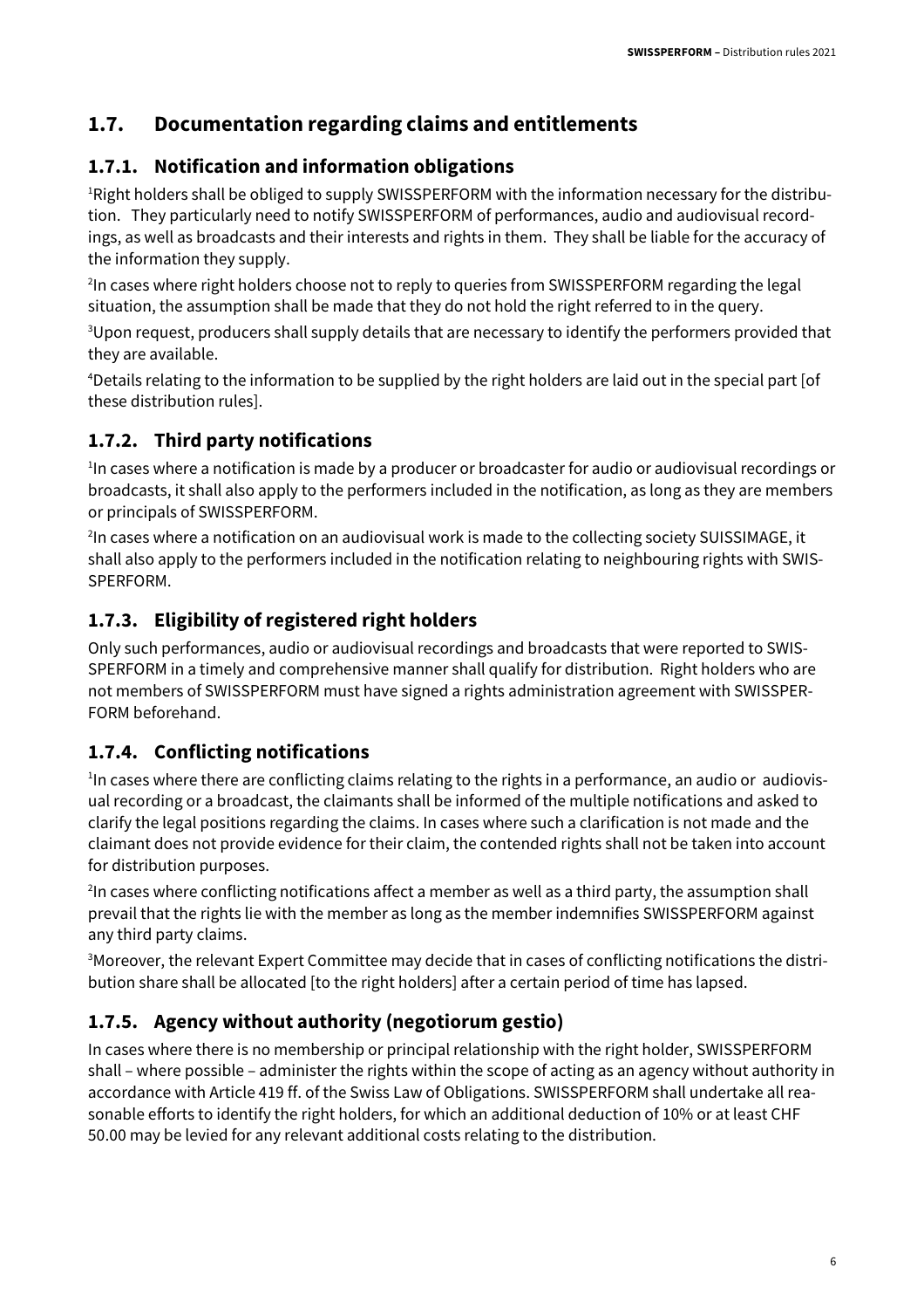## 1.7. Documentation regarding claims and entitlements

### 1.7.1. Notification and information obligations

[1]Right holders shall be obliged to supply SWISSPERFORM with the information necessary for the distribution. They particularly need to notify SWISSPERFORM of performances, audio and audiovisual recordings, as well as broadcasts and their interests and rights in them. They shall be liable for the accuracy of the information they supply.

[2]In cases where right holders choose not to reply to queries from SWISSPERFORM regarding the legal situation, the assumption shall be made that they do not hold the right referred to in the query.

[3]Upon request, producers shall supply details that are necessary to identify the performers provided that they are available.

[4]Details relating to the information to be supplied by the right holders are laid out in the special part [of these distribution rules].

### 1.7.2. Third party notifications

[1]In cases where a notification is made by a producer or broadcaster for audio or audiovisual recordings or broadcasts, it shall also apply to the performers included in the notification, as long as they are members or principals of SWISSPERFORM.

[2]In cases where a notification on an audiovisual work is made to the collecting society SUISSIMAGE, it shall also apply to the performers included in the notification relating to neighbouring rights with SWISSPERFORM.

### 1.7.3. Eligibility of registered right holders

Only such performances, audio or audiovisual recordings and broadcasts that were reported to SWISSPERFORM in a timely and comprehensive manner shall qualify for distribution. Right holders who are not members of SWISSPERFORM must have signed a rights administration agreement with SWISSPERFORM beforehand.

### 1.7.4. Conflicting notifications

[1]In cases where there are conflicting claims relating to the rights in a performance, an audio or audiovisual recording or a broadcast, the claimants shall be informed of the multiple notifications and asked to clarify the legal positions regarding the claims. In cases where such a clarification is not made and the claimant does not provide evidence for their claim, the contended rights shall not be taken into account for distribution purposes.

[2]In cases where conflicting notifications affect a member as well as a third party, the assumption shall prevail that the rights lie with the member as long as the member indemnifies SWISSPERFORM against any third party claims.

[3]Moreover, the relevant Expert Committee may decide that in cases of conflicting notifications the distribution share shall be allocated [to the right holders] after a certain period of time has lapsed.

### 1.7.5. Agency without authority (negotiorum gestio)

In cases where there is no membership or principal relationship with the right holder, SWISSPERFORM shall – where possible – administer the rights within the scope of acting as an agency without authority in accordance with Article 419 ff. of the Swiss Law of Obligations. SWISSPERFORM shall undertake all reasonable efforts to identify the right holders, for which an additional deduction of 10% or at least CHF 50.00 may be levied for any relevant additional costs relating to the distribution.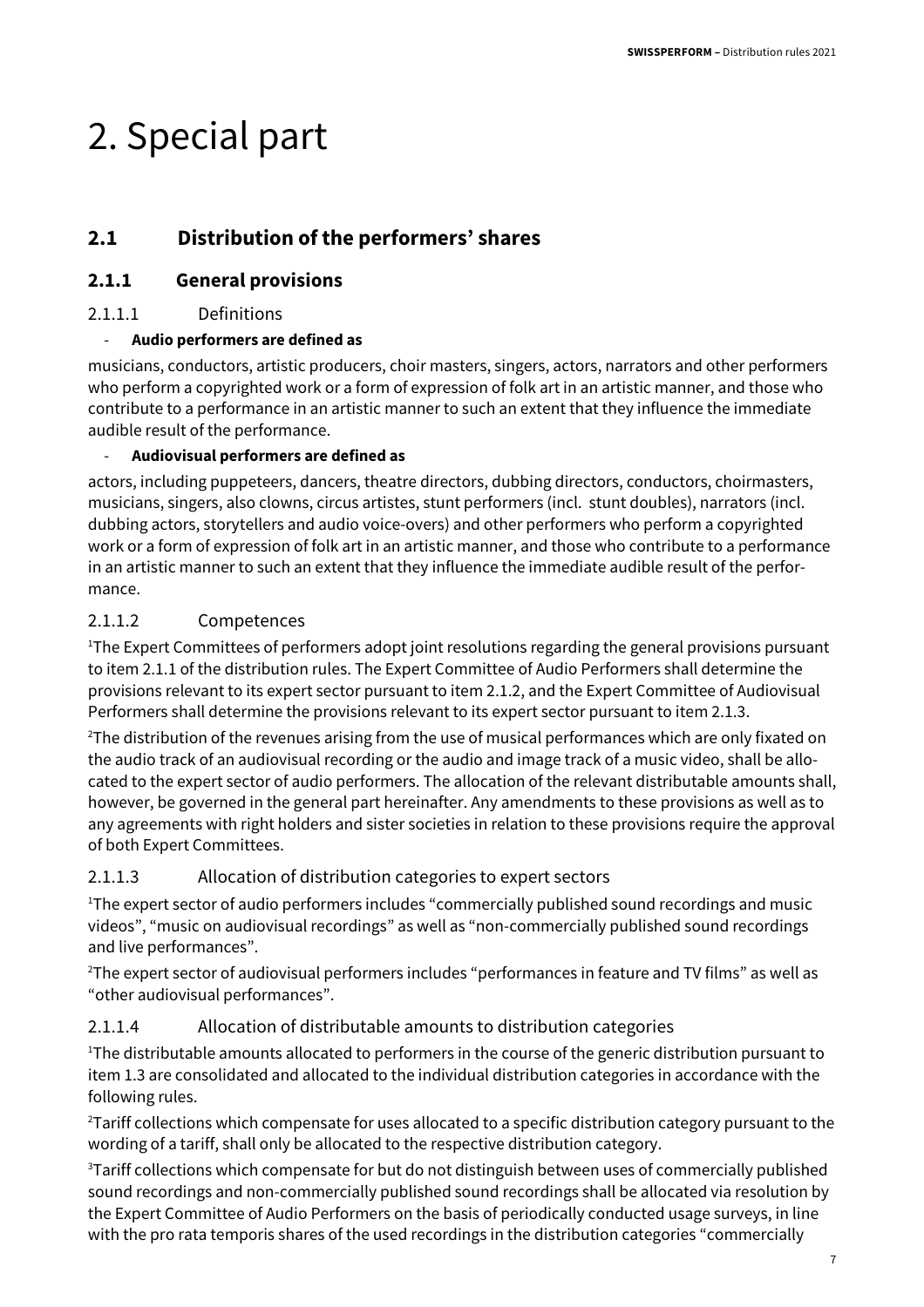# 2. Special part

## 2.1 Distribution of the performers' shares

### 2.1.1 General provisions

#### 2.1.1.1 Definitions

- **Audio performers are defined as**

musicians, conductors, artistic producers, choir masters, singers, actors, narrators and other performers who perform a copyrighted work or a form of expression of folk art in an artistic manner, and those who contribute to a performance in an artistic manner to such an extent that they influence the immediate audible result of the performance.

- **Audiovisual performers are defined as**

actors, including puppeteers, dancers, theatre directors, dubbing directors, conductors, choirmasters, musicians, singers, also clowns, circus artistes, stunt performers (incl. stunt doubles), narrators (incl. dubbing actors, storytellers and audio voice-overs) and other performers who perform a copyrighted work or a form of expression of folk art in an artistic manner, and those who contribute to a performance in an artistic manner to such an extent that they influence the immediate audible result of the performance.

#### 2.1.1.2 Competences

[1]The Expert Committees of performers adopt joint resolutions regarding the general provisions pursuant to item 2.1.1 of the distribution rules. The Expert Committee of Audio Performers shall determine the provisions relevant to its expert sector pursuant to item 2.1.2, and the Expert Committee of Audiovisual Performers shall determine the provisions relevant to its expert sector pursuant to item 2.1.3.

[2]The distribution of the revenues arising from the use of musical performances which are only fixated on the audio track of an audiovisual recording or the audio and image track of a music video, shall be allocated to the expert sector of audio performers. The allocation of the relevant distributable amounts shall, however, be governed in the general part hereinafter. Any amendments to these provisions as well as to any agreements with right holders and sister societies in relation to these provisions require the approval of both Expert Committees.

#### 2.1.1.3 Allocation of distribution categories to expert sectors

[1]The expert sector of audio performers includes "commercially published sound recordings and music videos", "music on audiovisual recordings" as well as "non-commercially published sound recordings and live performances".

[2]The expert sector of audiovisual performers includes "performances in feature and TV films" as well as "other audiovisual performances".

#### 2.1.1.4 Allocation of distributable amounts to distribution categories

[1]The distributable amounts allocated to performers in the course of the generic distribution pursuant to item 1.3 are consolidated and allocated to the individual distribution categories in accordance with the following rules.

[2]Tariff collections which compensate for uses allocated to a specific distribution category pursuant to the wording of a tariff, shall only be allocated to the respective distribution category.

[3]Tariff collections which compensate for but do not distinguish between uses of commercially published sound recordings and non-commercially published sound recordings shall be allocated via resolution by the Expert Committee of Audio Performers on the basis of periodically conducted usage surveys, in line with the pro rata temporis shares of the used recordings in the distribution categories "commercially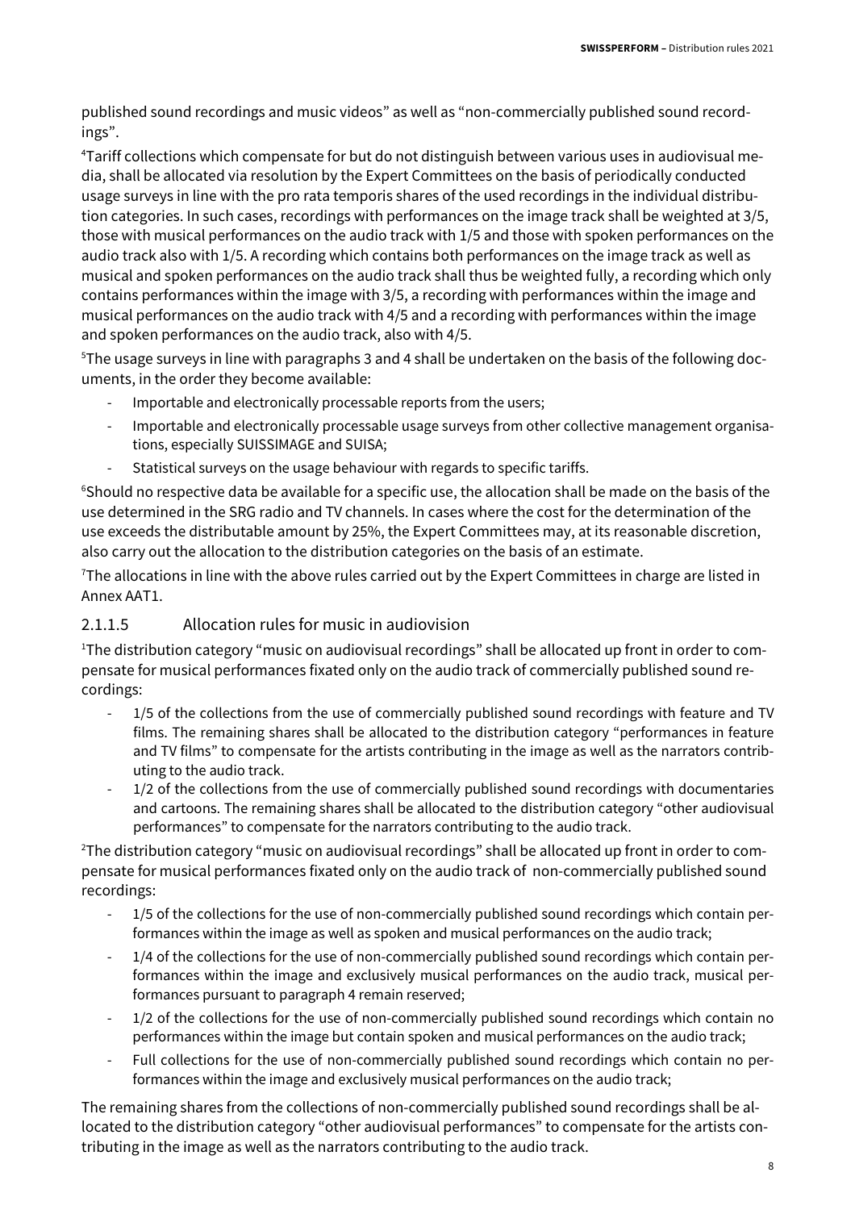published sound recordings and music videos" as well as "non-commercially published sound recordings".

[4]Tariff collections which compensate for but do not distinguish between various uses in audiovisual media, shall be allocated via resolution by the Expert Committees on the basis of periodically conducted usage surveys in line with the pro rata temporis shares of the used recordings in the individual distribution categories. In such cases, recordings with performances on the image track shall be weighted at 3/5, those with musical performances on the audio track with 1/5 and those with spoken performances on the audio track also with 1/5. A recording which contains both performances on the image track as well as musical and spoken performances on the audio track shall thus be weighted fully, a recording which only contains performances within the image with 3/5, a recording with performances within the image and musical performances on the audio track with 4/5 and a recording with performances within the image and spoken performances on the audio track, also with 4/5.

[5]The usage surveys in line with paragraphs 3 and 4 shall be undertaken on the basis of the following documents, in the order they become available:

- Importable and electronically processable reports from the users;
- Importable and electronically processable usage surveys from other collective management organisations, especially SUISSIMAGE and SUISA;
- Statistical surveys on the usage behaviour with regards to specific tariffs.

[6]Should no respective data be available for a specific use, the allocation shall be made on the basis of the use determined in the SRG radio and TV channels. In cases where the cost for the determination of the use exceeds the distributable amount by 25%, the Expert Committees may, at its reasonable discretion, also carry out the allocation to the distribution categories on the basis of an estimate.

[7]The allocations in line with the above rules carried out by the Expert Committees in charge are listed in Annex AAT1.

### 2.1.1.5 Allocation rules for music in audiovision

[1]The distribution category "music on audiovisual recordings" shall be allocated up front in order to compensate for musical performances fixated only on the audio track of commercially published sound recordings:

- 1/5 of the collections from the use of commercially published sound recordings with feature and TV films. The remaining shares shall be allocated to the distribution category "performances in feature and TV films" to compensate for the artists contributing in the image as well as the narrators contributing to the audio track.
- 1/2 of the collections from the use of commercially published sound recordings with documentaries and cartoons. The remaining shares shall be allocated to the distribution category "other audiovisual performances" to compensate for the narrators contributing to the audio track.

[2]The distribution category "music on audiovisual recordings" shall be allocated up front in order to compensate for musical performances fixated only on the audio track of non-commercially published sound recordings:

- 1/5 of the collections for the use of non-commercially published sound recordings which contain performances within the image as well as spoken and musical performances on the audio track;
- 1/4 of the collections for the use of non-commercially published sound recordings which contain performances within the image and exclusively musical performances on the audio track, musical performances pursuant to paragraph 4 remain reserved;
- 1/2 of the collections for the use of non-commercially published sound recordings which contain no performances within the image but contain spoken and musical performances on the audio track;
- Full collections for the use of non-commercially published sound recordings which contain no performances within the image and exclusively musical performances on the audio track;

The remaining shares from the collections of non-commercially published sound recordings shall be allocated to the distribution category "other audiovisual performances" to compensate for the artists contributing in the image as well as the narrators contributing to the audio track.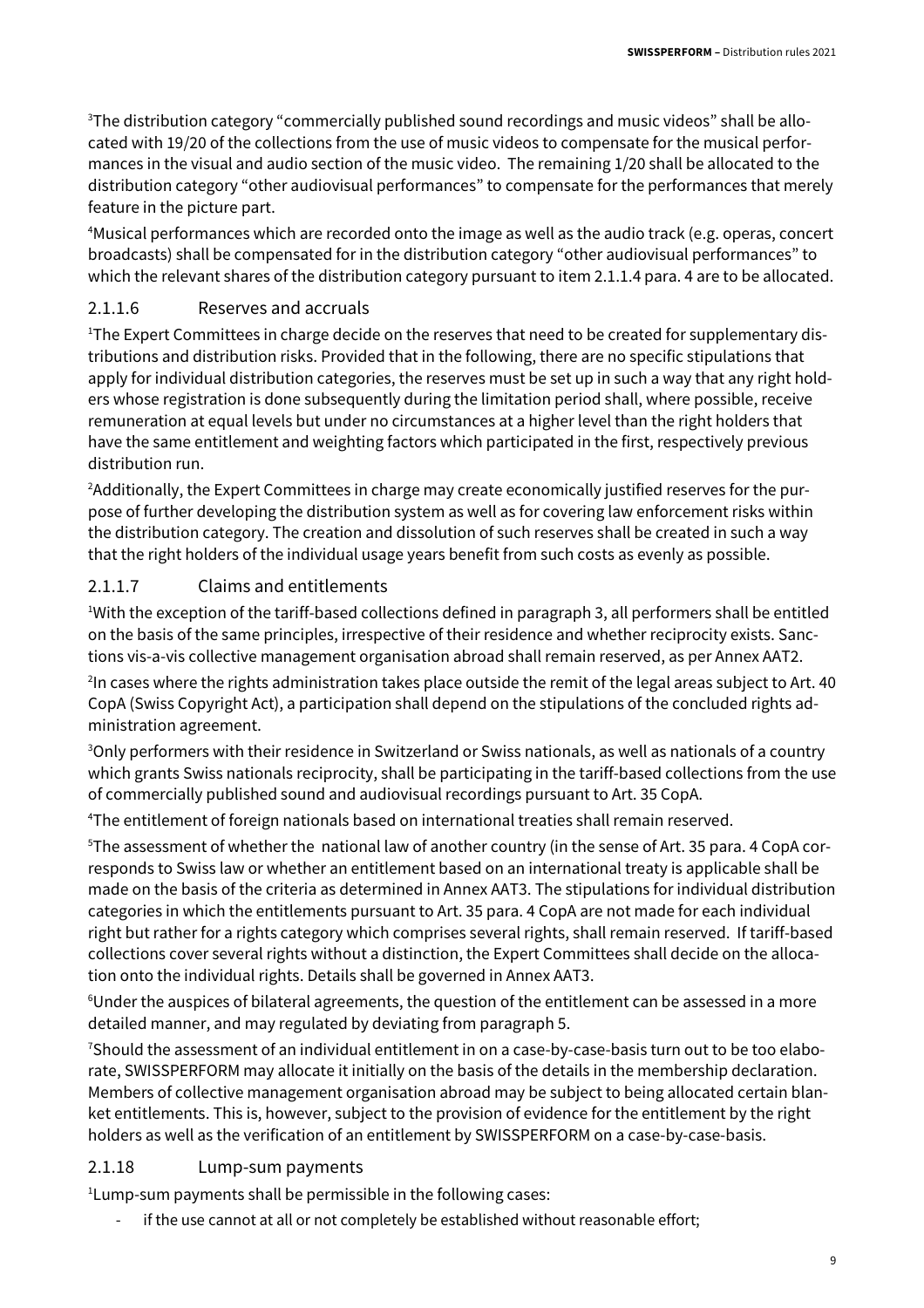[3]The distribution category "commercially published sound recordings and music videos" shall be allocated with 19/20 of the collections from the use of music videos to compensate for the musical performances in the visual and audio section of the music video. The remaining 1/20 shall be allocated to the distribution category "other audiovisual performances" to compensate for the performances that merely feature in the picture part.

[4]Musical performances which are recorded onto the image as well as the audio track (e.g. operas, concert broadcasts) shall be compensated for in the distribution category "other audiovisual performances" to which the relevant shares of the distribution category pursuant to item 2.1.1.4 para. 4 are to be allocated.

### 2.1.1.6 Reserves and accruals

[1]The Expert Committees in charge decide on the reserves that need to be created for supplementary distributions and distribution risks. Provided that in the following, there are no specific stipulations that apply for individual distribution categories, the reserves must be set up in such a way that any right holders whose registration is done subsequently during the limitation period shall, where possible, receive remuneration at equal levels but under no circumstances at a higher level than the right holders that have the same entitlement and weighting factors which participated in the first, respectively previous distribution run.

[2]Additionally, the Expert Committees in charge may create economically justified reserves for the purpose of further developing the distribution system as well as for covering law enforcement risks within the distribution category. The creation and dissolution of such reserves shall be created in such a way that the right holders of the individual usage years benefit from such costs as evenly as possible.

### 2.1.1.7 Claims and entitlements

[1]With the exception of the tariff-based collections defined in paragraph 3, all performers shall be entitled on the basis of the same principles, irrespective of their residence and whether reciprocity exists. Sanctions vis-a-vis collective management organisation abroad shall remain reserved, as per Annex AAT2.

[2]In cases where the rights administration takes place outside the remit of the legal areas subject to Art. 40 CopA (Swiss Copyright Act), a participation shall depend on the stipulations of the concluded rights administration agreement.

[3]Only performers with their residence in Switzerland or Swiss nationals, as well as nationals of a country which grants Swiss nationals reciprocity, shall be participating in the tariff-based collections from the use of commercially published sound and audiovisual recordings pursuant to Art. 35 CopA.

[4]The entitlement of foreign nationals based on international treaties shall remain reserved.

[5]The assessment of whether the national law of another country (in the sense of Art. 35 para. 4 CopA corresponds to Swiss law or whether an entitlement based on an international treaty is applicable shall be made on the basis of the criteria as determined in Annex AAT3. The stipulations for individual distribution categories in which the entitlements pursuant to Art. 35 para. 4 CopA are not made for each individual right but rather for a rights category which comprises several rights, shall remain reserved. If tariff-based collections cover several rights without a distinction, the Expert Committees shall decide on the allocation onto the individual rights. Details shall be governed in Annex AAT3.

[6]Under the auspices of bilateral agreements, the question of the entitlement can be assessed in a more detailed manner, and may regulated by deviating from paragraph 5.

[7]Should the assessment of an individual entitlement in on a case-by-case-basis turn out to be too elaborate, SWISSPERFORM may allocate it initially on the basis of the details in the membership declaration. Members of collective management organisation abroad may be subject to being allocated certain blanket entitlements. This is, however, subject to the provision of evidence for the entitlement by the right holders as well as the verification of an entitlement by SWISSPERFORM on a case-by-case-basis.

### 2.1.18 Lump-sum payments

[1]Lump-sum payments shall be permissible in the following cases:

- if the use cannot at all or not completely be established without reasonable effort;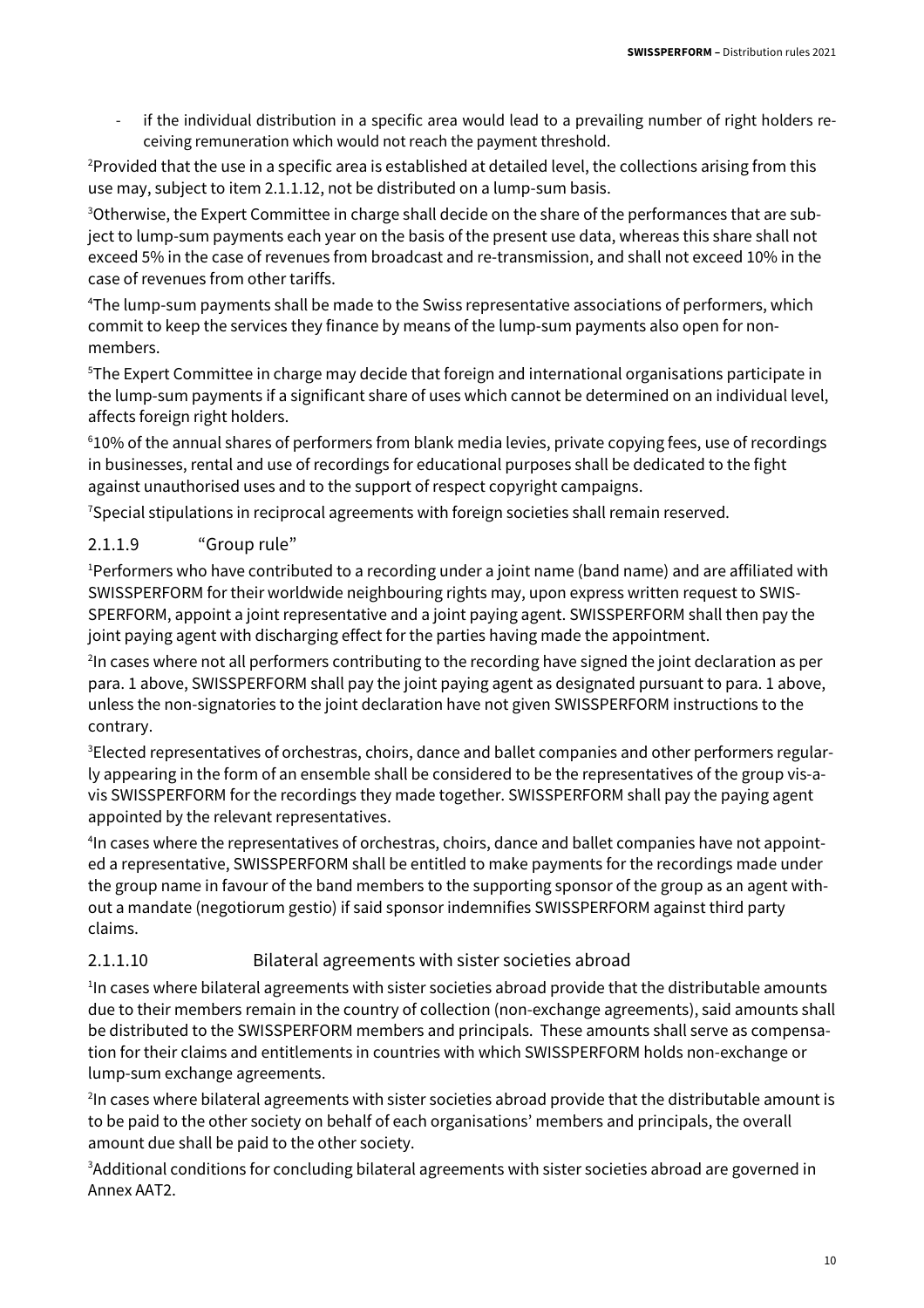- if the individual distribution in a specific area would lead to a prevailing number of right holders receiving remuneration which would not reach the payment threshold.

[2]Provided that the use in a specific area is established at detailed level, the collections arising from this use may, subject to item 2.1.1.12, not be distributed on a lump-sum basis.

[3]Otherwise, the Expert Committee in charge shall decide on the share of the performances that are subject to lump-sum payments each year on the basis of the present use data, whereas this share shall not exceed 5% in the case of revenues from broadcast and re-transmission, and shall not exceed 10% in the case of revenues from other tariffs.

[4]The lump-sum payments shall be made to the Swiss representative associations of performers, which commit to keep the services they finance by means of the lump-sum payments also open for non-members.

[5]The Expert Committee in charge may decide that foreign and international organisations participate in the lump-sum payments if a significant share of uses which cannot be determined on an individual level, affects foreign right holders.

[6]10% of the annual shares of performers from blank media levies, private copying fees, use of recordings in businesses, rental and use of recordings for educational purposes shall be dedicated to the fight against unauthorised uses and to the support of respect copyright campaigns.

[7]Special stipulations in reciprocal agreements with foreign societies shall remain reserved.

### 2.1.1.9 "Group rule"

[1]Performers who have contributed to a recording under a joint name (band name) and are affiliated with SWISSPERFORM for their worldwide neighbouring rights may, upon express written request to SWISSPERFORM, appoint a joint representative and a joint paying agent. SWISSPERFORM shall then pay the joint paying agent with discharging effect for the parties having made the appointment.

[2]In cases where not all performers contributing to the recording have signed the joint declaration as per para. 1 above, SWISSPERFORM shall pay the joint paying agent as designated pursuant to para. 1 above, unless the non-signatories to the joint declaration have not given SWISSPERFORM instructions to the contrary.

[3]Elected representatives of orchestras, choirs, dance and ballet companies and other performers regularly appearing in the form of an ensemble shall be considered to be the representatives of the group vis-a-vis SWISSPERFORM for the recordings they made together. SWISSPERFORM shall pay the paying agent appointed by the relevant representatives.

[4]In cases where the representatives of orchestras, choirs, dance and ballet companies have not appointed a representative, SWISSPERFORM shall be entitled to make payments for the recordings made under the group name in favour of the band members to the supporting sponsor of the group as an agent without a mandate (negotiorum gestio) if said sponsor indemnifies SWISSPERFORM against third party claims.

### 2.1.1.10 Bilateral agreements with sister societies abroad

[1]In cases where bilateral agreements with sister societies abroad provide that the distributable amounts due to their members remain in the country of collection (non-exchange agreements), said amounts shall be distributed to the SWISSPERFORM members and principals. These amounts shall serve as compensation for their claims and entitlements in countries with which SWISSPERFORM holds non-exchange or lump-sum exchange agreements.

[2]In cases where bilateral agreements with sister societies abroad provide that the distributable amount is to be paid to the other society on behalf of each organisations' members and principals, the overall amount due shall be paid to the other society.

[3]Additional conditions for concluding bilateral agreements with sister societies abroad are governed in Annex AAT2.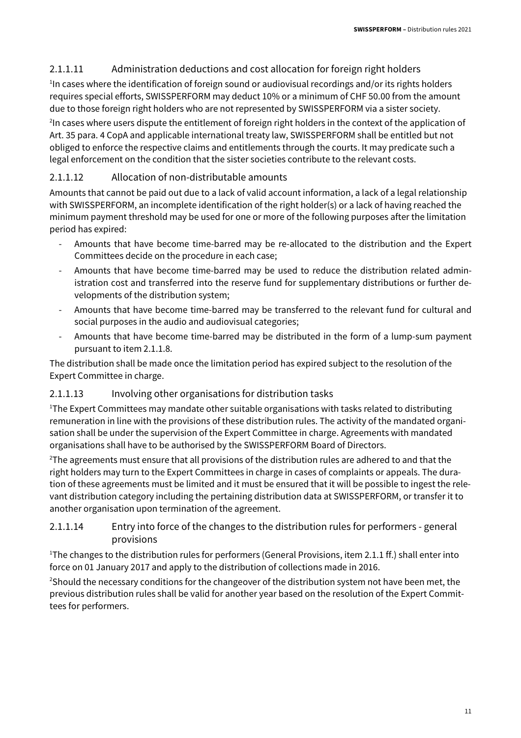### 2.1.1.11 Administration deductions and cost allocation for foreign right holders

[1]In cases where the identification of foreign sound or audiovisual recordings and/or its rights holders requires special efforts, SWISSPERFORM may deduct 10% or a minimum of CHF 50.00 from the amount due to those foreign right holders who are not represented by SWISSPERFORM via a sister society.

[2]In cases where users dispute the entitlement of foreign right holders in the context of the application of Art. 35 para. 4 CopA and applicable international treaty law, SWISSPERFORM shall be entitled but not obliged to enforce the respective claims and entitlements through the courts. It may predicate such a legal enforcement on the condition that the sister societies contribute to the relevant costs.

### 2.1.1.12 Allocation of non-distributable amounts

Amounts that cannot be paid out due to a lack of valid account information, a lack of a legal relationship with SWISSPERFORM, an incomplete identification of the right holder(s) or a lack of having reached the minimum payment threshold may be used for one or more of the following purposes after the limitation period has expired:

- Amounts that have become time-barred may be re-allocated to the distribution and the Expert Committees decide on the procedure in each case;
- Amounts that have become time-barred may be used to reduce the distribution related administration cost and transferred into the reserve fund for supplementary distributions or further developments of the distribution system;
- Amounts that have become time-barred may be transferred to the relevant fund for cultural and social purposes in the audio and audiovisual categories;
- Amounts that have become time-barred may be distributed in the form of a lump-sum payment pursuant to item 2.1.1.8.

The distribution shall be made once the limitation period has expired subject to the resolution of the Expert Committee in charge.

### 2.1.1.13 Involving other organisations for distribution tasks

[1]The Expert Committees may mandate other suitable organisations with tasks related to distributing remuneration in line with the provisions of these distribution rules. The activity of the mandated organisation shall be under the supervision of the Expert Committee in charge. Agreements with mandated organisations shall have to be authorised by the SWISSPERFORM Board of Directors.

[2]The agreements must ensure that all provisions of the distribution rules are adhered to and that the right holders may turn to the Expert Committees in charge in cases of complaints or appeals. The duration of these agreements must be limited and it must be ensured that it will be possible to ingest the relevant distribution category including the pertaining distribution data at SWISSPERFORM, or transfer it to another organisation upon termination of the agreement.

### 2.1.1.14 Entry into force of the changes to the distribution rules for performers - general provisions

[1]The changes to the distribution rules for performers (General Provisions, item 2.1.1 ff.) shall enter into force on 01 January 2017 and apply to the distribution of collections made in 2016.

[2]Should the necessary conditions for the changeover of the distribution system not have been met, the previous distribution rules shall be valid for another year based on the resolution of the Expert Committees for performers.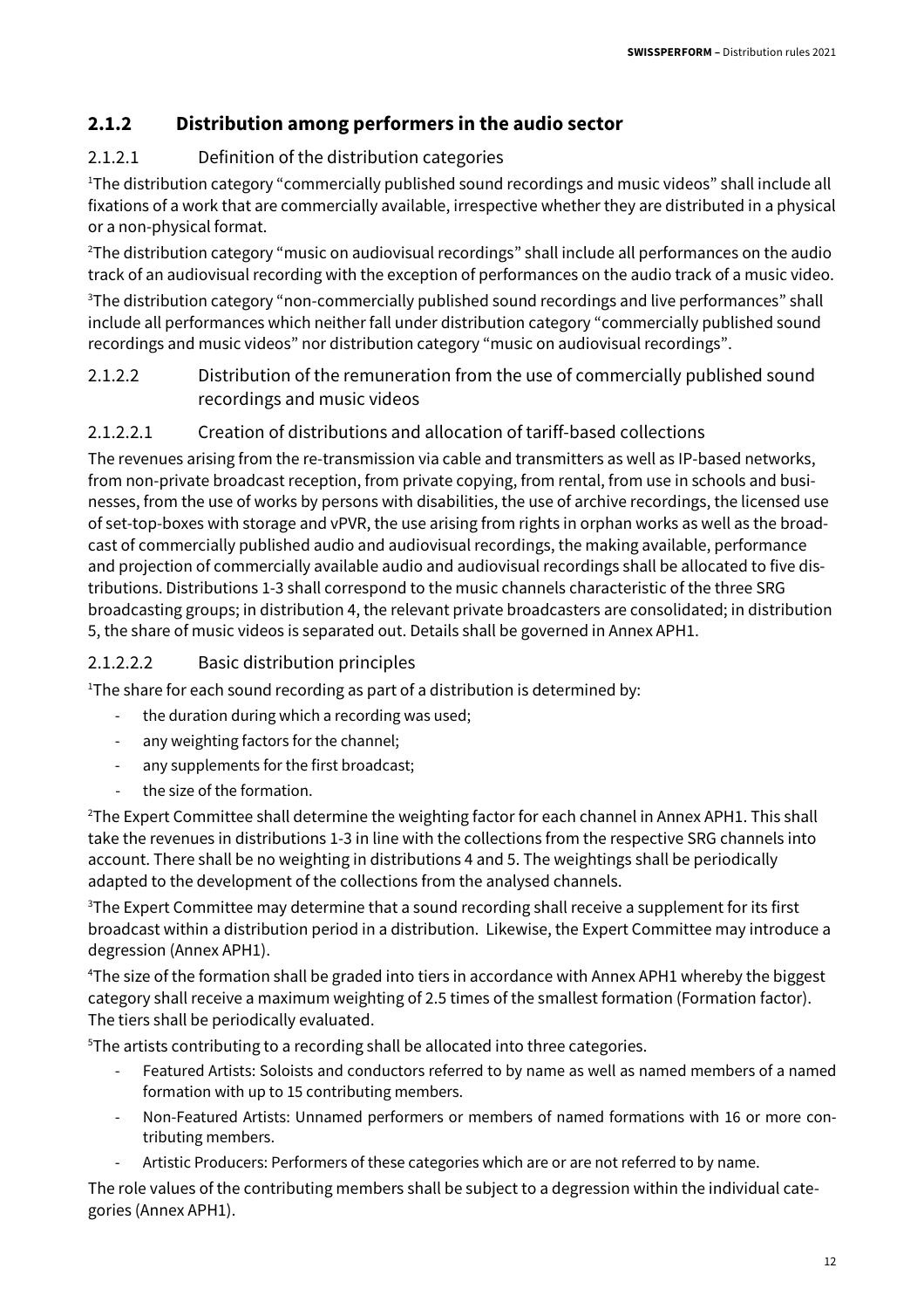### 2.1.2 Distribution among performers in the audio sector

#### 2.1.2.1 Definition of the distribution categories

[1]The distribution category "commercially published sound recordings and music videos" shall include all fixations of a work that are commercially available, irrespective whether they are distributed in a physical or a non-physical format.

[2]The distribution category "music on audiovisual recordings" shall include all performances on the audio track of an audiovisual recording with the exception of performances on the audio track of a music video.

[3]The distribution category "non-commercially published sound recordings and live performances" shall include all performances which neither fall under distribution category "commercially published sound recordings and music videos" nor distribution category "music on audiovisual recordings".

#### 2.1.2.2 Distribution of the remuneration from the use of commercially published sound recordings and music videos

##### 2.1.2.2.1 Creation of distributions and allocation of tariff-based collections

The revenues arising from the re-transmission via cable and transmitters as well as IP-based networks, from non-private broadcast reception, from private copying, from rental, from use in schools and businesses, from the use of works by persons with disabilities, the use of archive recordings, the licensed use of set-top-boxes with storage and vPVR, the use arising from rights in orphan works as well as the broadcast of commercially published audio and audiovisual recordings, the making available, performance and projection of commercially available audio and audiovisual recordings shall be allocated to five distributions. Distributions 1-3 shall correspond to the music channels characteristic of the three SRG broadcasting groups; in distribution 4, the relevant private broadcasters are consolidated; in distribution 5, the share of music videos is separated out. Details shall be governed in Annex APH1.

##### 2.1.2.2.2 Basic distribution principles

[1]The share for each sound recording as part of a distribution is determined by:

- the duration during which a recording was used;
- any weighting factors for the channel;
- any supplements for the first broadcast;
- the size of the formation.

[2]The Expert Committee shall determine the weighting factor for each channel in Annex APH1. This shall take the revenues in distributions 1-3 in line with the collections from the respective SRG channels into account. There shall be no weighting in distributions 4 and 5. The weightings shall be periodically adapted to the development of the collections from the analysed channels.

[3]The Expert Committee may determine that a sound recording shall receive a supplement for its first broadcast within a distribution period in a distribution. Likewise, the Expert Committee may introduce a degression (Annex APH1).

[4]The size of the formation shall be graded into tiers in accordance with Annex APH1 whereby the biggest category shall receive a maximum weighting of 2.5 times of the smallest formation (Formation factor). The tiers shall be periodically evaluated.

[5]The artists contributing to a recording shall be allocated into three categories.

- Featured Artists: Soloists and conductors referred to by name as well as named members of a named formation with up to 15 contributing members.
- Non-Featured Artists: Unnamed performers or members of named formations with 16 or more contributing members.
- Artistic Producers: Performers of these categories which are or are not referred to by name.

The role values of the contributing members shall be subject to a degression within the individual categories (Annex APH1).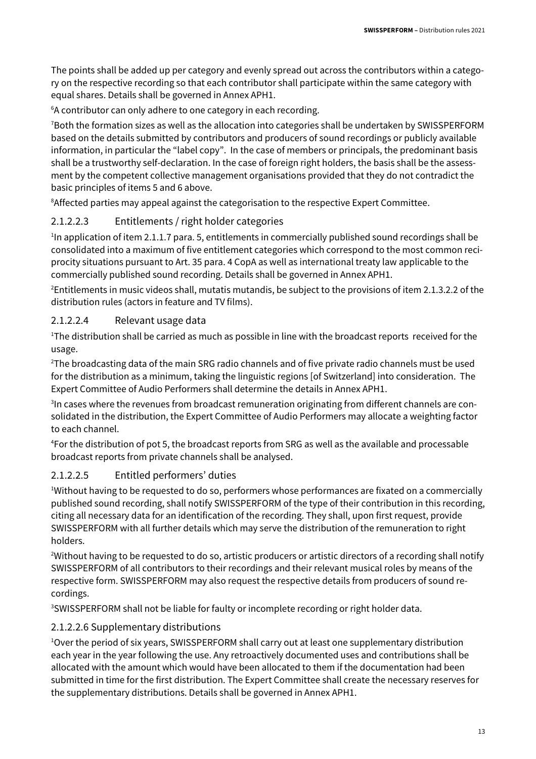The points shall be added up per category and evenly spread out across the contributors within a category on the respective recording so that each contributor shall participate within the same category with equal shares. Details shall be governed in Annex APH1.

[6]A contributor can only adhere to one category in each recording.

[7]Both the formation sizes as well as the allocation into categories shall be undertaken by SWISSPERFORM based on the details submitted by contributors and producers of sound recordings or publicly available information, in particular the "label copy". In the case of members or principals, the predominant basis shall be a trustworthy self-declaration. In the case of foreign right holders, the basis shall be the assessment by the competent collective management organisations provided that they do not contradict the basic principles of items 5 and 6 above.

[8]Affected parties may appeal against the categorisation to the respective Expert Committee.

### 2.1.2.2.3 Entitlements / right holder categories

[1]In application of item 2.1.1.7 para. 5, entitlements in commercially published sound recordings shall be consolidated into a maximum of five entitlement categories which correspond to the most common reciprocity situations pursuant to Art. 35 para. 4 CopA as well as international treaty law applicable to the commercially published sound recording. Details shall be governed in Annex APH1.

[2]Entitlements in music videos shall, mutatis mutandis, be subject to the provisions of item 2.1.3.2.2 of the distribution rules (actors in feature and TV films).

### 2.1.2.2.4 Relevant usage data

[1]The distribution shall be carried as much as possible in line with the broadcast reports received for the usage.

[2]The broadcasting data of the main SRG radio channels and of five private radio channels must be used for the distribution as a minimum, taking the linguistic regions [of Switzerland] into consideration. The Expert Committee of Audio Performers shall determine the details in Annex APH1.

[3]In cases where the revenues from broadcast remuneration originating from different channels are consolidated in the distribution, the Expert Committee of Audio Performers may allocate a weighting factor to each channel.

[4]For the distribution of pot 5, the broadcast reports from SRG as well as the available and processable broadcast reports from private channels shall be analysed.

### 2.1.2.2.5 Entitled performers' duties

[1]Without having to be requested to do so, performers whose performances are fixated on a commercially published sound recording, shall notify SWISSPERFORM of the type of their contribution in this recording, citing all necessary data for an identification of the recording. They shall, upon first request, provide SWISSPERFORM with all further details which may serve the distribution of the remuneration to right holders.

[2]Without having to be requested to do so, artistic producers or artistic directors of a recording shall notify SWISSPERFORM of all contributors to their recordings and their relevant musical roles by means of the respective form. SWISSPERFORM may also request the respective details from producers of sound recordings.

[3]SWISSPERFORM shall not be liable for faulty or incomplete recording or right holder data.

### 2.1.2.2.6 Supplementary distributions

[1]Over the period of six years, SWISSPERFORM shall carry out at least one supplementary distribution each year in the year following the use. Any retroactively documented uses and contributions shall be allocated with the amount which would have been allocated to them if the documentation had been submitted in time for the first distribution. The Expert Committee shall create the necessary reserves for the supplementary distributions. Details shall be governed in Annex APH1.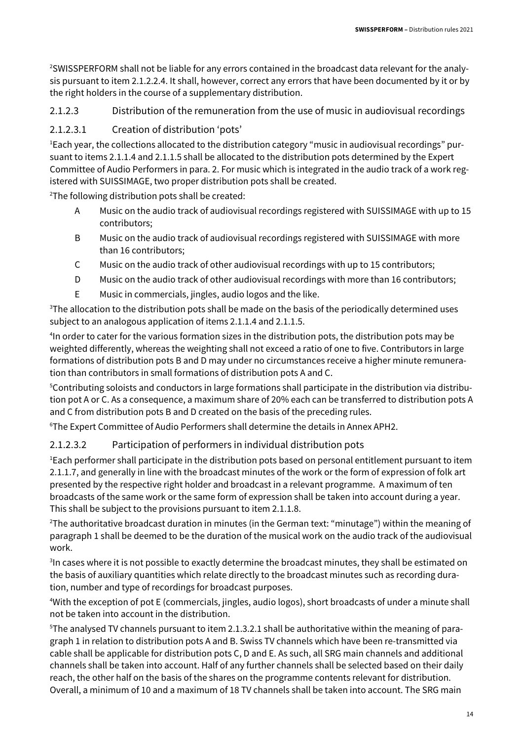[2]SWISSPERFORM shall not be liable for any errors contained in the broadcast data relevant for the analysis pursuant to item 2.1.2.2.4. It shall, however, correct any errors that have been documented by it or by the right holders in the course of a supplementary distribution.

### 2.1.2.3 Distribution of the remuneration from the use of music in audiovisual recordings

#### 2.1.2.3.1 Creation of distribution 'pots'

[1]Each year, the collections allocated to the distribution category "music in audiovisual recordings" pursuant to items 2.1.1.4 and 2.1.1.5 shall be allocated to the distribution pots determined by the Expert Committee of Audio Performers in para. 2. For music which is integrated in the audio track of a work registered with SUISSIMAGE, two proper distribution pots shall be created.

[2]The following distribution pots shall be created:

- A Music on the audio track of audiovisual recordings registered with SUISSIMAGE with up to 15 contributors;
- B Music on the audio track of audiovisual recordings registered with SUISSIMAGE with more than 16 contributors;
- C Music on the audio track of other audiovisual recordings with up to 15 contributors;
- D Music on the audio track of other audiovisual recordings with more than 16 contributors;
- E Music in commercials, jingles, audio logos and the like.

[3]The allocation to the distribution pots shall be made on the basis of the periodically determined uses subject to an analogous application of items 2.1.1.4 and 2.1.1.5.

[4]In order to cater for the various formation sizes in the distribution pots, the distribution pots may be weighted differently, whereas the weighting shall not exceed a ratio of one to five. Contributors in large formations of distribution pots B and D may under no circumstances receive a higher minute remuneration than contributors in small formations of distribution pots A and C.

[5]Contributing soloists and conductors in large formations shall participate in the distribution via distribution pot A or C. As a consequence, a maximum share of 20% each can be transferred to distribution pots A and C from distribution pots B and D created on the basis of the preceding rules.

[6]The Expert Committee of Audio Performers shall determine the details in Annex APH2.

#### 2.1.2.3.2 Participation of performers in individual distribution pots

[1]Each performer shall participate in the distribution pots based on personal entitlement pursuant to item 2.1.1.7, and generally in line with the broadcast minutes of the work or the form of expression of folk art presented by the respective right holder and broadcast in a relevant programme. A maximum of ten broadcasts of the same work or the same form of expression shall be taken into account during a year. This shall be subject to the provisions pursuant to item 2.1.1.8.

[2]The authoritative broadcast duration in minutes (in the German text: "minutage") within the meaning of paragraph 1 shall be deemed to be the duration of the musical work on the audio track of the audiovisual work.

[3]In cases where it is not possible to exactly determine the broadcast minutes, they shall be estimated on the basis of auxiliary quantities which relate directly to the broadcast minutes such as recording duration, number and type of recordings for broadcast purposes.

[4]With the exception of pot E (commercials, jingles, audio logos), short broadcasts of under a minute shall not be taken into account in the distribution.

[5]The analysed TV channels pursuant to item 2.1.3.2.1 shall be authoritative within the meaning of paragraph 1 in relation to distribution pots A and B. Swiss TV channels which have been re-transmitted via cable shall be applicable for distribution pots C, D and E. As such, all SRG main channels and additional channels shall be taken into account. Half of any further channels shall be selected based on their daily reach, the other half on the basis of the shares on the programme contents relevant for distribution. Overall, a minimum of 10 and a maximum of 18 TV channels shall be taken into account. The SRG main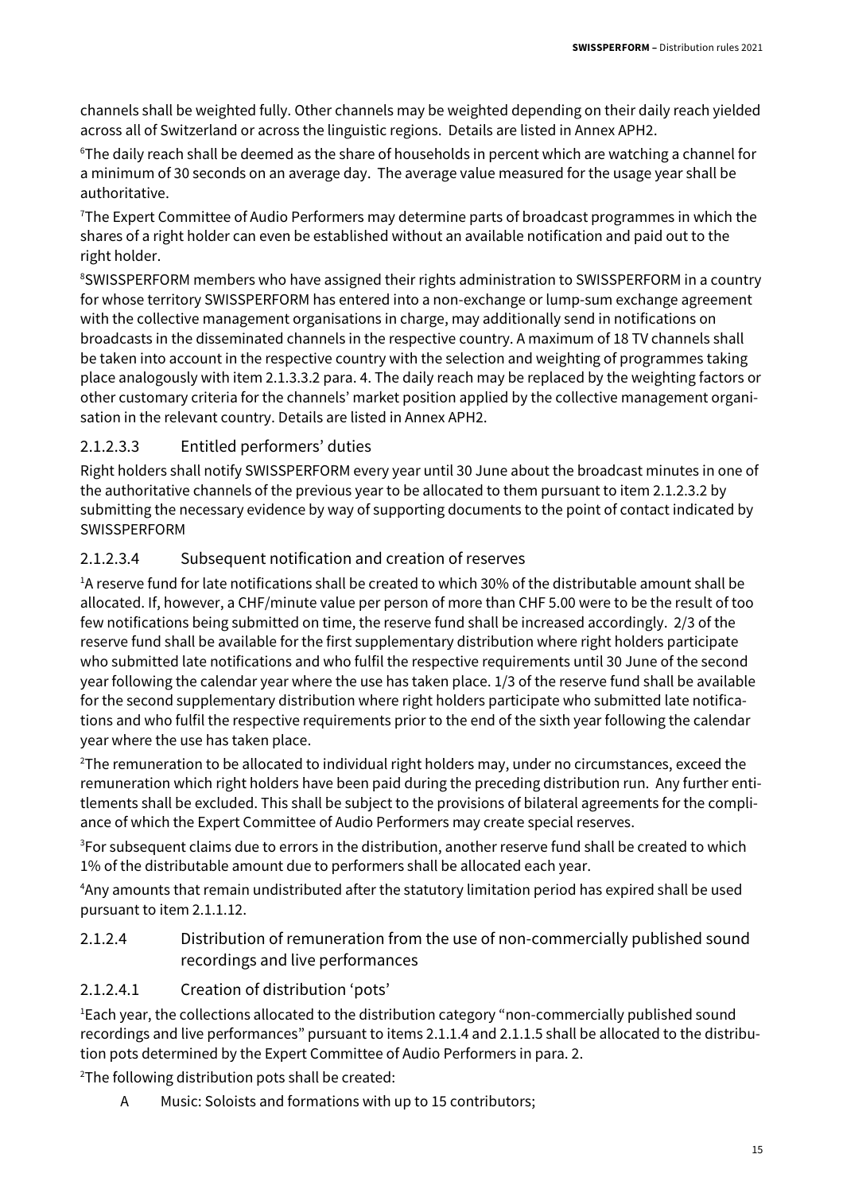channels shall be weighted fully. Other channels may be weighted depending on their daily reach yielded across all of Switzerland or across the linguistic regions. Details are listed in Annex APH2.

[6]The daily reach shall be deemed as the share of households in percent which are watching a channel for a minimum of 30 seconds on an average day. The average value measured for the usage year shall be authoritative.

[7]The Expert Committee of Audio Performers may determine parts of broadcast programmes in which the shares of a right holder can even be established without an available notification and paid out to the right holder.

[8]SWISSPERFORM members who have assigned their rights administration to SWISSPERFORM in a country for whose territory SWISSPERFORM has entered into a non-exchange or lump-sum exchange agreement with the collective management organisations in charge, may additionally send in notifications on broadcasts in the disseminated channels in the respective country. A maximum of 18 TV channels shall be taken into account in the respective country with the selection and weighting of programmes taking place analogously with item 2.1.3.3.2 para. 4. The daily reach may be replaced by the weighting factors or other customary criteria for the channels' market position applied by the collective management organisation in the relevant country. Details are listed in Annex APH2.

#### 2.1.2.3.3 Entitled performers' duties

Right holders shall notify SWISSPERFORM every year until 30 June about the broadcast minutes in one of the authoritative channels of the previous year to be allocated to them pursuant to item 2.1.2.3.2 by submitting the necessary evidence by way of supporting documents to the point of contact indicated by SWISSPERFORM

#### 2.1.2.3.4 Subsequent notification and creation of reserves

[1]A reserve fund for late notifications shall be created to which 30% of the distributable amount shall be allocated. If, however, a CHF/minute value per person of more than CHF 5.00 were to be the result of too few notifications being submitted on time, the reserve fund shall be increased accordingly. 2/3 of the reserve fund shall be available for the first supplementary distribution where right holders participate who submitted late notifications and who fulfil the respective requirements until 30 June of the second year following the calendar year where the use has taken place. 1/3 of the reserve fund shall be available for the second supplementary distribution where right holders participate who submitted late notifications and who fulfil the respective requirements prior to the end of the sixth year following the calendar year where the use has taken place.

[2]The remuneration to be allocated to individual right holders may, under no circumstances, exceed the remuneration which right holders have been paid during the preceding distribution run. Any further entitlements shall be excluded. This shall be subject to the provisions of bilateral agreements for the compliance of which the Expert Committee of Audio Performers may create special reserves.

[3]For subsequent claims due to errors in the distribution, another reserve fund shall be created to which 1% of the distributable amount due to performers shall be allocated each year.

[4]Any amounts that remain undistributed after the statutory limitation period has expired shall be used pursuant to item 2.1.1.12.

### 2.1.2.4 Distribution of remuneration from the use of non-commercially published sound recordings and live performances

#### 2.1.2.4.1 Creation of distribution 'pots'

[1]Each year, the collections allocated to the distribution category "non-commercially published sound recordings and live performances" pursuant to items 2.1.1.4 and 2.1.1.5 shall be allocated to the distribution pots determined by the Expert Committee of Audio Performers in para. 2.

[2]The following distribution pots shall be created:

- A Music: Soloists and formations with up to 15 contributors;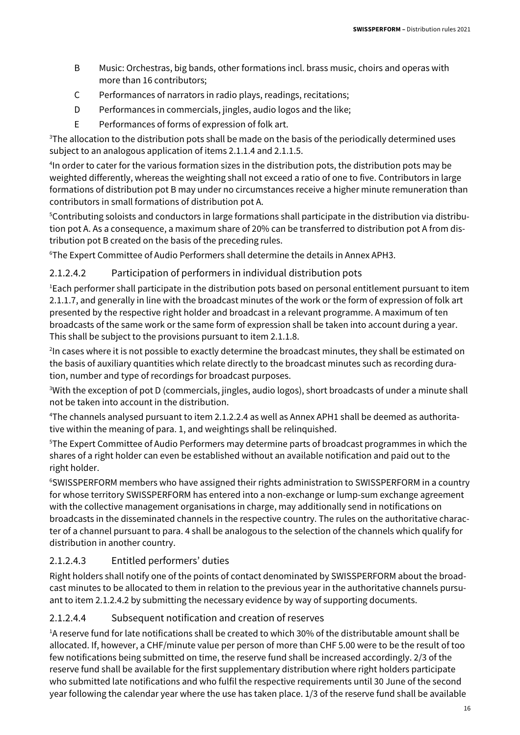B Music: Orchestras, big bands, other formations incl. brass music, choirs and operas with more than 16 contributors;

C Performances of narrators in radio plays, readings, recitations;

D Performances in commercials, jingles, audio logos and the like;

E Performances of forms of expression of folk art.

[3]The allocation to the distribution pots shall be made on the basis of the periodically determined uses subject to an analogous application of items 2.1.1.4 and 2.1.1.5.

[4]In order to cater for the various formation sizes in the distribution pots, the distribution pots may be weighted differently, whereas the weighting shall not exceed a ratio of one to five. Contributors in large formations of distribution pot B may under no circumstances receive a higher minute remuneration than contributors in small formations of distribution pot A.

[5]Contributing soloists and conductors in large formations shall participate in the distribution via distribution pot A. As a consequence, a maximum share of 20% can be transferred to distribution pot A from distribution pot B created on the basis of the preceding rules.

[6]The Expert Committee of Audio Performers shall determine the details in Annex APH3.

### 2.1.2.4.2 Participation of performers in individual distribution pots

[1]Each performer shall participate in the distribution pots based on personal entitlement pursuant to item 2.1.1.7, and generally in line with the broadcast minutes of the work or the form of expression of folk art presented by the respective right holder and broadcast in a relevant programme. A maximum of ten broadcasts of the same work or the same form of expression shall be taken into account during a year. This shall be subject to the provisions pursuant to item 2.1.1.8.

[2]In cases where it is not possible to exactly determine the broadcast minutes, they shall be estimated on the basis of auxiliary quantities which relate directly to the broadcast minutes such as recording duration, number and type of recordings for broadcast purposes.

[3]With the exception of pot D (commercials, jingles, audio logos), short broadcasts of under a minute shall not be taken into account in the distribution.

[4]The channels analysed pursuant to item 2.1.2.2.4 as well as Annex APH1 shall be deemed as authoritative within the meaning of para. 1, and weightings shall be relinquished.

[5]The Expert Committee of Audio Performers may determine parts of broadcast programmes in which the shares of a right holder can even be established without an available notification and paid out to the right holder.

[6]SWISSPERFORM members who have assigned their rights administration to SWISSPERFORM in a country for whose territory SWISSPERFORM has entered into a non-exchange or lump-sum exchange agreement with the collective management organisations in charge, may additionally send in notifications on broadcasts in the disseminated channels in the respective country. The rules on the authoritative character of a channel pursuant to para. 4 shall be analogous to the selection of the channels which qualify for distribution in another country.

### 2.1.2.4.3 Entitled performers' duties

Right holders shall notify one of the points of contact denominated by SWISSPERFORM about the broadcast minutes to be allocated to them in relation to the previous year in the authoritative channels pursuant to item 2.1.2.4.2 by submitting the necessary evidence by way of supporting documents.

### 2.1.2.4.4 Subsequent notification and creation of reserves

[1]A reserve fund for late notifications shall be created to which 30% of the distributable amount shall be allocated. If, however, a CHF/minute value per person of more than CHF 5.00 were to be the result of too few notifications being submitted on time, the reserve fund shall be increased accordingly. 2/3 of the reserve fund shall be available for the first supplementary distribution where right holders participate who submitted late notifications and who fulfil the respective requirements until 30 June of the second year following the calendar year where the use has taken place. 1/3 of the reserve fund shall be available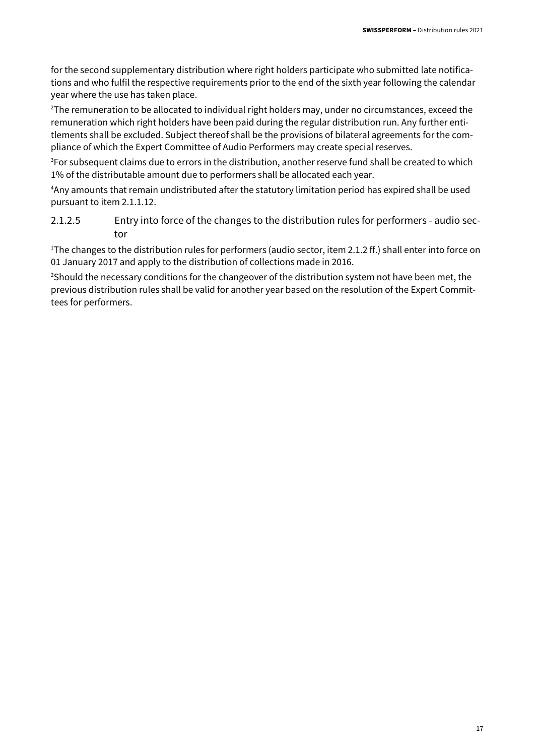for the second supplementary distribution where right holders participate who submitted late notifications and who fulfil the respective requirements prior to the end of the sixth year following the calendar year where the use has taken place.

[2]The remuneration to be allocated to individual right holders may, under no circumstances, exceed the remuneration which right holders have been paid during the regular distribution run. Any further entitlements shall be excluded. Subject thereof shall be the provisions of bilateral agreements for the compliance of which the Expert Committee of Audio Performers may create special reserves.

[3]For subsequent claims due to errors in the distribution, another reserve fund shall be created to which 1% of the distributable amount due to performers shall be allocated each year.

[4]Any amounts that remain undistributed after the statutory limitation period has expired shall be used pursuant to item 2.1.1.12.

#### 2.1.2.5 Entry into force of the changes to the distribution rules for performers - audio sector

[1]The changes to the distribution rules for performers (audio sector, item 2.1.2 ff.) shall enter into force on 01 January 2017 and apply to the distribution of collections made in 2016.

[2]Should the necessary conditions for the changeover of the distribution system not have been met, the previous distribution rules shall be valid for another year based on the resolution of the Expert Committees for performers.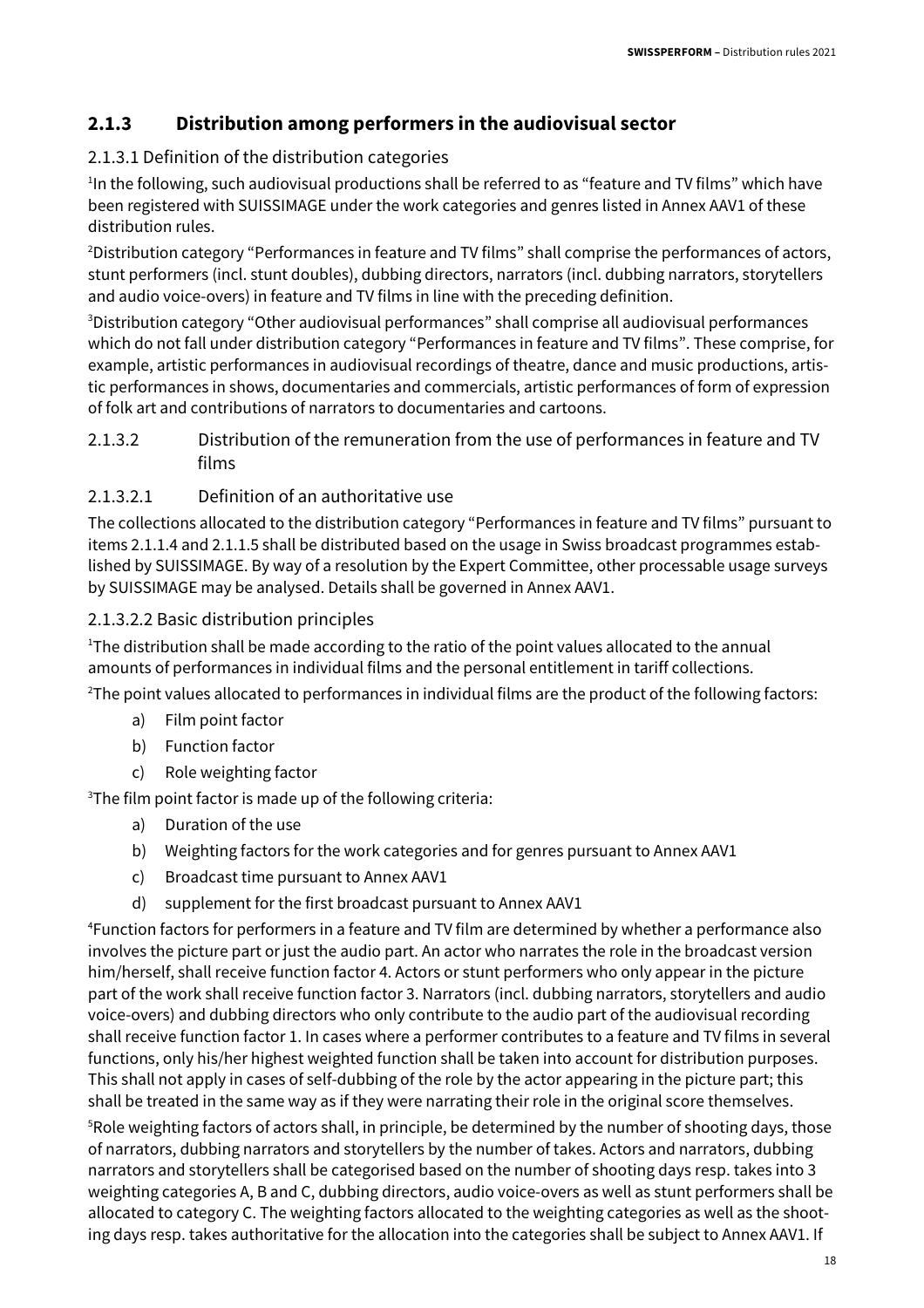## 2.1.3 Distribution among performers in the audiovisual sector

### 2.1.3.1 Definition of the distribution categories

[1]In the following, such audiovisual productions shall be referred to as "feature and TV films" which have been registered with SUISSIMAGE under the work categories and genres listed in Annex AAV1 of these distribution rules.

[2]Distribution category "Performances in feature and TV films" shall comprise the performances of actors, stunt performers (incl. stunt doubles), dubbing directors, narrators (incl. dubbing narrators, storytellers and audio voice-overs) in feature and TV films in line with the preceding definition.

[3]Distribution category "Other audiovisual performances" shall comprise all audiovisual performances which do not fall under distribution category "Performances in feature and TV films". These comprise, for example, artistic performances in audiovisual recordings of theatre, dance and music productions, artistic performances in shows, documentaries and commercials, artistic performances of form of expression of folk art and contributions of narrators to documentaries and cartoons.

### 2.1.3.2 Distribution of the remuneration from the use of performances in feature and TV films

#### 2.1.3.2.1 Definition of an authoritative use

The collections allocated to the distribution category "Performances in feature and TV films" pursuant to items 2.1.1.4 and 2.1.1.5 shall be distributed based on the usage in Swiss broadcast programmes established by SUISSIMAGE. By way of a resolution by the Expert Committee, other processable usage surveys by SUISSIMAGE may be analysed. Details shall be governed in Annex AAV1.

#### 2.1.3.2.2 Basic distribution principles

[1]The distribution shall be made according to the ratio of the point values allocated to the annual amounts of performances in individual films and the personal entitlement in tariff collections.

[2]The point values allocated to performances in individual films are the product of the following factors:

a) Film point factor
b) Function factor
c) Role weighting factor

[3]The film point factor is made up of the following criteria:

a) Duration of the use
b) Weighting factors for the work categories and for genres pursuant to Annex AAV1
c) Broadcast time pursuant to Annex AAV1
d) supplement for the first broadcast pursuant to Annex AAV1

[4]Function factors for performers in a feature and TV film are determined by whether a performance also involves the picture part or just the audio part. An actor who narrates the role in the broadcast version him/herself, shall receive function factor 4. Actors or stunt performers who only appear in the picture part of the work shall receive function factor 3. Narrators (incl. dubbing narrators, storytellers and audio voice-overs) and dubbing directors who only contribute to the audio part of the audiovisual recording shall receive function factor 1. In cases where a performer contributes to a feature and TV films in several functions, only his/her highest weighted function shall be taken into account for distribution purposes. This shall not apply in cases of self-dubbing of the role by the actor appearing in the picture part; this shall be treated in the same way as if they were narrating their role in the original score themselves.

[5]Role weighting factors of actors shall, in principle, be determined by the number of shooting days, those of narrators, dubbing narrators and storytellers by the number of takes. Actors and narrators, dubbing narrators and storytellers shall be categorised based on the number of shooting days resp. takes into 3 weighting categories A, B and C, dubbing directors, audio voice-overs as well as stunt performers shall be allocated to category C. The weighting factors allocated to the weighting categories as well as the shooting days resp. takes authoritative for the allocation into the categories shall be subject to Annex AAV1. If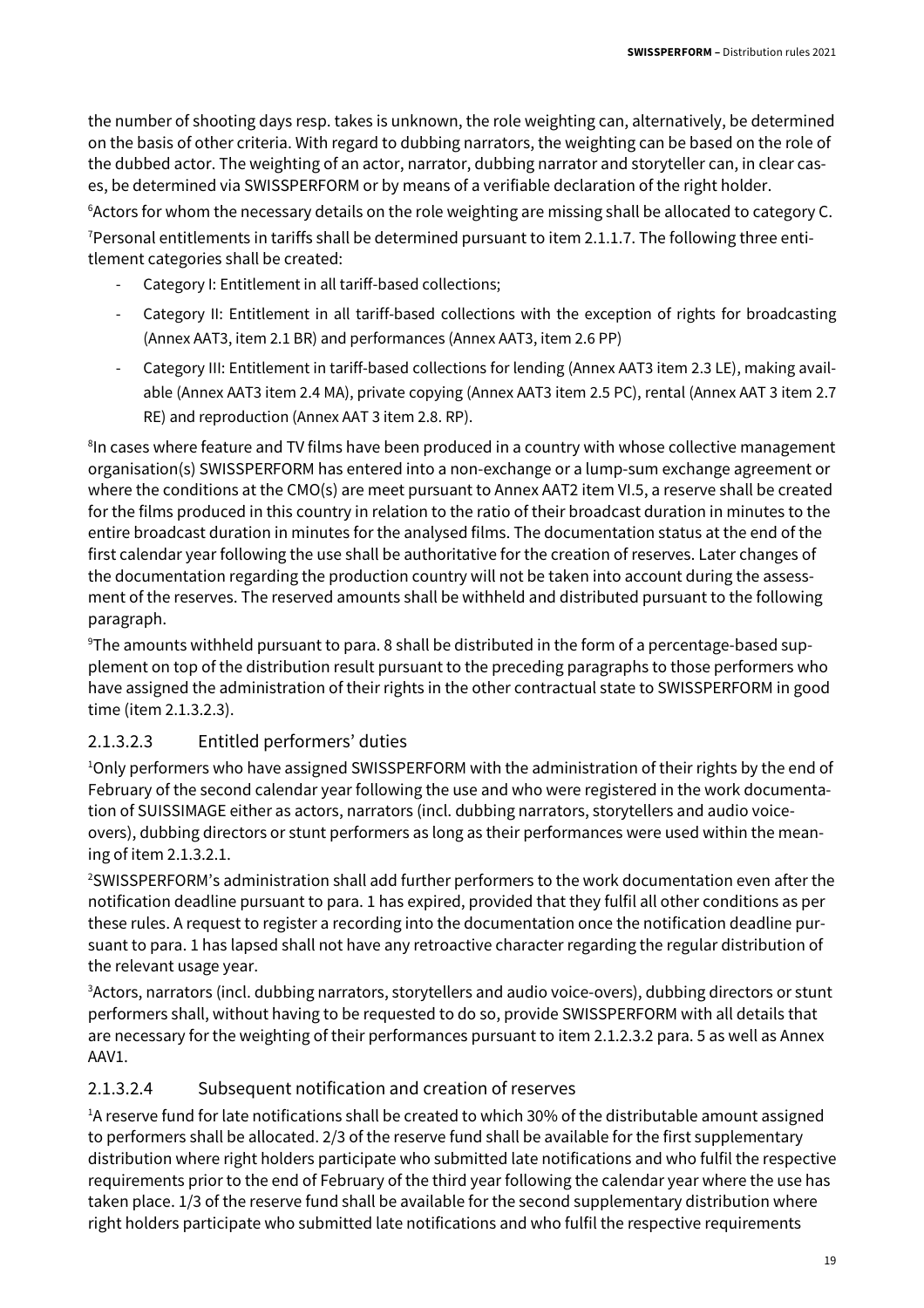the number of shooting days resp. takes is unknown, the role weighting can, alternatively, be determined on the basis of other criteria. With regard to dubbing narrators, the weighting can be based on the role of the dubbed actor. The weighting of an actor, narrator, dubbing narrator and storyteller can, in clear cases, be determined via SWISSPERFORM or by means of a verifiable declaration of the right holder.

[6]Actors for whom the necessary details on the role weighting are missing shall be allocated to category C.

[7]Personal entitlements in tariffs shall be determined pursuant to item 2.1.1.7. The following three entitlement categories shall be created:

- Category I: Entitlement in all tariff-based collections;
- Category II: Entitlement in all tariff-based collections with the exception of rights for broadcasting (Annex AAT3, item 2.1 BR) and performances (Annex AAT3, item 2.6 PP)
- Category III: Entitlement in tariff-based collections for lending (Annex AAT3 item 2.3 LE), making available (Annex AAT3 item 2.4 MA), private copying (Annex AAT3 item 2.5 PC), rental (Annex AAT 3 item 2.7 RE) and reproduction (Annex AAT 3 item 2.8. RP).

[8]In cases where feature and TV films have been produced in a country with whose collective management organisation(s) SWISSPERFORM has entered into a non-exchange or a lump-sum exchange agreement or where the conditions at the CMO(s) are meet pursuant to Annex AAT2 item VI.5, a reserve shall be created for the films produced in this country in relation to the ratio of their broadcast duration in minutes to the entire broadcast duration in minutes for the analysed films. The documentation status at the end of the first calendar year following the use shall be authoritative for the creation of reserves. Later changes of the documentation regarding the production country will not be taken into account during the assessment of the reserves. The reserved amounts shall be withheld and distributed pursuant to the following paragraph.

[9]The amounts withheld pursuant to para. 8 shall be distributed in the form of a percentage-based supplement on top of the distribution result pursuant to the preceding paragraphs to those performers who have assigned the administration of their rights in the other contractual state to SWISSPERFORM in good time (item 2.1.3.2.3).

### 2.1.3.2.3 Entitled performers' duties

[1]Only performers who have assigned SWISSPERFORM with the administration of their rights by the end of February of the second calendar year following the use and who were registered in the work documentation of SUISSIMAGE either as actors, narrators (incl. dubbing narrators, storytellers and audio voice-overs), dubbing directors or stunt performers as long as their performances were used within the meaning of item 2.1.3.2.1.

[2]SWISSPERFORM's administration shall add further performers to the work documentation even after the notification deadline pursuant to para. 1 has expired, provided that they fulfil all other conditions as per these rules. A request to register a recording into the documentation once the notification deadline pursuant to para. 1 has lapsed shall not have any retroactive character regarding the regular distribution of the relevant usage year.

[3]Actors, narrators (incl. dubbing narrators, storytellers and audio voice-overs), dubbing directors or stunt performers shall, without having to be requested to do so, provide SWISSPERFORM with all details that are necessary for the weighting of their performances pursuant to item 2.1.2.3.2 para. 5 as well as Annex AAV1.

### 2.1.3.2.4 Subsequent notification and creation of reserves

[1]A reserve fund for late notifications shall be created to which 30% of the distributable amount assigned to performers shall be allocated. 2/3 of the reserve fund shall be available for the first supplementary distribution where right holders participate who submitted late notifications and who fulfil the respective requirements prior to the end of February of the third year following the calendar year where the use has taken place. 1/3 of the reserve fund shall be available for the second supplementary distribution where right holders participate who submitted late notifications and who fulfil the respective requirements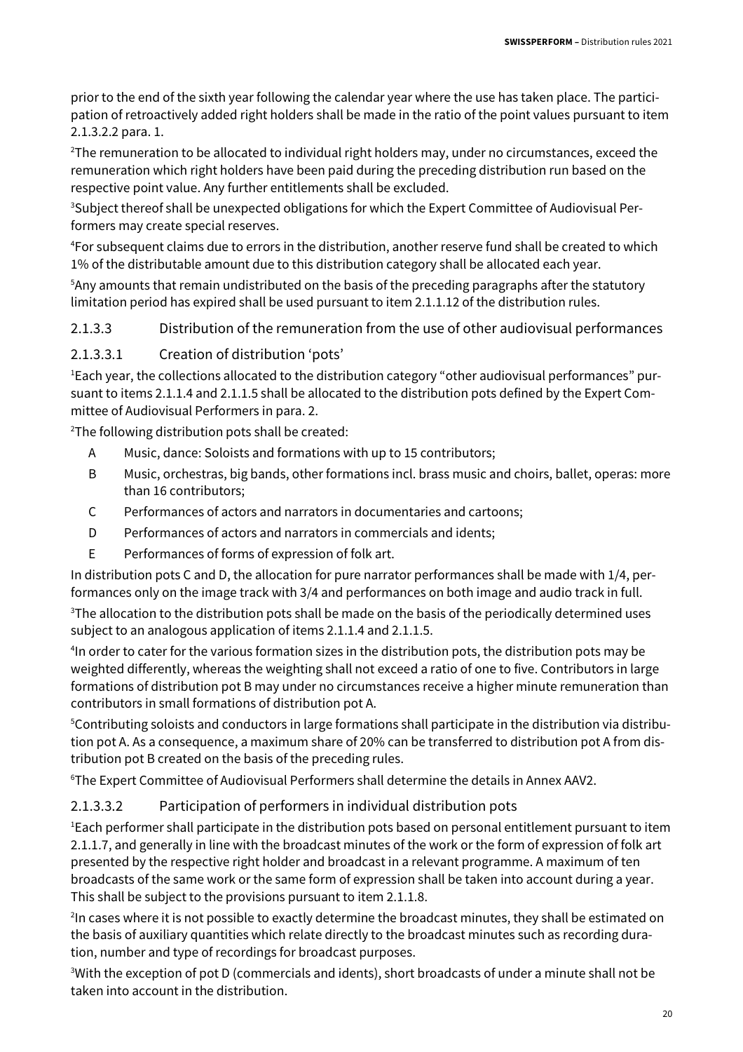prior to the end of the sixth year following the calendar year where the use has taken place. The participation of retroactively added right holders shall be made in the ratio of the point values pursuant to item 2.1.3.2.2 para. 1.

[2]The remuneration to be allocated to individual right holders may, under no circumstances, exceed the remuneration which right holders have been paid during the preceding distribution run based on the respective point value. Any further entitlements shall be excluded.

[3]Subject thereof shall be unexpected obligations for which the Expert Committee of Audiovisual Performers may create special reserves.

[4]For subsequent claims due to errors in the distribution, another reserve fund shall be created to which 1% of the distributable amount due to this distribution category shall be allocated each year.

[5]Any amounts that remain undistributed on the basis of the preceding paragraphs after the statutory limitation period has expired shall be used pursuant to item 2.1.1.12 of the distribution rules.

### 2.1.3.3 Distribution of the remuneration from the use of other audiovisual performances

#### 2.1.3.3.1 Creation of distribution 'pots'

[1]Each year, the collections allocated to the distribution category "other audiovisual performances" pursuant to items 2.1.1.4 and 2.1.1.5 shall be allocated to the distribution pots defined by the Expert Committee of Audiovisual Performers in para. 2.

[2]The following distribution pots shall be created:

- A Music, dance: Soloists and formations with up to 15 contributors;
- B Music, orchestras, big bands, other formations incl. brass music and choirs, ballet, operas: more than 16 contributors;
- C Performances of actors and narrators in documentaries and cartoons;
- D Performances of actors and narrators in commercials and idents;
- E Performances of forms of expression of folk art.

In distribution pots C and D, the allocation for pure narrator performances shall be made with 1/4, performances only on the image track with 3/4 and performances on both image and audio track in full.

[3]The allocation to the distribution pots shall be made on the basis of the periodically determined uses subject to an analogous application of items 2.1.1.4 and 2.1.1.5.

[4]In order to cater for the various formation sizes in the distribution pots, the distribution pots may be weighted differently, whereas the weighting shall not exceed a ratio of one to five. Contributors in large formations of distribution pot B may under no circumstances receive a higher minute remuneration than contributors in small formations of distribution pot A.

[5]Contributing soloists and conductors in large formations shall participate in the distribution via distribution pot A. As a consequence, a maximum share of 20% can be transferred to distribution pot A from distribution pot B created on the basis of the preceding rules.

[6]The Expert Committee of Audiovisual Performers shall determine the details in Annex AAV2.

#### 2.1.3.3.2 Participation of performers in individual distribution pots

[1]Each performer shall participate in the distribution pots based on personal entitlement pursuant to item 2.1.1.7, and generally in line with the broadcast minutes of the work or the form of expression of folk art presented by the respective right holder and broadcast in a relevant programme. A maximum of ten broadcasts of the same work or the same form of expression shall be taken into account during a year. This shall be subject to the provisions pursuant to item 2.1.1.8.

[2]In cases where it is not possible to exactly determine the broadcast minutes, they shall be estimated on the basis of auxiliary quantities which relate directly to the broadcast minutes such as recording duration, number and type of recordings for broadcast purposes.

[3]With the exception of pot D (commercials and idents), short broadcasts of under a minute shall not be taken into account in the distribution.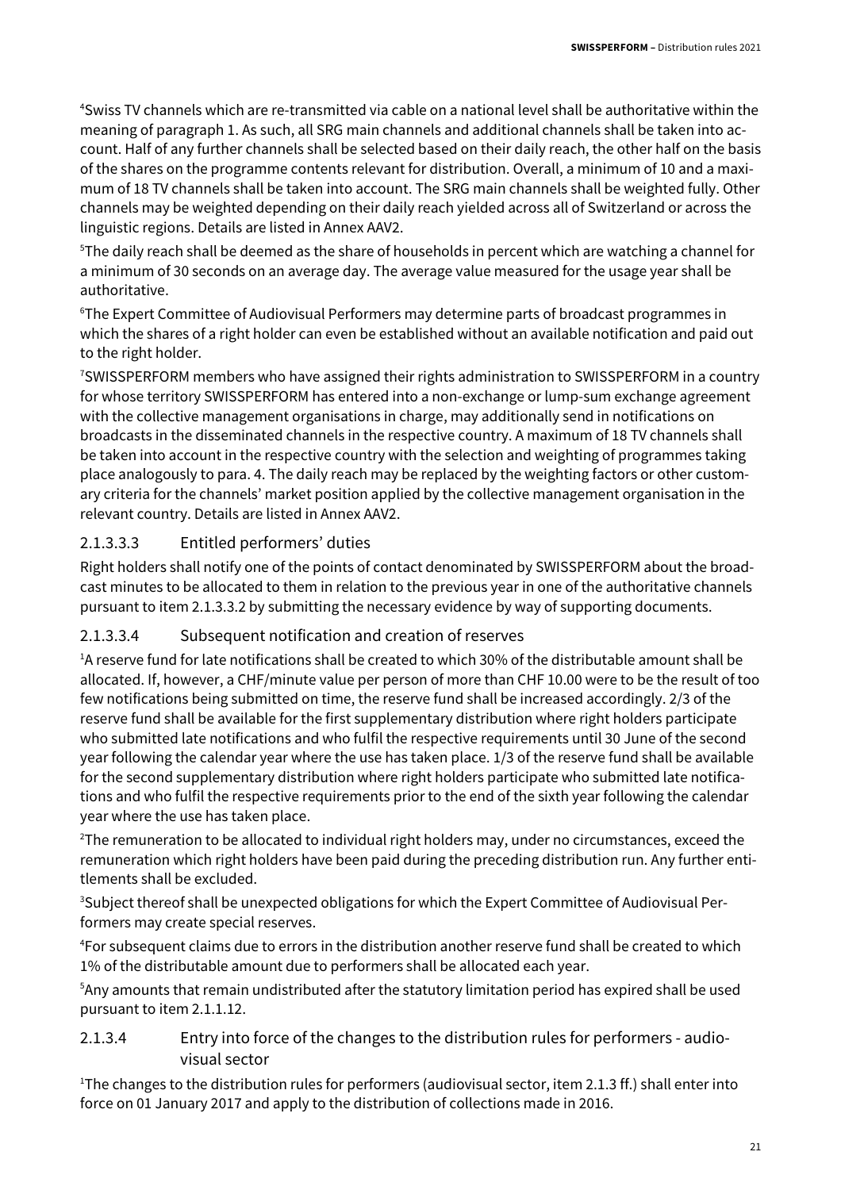[4]Swiss TV channels which are re-transmitted via cable on a national level shall be authoritative within the meaning of paragraph 1. As such, all SRG main channels and additional channels shall be taken into account. Half of any further channels shall be selected based on their daily reach, the other half on the basis of the shares on the programme contents relevant for distribution. Overall, a minimum of 10 and a maximum of 18 TV channels shall be taken into account. The SRG main channels shall be weighted fully. Other channels may be weighted depending on their daily reach yielded across all of Switzerland or across the linguistic regions. Details are listed in Annex AAV2.

[5]The daily reach shall be deemed as the share of households in percent which are watching a channel for a minimum of 30 seconds on an average day. The average value measured for the usage year shall be authoritative.

[6]The Expert Committee of Audiovisual Performers may determine parts of broadcast programmes in which the shares of a right holder can even be established without an available notification and paid out to the right holder.

[7]SWISSPERFORM members who have assigned their rights administration to SWISSPERFORM in a country for whose territory SWISSPERFORM has entered into a non-exchange or lump-sum exchange agreement with the collective management organisations in charge, may additionally send in notifications on broadcasts in the disseminated channels in the respective country. A maximum of 18 TV channels shall be taken into account in the respective country with the selection and weighting of programmes taking place analogously to para. 4. The daily reach may be replaced by the weighting factors or other customary criteria for the channels' market position applied by the collective management organisation in the relevant country. Details are listed in Annex AAV2.

### 2.1.3.3.3 Entitled performers' duties

Right holders shall notify one of the points of contact denominated by SWISSPERFORM about the broadcast minutes to be allocated to them in relation to the previous year in one of the authoritative channels pursuant to item 2.1.3.3.2 by submitting the necessary evidence by way of supporting documents.

### 2.1.3.3.4 Subsequent notification and creation of reserves

[1]A reserve fund for late notifications shall be created to which 30% of the distributable amount shall be allocated. If, however, a CHF/minute value per person of more than CHF 10.00 were to be the result of too few notifications being submitted on time, the reserve fund shall be increased accordingly. 2/3 of the reserve fund shall be available for the first supplementary distribution where right holders participate who submitted late notifications and who fulfil the respective requirements until 30 June of the second year following the calendar year where the use has taken place. 1/3 of the reserve fund shall be available for the second supplementary distribution where right holders participate who submitted late notifications and who fulfil the respective requirements prior to the end of the sixth year following the calendar year where the use has taken place.

[2]The remuneration to be allocated to individual right holders may, under no circumstances, exceed the remuneration which right holders have been paid during the preceding distribution run. Any further entitlements shall be excluded.

[3]Subject thereof shall be unexpected obligations for which the Expert Committee of Audiovisual Performers may create special reserves.

[4]For subsequent claims due to errors in the distribution another reserve fund shall be created to which 1% of the distributable amount due to performers shall be allocated each year.

[5]Any amounts that remain undistributed after the statutory limitation period has expired shall be used pursuant to item 2.1.1.12.

### 2.1.3.4 Entry into force of the changes to the distribution rules for performers - audiovisual sector

[1]The changes to the distribution rules for performers (audiovisual sector, item 2.1.3 ff.) shall enter into force on 01 January 2017 and apply to the distribution of collections made in 2016.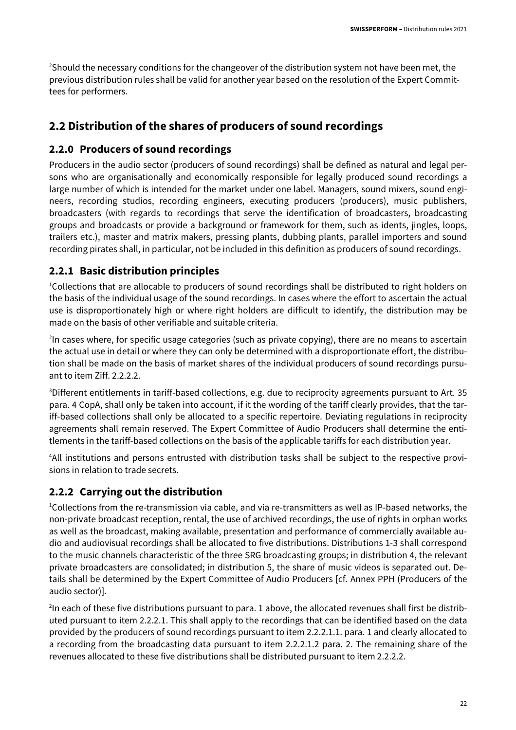[2]Should the necessary conditions for the changeover of the distribution system not have been met, the previous distribution rules shall be valid for another year based on the resolution of the Expert Committees for performers.

## 2.2 Distribution of the shares of producers of sound recordings

### 2.2.0 Producers of sound recordings

Producers in the audio sector (producers of sound recordings) shall be defined as natural and legal persons who are organisationally and economically responsible for legally produced sound recordings a large number of which is intended for the market under one label. Managers, sound mixers, sound engineers, recording studios, recording engineers, executing producers (producers), music publishers, broadcasters (with regards to recordings that serve the identification of broadcasters, broadcasting groups and broadcasts or provide a background or framework for them, such as idents, jingles, loops, trailers etc.), master and matrix makers, pressing plants, dubbing plants, parallel importers and sound recording pirates shall, in particular, not be included in this definition as producers of sound recordings.

### 2.2.1 Basic distribution principles

[1]Collections that are allocable to producers of sound recordings shall be distributed to right holders on the basis of the individual usage of the sound recordings. In cases where the effort to ascertain the actual use is disproportionately high or where right holders are difficult to identify, the distribution may be made on the basis of other verifiable and suitable criteria.

[2]In cases where, for specific usage categories (such as private copying), there are no means to ascertain the actual use in detail or where they can only be determined with a disproportionate effort, the distribution shall be made on the basis of market shares of the individual producers of sound recordings pursuant to item Ziff. 2.2.2.2.

[3]Different entitlements in tariff-based collections, e.g. due to reciprocity agreements pursuant to Art. 35 para. 4 CopA, shall only be taken into account, if it the wording of the tariff clearly provides, that the tariff-based collections shall only be allocated to a specific repertoire. Deviating regulations in reciprocity agreements shall remain reserved. The Expert Committee of Audio Producers shall determine the entitlements in the tariff-based collections on the basis of the applicable tariffs for each distribution year.

[4]All institutions and persons entrusted with distribution tasks shall be subject to the respective provisions in relation to trade secrets.

### 2.2.2 Carrying out the distribution

[1]Collections from the re-transmission via cable, and via re-transmitters as well as IP-based networks, the non-private broadcast reception, rental, the use of archived recordings, the use of rights in orphan works as well as the broadcast, making available, presentation and performance of commercially available audio and audiovisual recordings shall be allocated to five distributions. Distributions 1-3 shall correspond to the music channels characteristic of the three SRG broadcasting groups; in distribution 4, the relevant private broadcasters are consolidated; in distribution 5, the share of music videos is separated out. Details shall be determined by the Expert Committee of Audio Producers [cf. Annex PPH (Producers of the audio sector)].

[2]In each of these five distributions pursuant to para. 1 above, the allocated revenues shall first be distributed pursuant to item 2.2.2.1. This shall apply to the recordings that can be identified based on the data provided by the producers of sound recordings pursuant to item 2.2.2.1.1. para. 1 and clearly allocated to a recording from the broadcasting data pursuant to item 2.2.2.1.2 para. 2. The remaining share of the revenues allocated to these five distributions shall be distributed pursuant to item 2.2.2.2.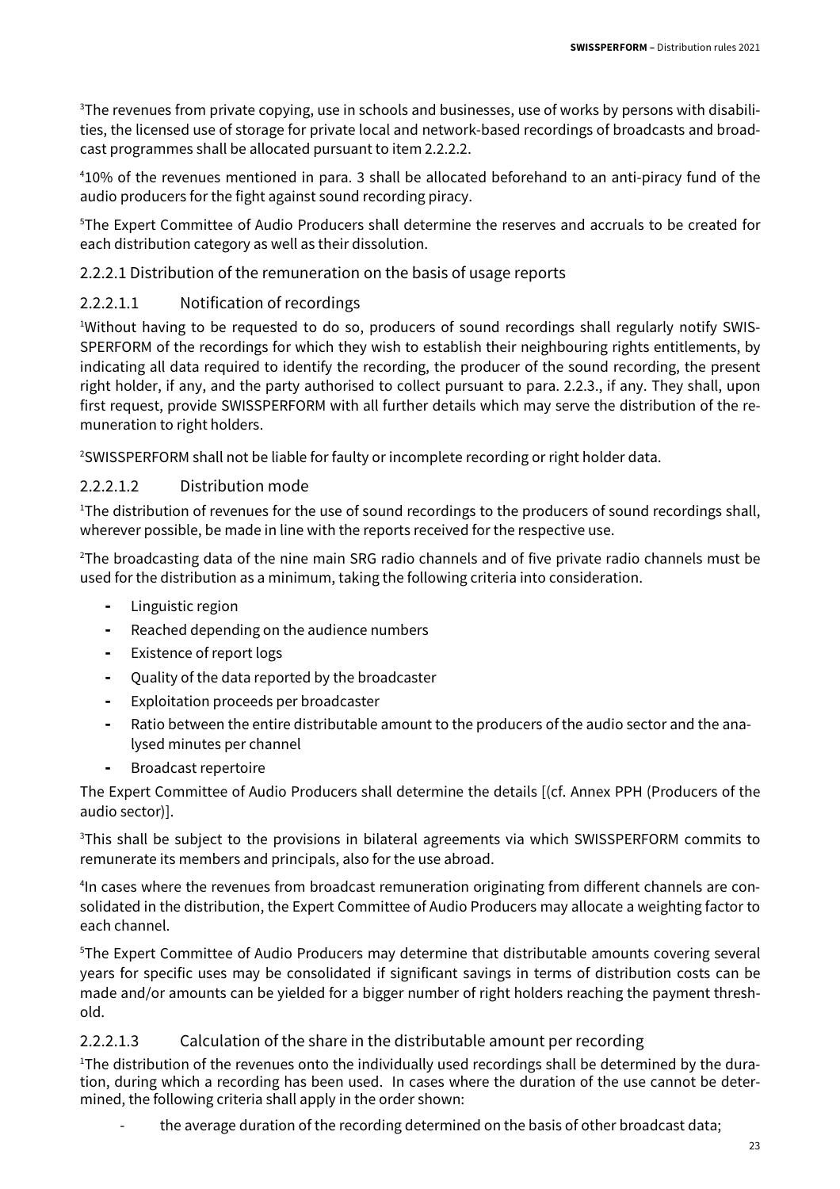[3]The revenues from private copying, use in schools and businesses, use of works by persons with disabilities, the licensed use of storage for private local and network-based recordings of broadcasts and broadcast programmes shall be allocated pursuant to item 2.2.2.2.

[4]10% of the revenues mentioned in para. 3 shall be allocated beforehand to an anti-piracy fund of the audio producers for the fight against sound recording piracy.

[5]The Expert Committee of Audio Producers shall determine the reserves and accruals to be created for each distribution category as well as their dissolution.

### 2.2.2.1 Distribution of the remuneration on the basis of usage reports

#### 2.2.2.1.1 Notification of recordings

[1]Without having to be requested to do so, producers of sound recordings shall regularly notify SWISSPERFORM of the recordings for which they wish to establish their neighbouring rights entitlements, by indicating all data required to identify the recording, the producer of the sound recording, the present right holder, if any, and the party authorised to collect pursuant to para. 2.2.3., if any. They shall, upon first request, provide SWISSPERFORM with all further details which may serve the distribution of the remuneration to right holders.

[2]SWISSPERFORM shall not be liable for faulty or incomplete recording or right holder data.

#### 2.2.2.1.2 Distribution mode

[1]The distribution of revenues for the use of sound recordings to the producers of sound recordings shall, wherever possible, be made in line with the reports received for the respective use.

[2]The broadcasting data of the nine main SRG radio channels and of five private radio channels must be used for the distribution as a minimum, taking the following criteria into consideration.

- Linguistic region
- Reached depending on the audience numbers
- Existence of report logs
- Quality of the data reported by the broadcaster
- Exploitation proceeds per broadcaster
- Ratio between the entire distributable amount to the producers of the audio sector and the analysed minutes per channel
- Broadcast repertoire

The Expert Committee of Audio Producers shall determine the details [(cf. Annex PPH (Producers of the audio sector)].

[3]This shall be subject to the provisions in bilateral agreements via which SWISSPERFORM commits to remunerate its members and principals, also for the use abroad.

[4]In cases where the revenues from broadcast remuneration originating from different channels are consolidated in the distribution, the Expert Committee of Audio Producers may allocate a weighting factor to each channel.

[5]The Expert Committee of Audio Producers may determine that distributable amounts covering several years for specific uses may be consolidated if significant savings in terms of distribution costs can be made and/or amounts can be yielded for a bigger number of right holders reaching the payment threshold.

#### 2.2.2.1.3 Calculation of the share in the distributable amount per recording

[1]The distribution of the revenues onto the individually used recordings shall be determined by the duration, during which a recording has been used. In cases where the duration of the use cannot be determined, the following criteria shall apply in the order shown:

- the average duration of the recording determined on the basis of other broadcast data;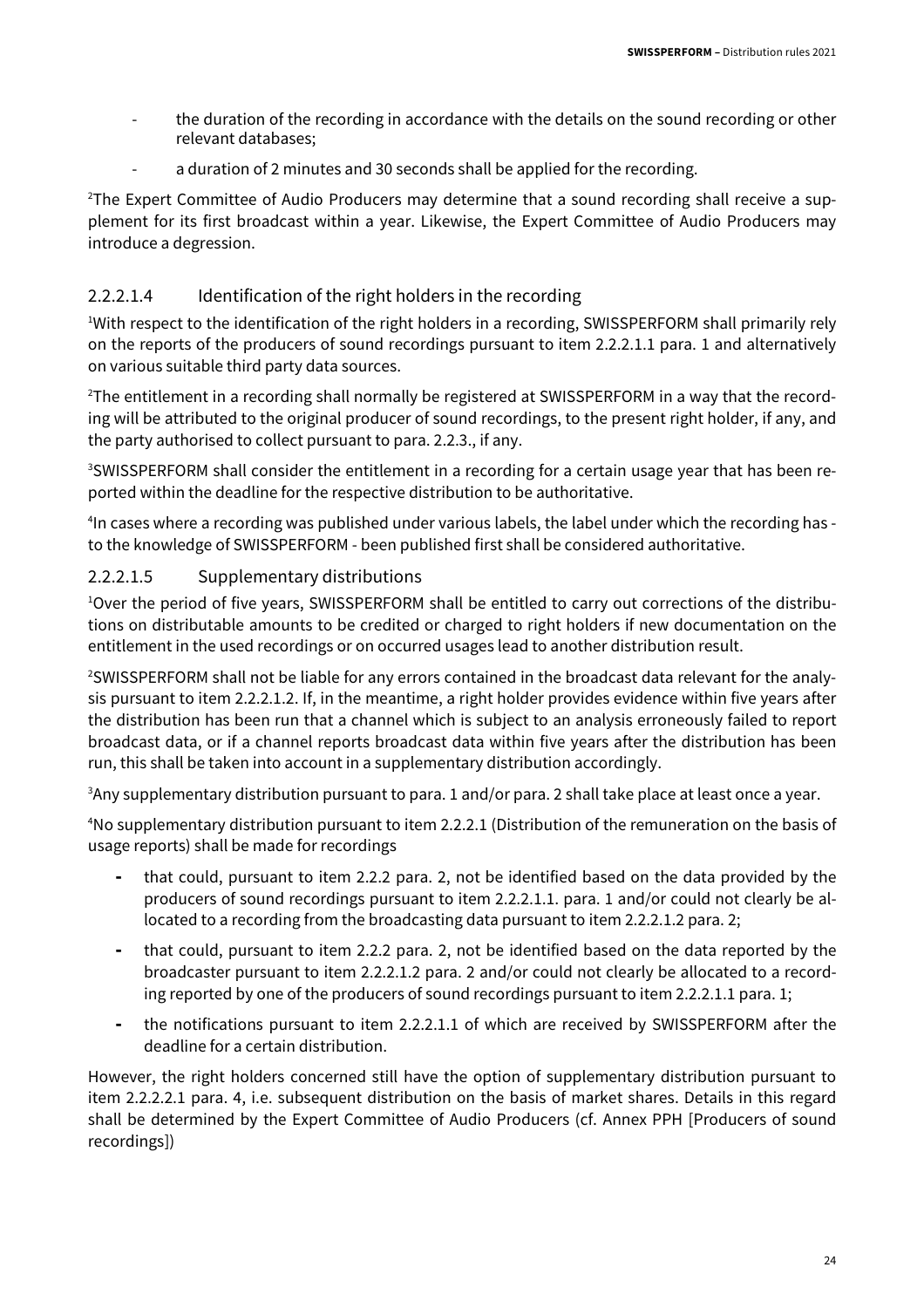- the duration of the recording in accordance with the details on the sound recording or other relevant databases;
- a duration of 2 minutes and 30 seconds shall be applied for the recording.

[2]The Expert Committee of Audio Producers may determine that a sound recording shall receive a supplement for its first broadcast within a year. Likewise, the Expert Committee of Audio Producers may introduce a degression.

#### 2.2.2.1.4 Identification of the right holders in the recording

[1]With respect to the identification of the right holders in a recording, SWISSPERFORM shall primarily rely on the reports of the producers of sound recordings pursuant to item 2.2.2.1.1 para. 1 and alternatively on various suitable third party data sources.

[2]The entitlement in a recording shall normally be registered at SWISSPERFORM in a way that the recording will be attributed to the original producer of sound recordings, to the present right holder, if any, and the party authorised to collect pursuant to para. 2.2.3., if any.

[3]SWISSPERFORM shall consider the entitlement in a recording for a certain usage year that has been reported within the deadline for the respective distribution to be authoritative.

[4]In cases where a recording was published under various labels, the label under which the recording has - to the knowledge of SWISSPERFORM - been published first shall be considered authoritative.

#### 2.2.2.1.5 Supplementary distributions

[1]Over the period of five years, SWISSPERFORM shall be entitled to carry out corrections of the distributions on distributable amounts to be credited or charged to right holders if new documentation on the entitlement in the used recordings or on occurred usages lead to another distribution result.

[2]SWISSPERFORM shall not be liable for any errors contained in the broadcast data relevant for the analysis pursuant to item 2.2.2.1.2. If, in the meantime, a right holder provides evidence within five years after the distribution has been run that a channel which is subject to an analysis erroneously failed to report broadcast data, or if a channel reports broadcast data within five years after the distribution has been run, this shall be taken into account in a supplementary distribution accordingly.

[3]Any supplementary distribution pursuant to para. 1 and/or para. 2 shall take place at least once a year.

[4]No supplementary distribution pursuant to item 2.2.2.1 (Distribution of the remuneration on the basis of usage reports) shall be made for recordings

- that could, pursuant to item 2.2.2 para. 2, not be identified based on the data provided by the producers of sound recordings pursuant to item 2.2.2.1.1. para. 1 and/or could not clearly be allocated to a recording from the broadcasting data pursuant to item 2.2.2.1.2 para. 2;
- that could, pursuant to item 2.2.2 para. 2, not be identified based on the data reported by the broadcaster pursuant to item 2.2.2.1.2 para. 2 and/or could not clearly be allocated to a recording reported by one of the producers of sound recordings pursuant to item 2.2.2.1.1 para. 1;
- the notifications pursuant to item 2.2.2.1.1 of which are received by SWISSPERFORM after the deadline for a certain distribution.

However, the right holders concerned still have the option of supplementary distribution pursuant to item 2.2.2.2.1 para. 4, i.e. subsequent distribution on the basis of market shares. Details in this regard shall be determined by the Expert Committee of Audio Producers (cf. Annex PPH [Producers of sound recordings])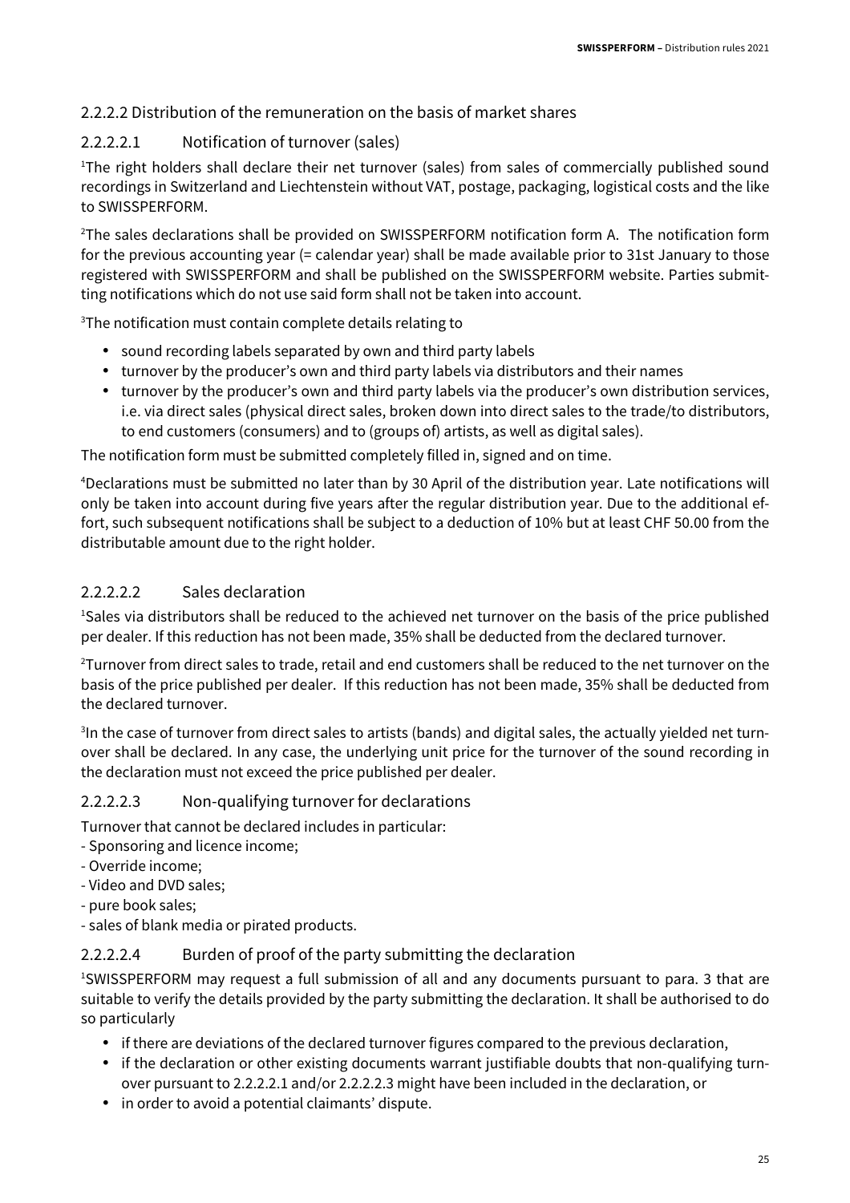#### 2.2.2.2 Distribution of the remuneration on the basis of market shares

##### 2.2.2.2.1 Notification of turnover (sales)

[1]The right holders shall declare their net turnover (sales) from sales of commercially published sound recordings in Switzerland and Liechtenstein without VAT, postage, packaging, logistical costs and the like to SWISSPERFORM.

[2]The sales declarations shall be provided on SWISSPERFORM notification form A. The notification form for the previous accounting year (= calendar year) shall be made available prior to 31st January to those registered with SWISSPERFORM and shall be published on the SWISSPERFORM website. Parties submitting notifications which do not use said form shall not be taken into account.

[3]The notification must contain complete details relating to

- sound recording labels separated by own and third party labels
- turnover by the producer's own and third party labels via distributors and their names
- turnover by the producer's own and third party labels via the producer's own distribution services, i.e. via direct sales (physical direct sales, broken down into direct sales to the trade/to distributors, to end customers (consumers) and to (groups of) artists, as well as digital sales).

The notification form must be submitted completely filled in, signed and on time.

[4]Declarations must be submitted no later than by 30 April of the distribution year. Late notifications will only be taken into account during five years after the regular distribution year. Due to the additional effort, such subsequent notifications shall be subject to a deduction of 10% but at least CHF 50.00 from the distributable amount due to the right holder.

##### 2.2.2.2.2 Sales declaration

[1]Sales via distributors shall be reduced to the achieved net turnover on the basis of the price published per dealer. If this reduction has not been made, 35% shall be deducted from the declared turnover.

[2]Turnover from direct sales to trade, retail and end customers shall be reduced to the net turnover on the basis of the price published per dealer. If this reduction has not been made, 35% shall be deducted from the declared turnover.

[3]In the case of turnover from direct sales to artists (bands) and digital sales, the actually yielded net turnover shall be declared. In any case, the underlying unit price for the turnover of the sound recording in the declaration must not exceed the price published per dealer.

##### 2.2.2.2.3 Non-qualifying turnover for declarations

Turnover that cannot be declared includes in particular:

- Sponsoring and licence income;
- Override income;
- Video and DVD sales;
- pure book sales;
- sales of blank media or pirated products.

##### 2.2.2.2.4 Burden of proof of the party submitting the declaration

[1]SWISSPERFORM may request a full submission of all and any documents pursuant to para. 3 that are suitable to verify the details provided by the party submitting the declaration. It shall be authorised to do so particularly

- if there are deviations of the declared turnover figures compared to the previous declaration,
- if the declaration or other existing documents warrant justifiable doubts that non-qualifying turnover pursuant to 2.2.2.2.1 and/or 2.2.2.2.3 might have been included in the declaration, or
- in order to avoid a potential claimants' dispute.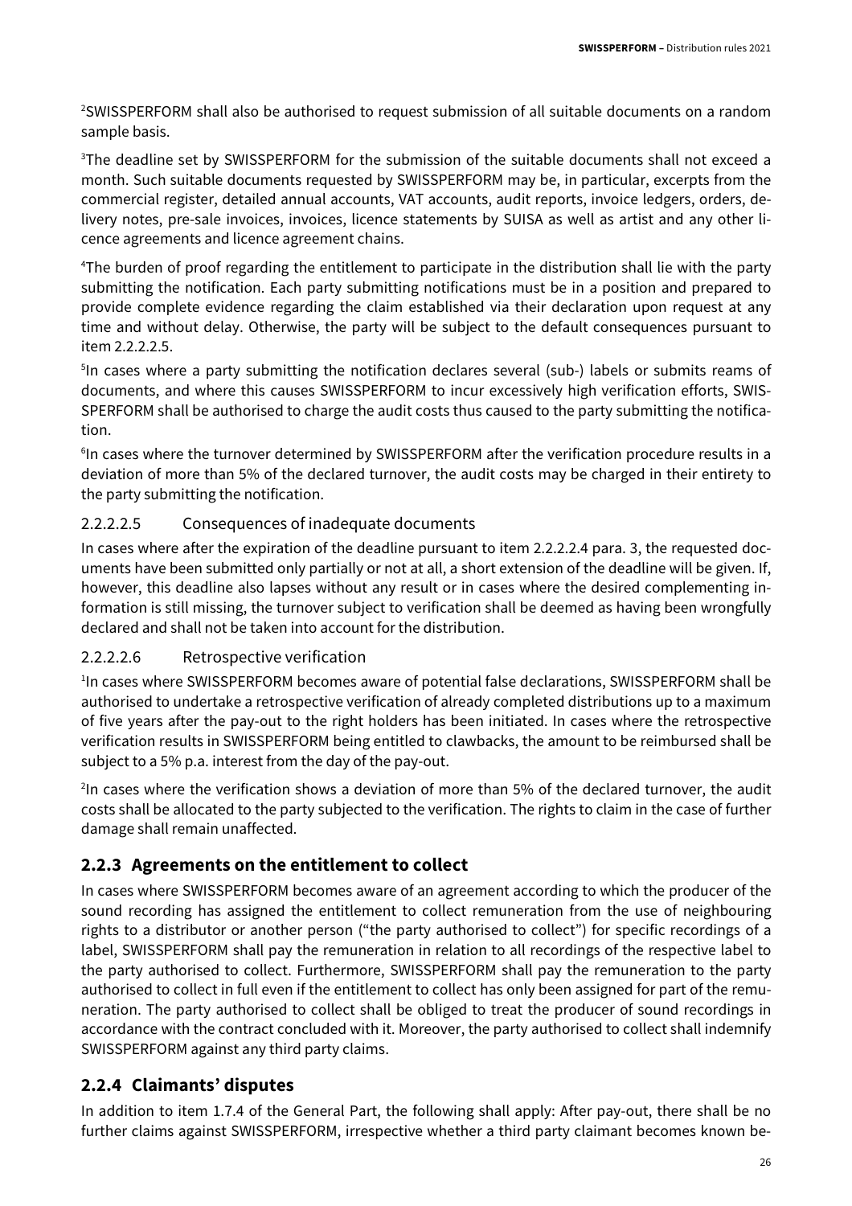[2]SWISSPERFORM shall also be authorised to request submission of all suitable documents on a random sample basis.

[3]The deadline set by SWISSPERFORM for the submission of the suitable documents shall not exceed a month. Such suitable documents requested by SWISSPERFORM may be, in particular, excerpts from the commercial register, detailed annual accounts, VAT accounts, audit reports, invoice ledgers, orders, delivery notes, pre-sale invoices, invoices, licence statements by SUISA as well as artist and any other licence agreements and licence agreement chains.

[4]The burden of proof regarding the entitlement to participate in the distribution shall lie with the party submitting the notification. Each party submitting notifications must be in a position and prepared to provide complete evidence regarding the claim established via their declaration upon request at any time and without delay. Otherwise, the party will be subject to the default consequences pursuant to item 2.2.2.2.5.

[5]In cases where a party submitting the notification declares several (sub-) labels or submits reams of documents, and where this causes SWISSPERFORM to incur excessively high verification efforts, SWISSPERFORM shall be authorised to charge the audit costs thus caused to the party submitting the notification.

[6]In cases where the turnover determined by SWISSPERFORM after the verification procedure results in a deviation of more than 5% of the declared turnover, the audit costs may be charged in their entirety to the party submitting the notification.

#### 2.2.2.2.5 Consequences of inadequate documents

In cases where after the expiration of the deadline pursuant to item 2.2.2.2.4 para. 3, the requested documents have been submitted only partially or not at all, a short extension of the deadline will be given. If, however, this deadline also lapses without any result or in cases where the desired complementing information is still missing, the turnover subject to verification shall be deemed as having been wrongfully declared and shall not be taken into account for the distribution.

#### 2.2.2.2.6 Retrospective verification

[1]In cases where SWISSPERFORM becomes aware of potential false declarations, SWISSPERFORM shall be authorised to undertake a retrospective verification of already completed distributions up to a maximum of five years after the pay-out to the right holders has been initiated. In cases where the retrospective verification results in SWISSPERFORM being entitled to clawbacks, the amount to be reimbursed shall be subject to a 5% p.a. interest from the day of the pay-out.

[2]In cases where the verification shows a deviation of more than 5% of the declared turnover, the audit costs shall be allocated to the party subjected to the verification. The rights to claim in the case of further damage shall remain unaffected.

### 2.2.3 Agreements on the entitlement to collect

In cases where SWISSPERFORM becomes aware of an agreement according to which the producer of the sound recording has assigned the entitlement to collect remuneration from the use of neighbouring rights to a distributor or another person ("the party authorised to collect") for specific recordings of a label, SWISSPERFORM shall pay the remuneration in relation to all recordings of the respective label to the party authorised to collect. Furthermore, SWISSPERFORM shall pay the remuneration to the party authorised to collect in full even if the entitlement to collect has only been assigned for part of the remuneration. The party authorised to collect shall be obliged to treat the producer of sound recordings in accordance with the contract concluded with it. Moreover, the party authorised to collect shall indemnify SWISSPERFORM against any third party claims.

### 2.2.4 Claimants' disputes

In addition to item 1.7.4 of the General Part, the following shall apply: After pay-out, there shall be no further claims against SWISSPERFORM, irrespective whether a third party claimant becomes known be-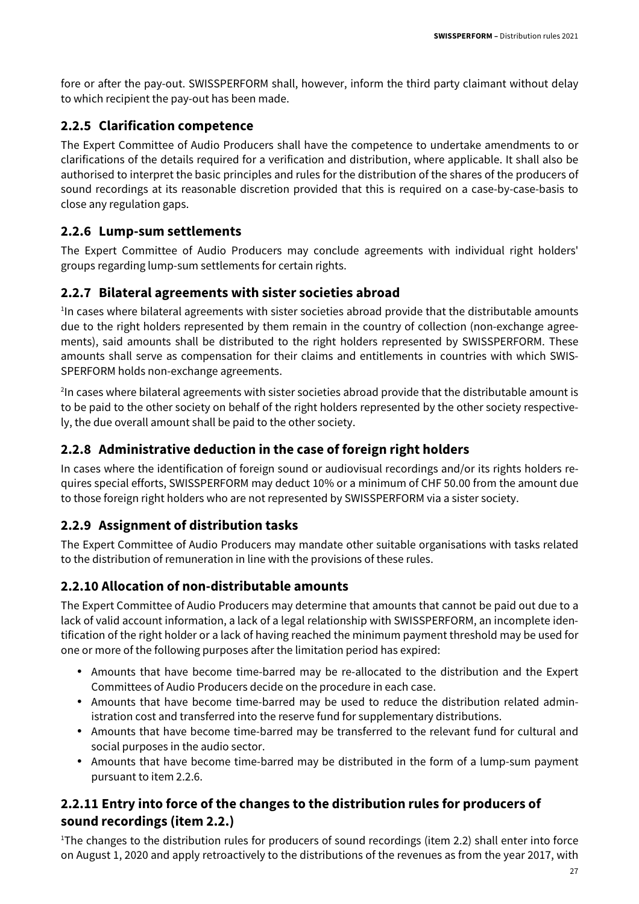fore or after the pay-out. SWISSPERFORM shall, however, inform the third party claimant without delay to which recipient the pay-out has been made.

### 2.2.5 Clarification competence

The Expert Committee of Audio Producers shall have the competence to undertake amendments to or clarifications of the details required for a verification and distribution, where applicable. It shall also be authorised to interpret the basic principles and rules for the distribution of the shares of the producers of sound recordings at its reasonable discretion provided that this is required on a case-by-case-basis to close any regulation gaps.

### 2.2.6 Lump-sum settlements

The Expert Committee of Audio Producers may conclude agreements with individual right holders' groups regarding lump-sum settlements for certain rights.

### 2.2.7 Bilateral agreements with sister societies abroad

[1]In cases where bilateral agreements with sister societies abroad provide that the distributable amounts due to the right holders represented by them remain in the country of collection (non-exchange agreements), said amounts shall be distributed to the right holders represented by SWISSPERFORM. These amounts shall serve as compensation for their claims and entitlements in countries with which SWISSPERFORM holds non-exchange agreements.

[2]In cases where bilateral agreements with sister societies abroad provide that the distributable amount is to be paid to the other society on behalf of the right holders represented by the other society respectively, the due overall amount shall be paid to the other society.

### 2.2.8 Administrative deduction in the case of foreign right holders

In cases where the identification of foreign sound or audiovisual recordings and/or its rights holders requires special efforts, SWISSPERFORM may deduct 10% or a minimum of CHF 50.00 from the amount due to those foreign right holders who are not represented by SWISSPERFORM via a sister society.

### 2.2.9 Assignment of distribution tasks

The Expert Committee of Audio Producers may mandate other suitable organisations with tasks related to the distribution of remuneration in line with the provisions of these rules.

### 2.2.10 Allocation of non-distributable amounts

The Expert Committee of Audio Producers may determine that amounts that cannot be paid out due to a lack of valid account information, a lack of a legal relationship with SWISSPERFORM, an incomplete identification of the right holder or a lack of having reached the minimum payment threshold may be used for one or more of the following purposes after the limitation period has expired:

- Amounts that have become time-barred may be re-allocated to the distribution and the Expert Committees of Audio Producers decide on the procedure in each case.
- Amounts that have become time-barred may be used to reduce the distribution related administration cost and transferred into the reserve fund for supplementary distributions.
- Amounts that have become time-barred may be transferred to the relevant fund for cultural and social purposes in the audio sector.
- Amounts that have become time-barred may be distributed in the form of a lump-sum payment pursuant to item 2.2.6.

### 2.2.11 Entry into force of the changes to the distribution rules for producers of sound recordings (item 2.2.)

[1]The changes to the distribution rules for producers of sound recordings (item 2.2) shall enter into force on August 1, 2020 and apply retroactively to the distributions of the revenues as from the year 2017, with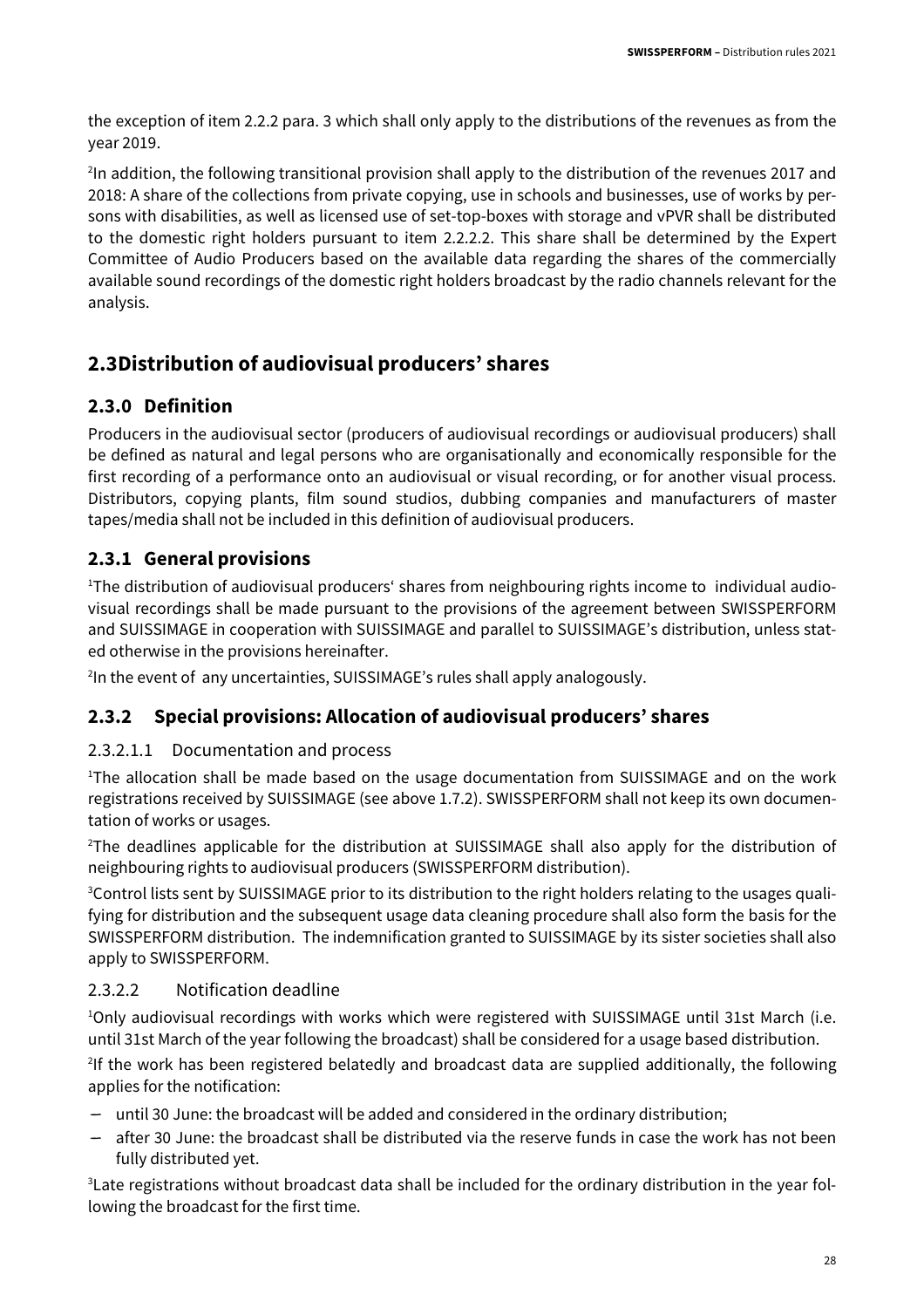the exception of item 2.2.2 para. 3 which shall only apply to the distributions of the revenues as from the year 2019.

[2]In addition, the following transitional provision shall apply to the distribution of the revenues 2017 and 2018: A share of the collections from private copying, use in schools and businesses, use of works by persons with disabilities, as well as licensed use of set-top-boxes with storage and vPVR shall be distributed to the domestic right holders pursuant to item 2.2.2.2. This share shall be determined by the Expert Committee of Audio Producers based on the available data regarding the shares of the commercially available sound recordings of the domestic right holders broadcast by the radio channels relevant for the analysis.

## 2.3 Distribution of audiovisual producers' shares

### 2.3.0 Definition

Producers in the audiovisual sector (producers of audiovisual recordings or audiovisual producers) shall be defined as natural and legal persons who are organisationally and economically responsible for the first recording of a performance onto an audiovisual or visual recording, or for another visual process. Distributors, copying plants, film sound studios, dubbing companies and manufacturers of master tapes/media shall not be included in this definition of audiovisual producers.

### 2.3.1 General provisions

[1]The distribution of audiovisual producers' shares from neighbouring rights income to individual audiovisual recordings shall be made pursuant to the provisions of the agreement between SWISSPERFORM and SUISSIMAGE in cooperation with SUISSIMAGE and parallel to SUISSIMAGE's distribution, unless stated otherwise in the provisions hereinafter.

[2]In the event of any uncertainties, SUISSIMAGE's rules shall apply analogously.

### 2.3.2 Special provisions: Allocation of audiovisual producers' shares

#### 2.3.2.1.1 Documentation and process

[1]The allocation shall be made based on the usage documentation from SUISSIMAGE and on the work registrations received by SUISSIMAGE (see above 1.7.2). SWISSPERFORM shall not keep its own documentation of works or usages.

[2]The deadlines applicable for the distribution at SUISSIMAGE shall also apply for the distribution of neighbouring rights to audiovisual producers (SWISSPERFORM distribution).

[3]Control lists sent by SUISSIMAGE prior to its distribution to the right holders relating to the usages qualifying for distribution and the subsequent usage data cleaning procedure shall also form the basis for the SWISSPERFORM distribution. The indemnification granted to SUISSIMAGE by its sister societies shall also apply to SWISSPERFORM.

#### 2.3.2.2 Notification deadline

[1]Only audiovisual recordings with works which were registered with SUISSIMAGE until 31st March (i.e. until 31st March of the year following the broadcast) shall be considered for a usage based distribution.

[2]If the work has been registered belatedly and broadcast data are supplied additionally, the following applies for the notification:

- until 30 June: the broadcast will be added and considered in the ordinary distribution;
- after 30 June: the broadcast shall be distributed via the reserve funds in case the work has not been fully distributed yet.

[3]Late registrations without broadcast data shall be included for the ordinary distribution in the year following the broadcast for the first time.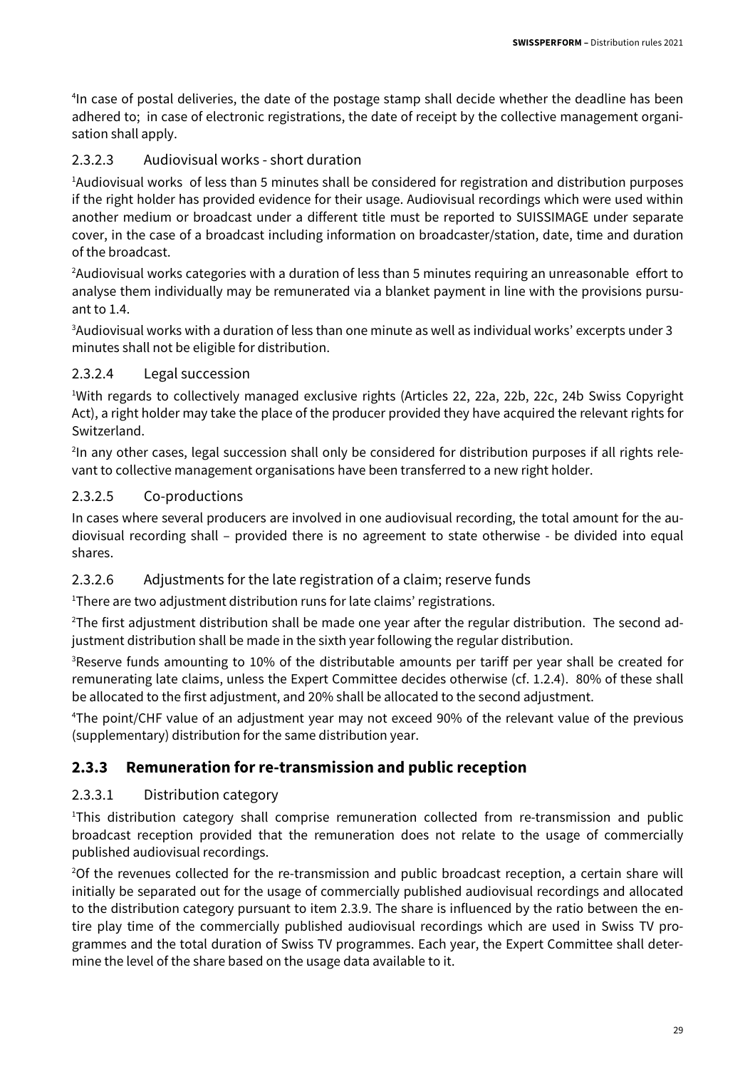[4]In case of postal deliveries, the date of the postage stamp shall decide whether the deadline has been adhered to; in case of electronic registrations, the date of receipt by the collective management organisation shall apply.

#### 2.3.2.3 Audiovisual works - short duration

[1]Audiovisual works of less than 5 minutes shall be considered for registration and distribution purposes if the right holder has provided evidence for their usage. Audiovisual recordings which were used within another medium or broadcast under a different title must be reported to SUISSIMAGE under separate cover, in the case of a broadcast including information on broadcaster/station, date, time and duration of the broadcast.

[2]Audiovisual works categories with a duration of less than 5 minutes requiring an unreasonable effort to analyse them individually may be remunerated via a blanket payment in line with the provisions pursuant to 1.4.

[3]Audiovisual works with a duration of less than one minute as well as individual works' excerpts under 3 minutes shall not be eligible for distribution.

#### 2.3.2.4 Legal succession

[1]With regards to collectively managed exclusive rights (Articles 22, 22a, 22b, 22c, 24b Swiss Copyright Act), a right holder may take the place of the producer provided they have acquired the relevant rights for Switzerland.

[2]In any other cases, legal succession shall only be considered for distribution purposes if all rights relevant to collective management organisations have been transferred to a new right holder.

#### 2.3.2.5 Co-productions

In cases where several producers are involved in one audiovisual recording, the total amount for the audiovisual recording shall – provided there is no agreement to state otherwise - be divided into equal shares.

#### 2.3.2.6 Adjustments for the late registration of a claim; reserve funds

[1]There are two adjustment distribution runs for late claims' registrations.

[2]The first adjustment distribution shall be made one year after the regular distribution. The second adjustment distribution shall be made in the sixth year following the regular distribution.

[3]Reserve funds amounting to 10% of the distributable amounts per tariff per year shall be created for remunerating late claims, unless the Expert Committee decides otherwise (cf. 1.2.4). 80% of these shall be allocated to the first adjustment, and 20% shall be allocated to the second adjustment.

[4]The point/CHF value of an adjustment year may not exceed 90% of the relevant value of the previous (supplementary) distribution for the same distribution year.

### 2.3.3 Remuneration for re-transmission and public reception

#### 2.3.3.1 Distribution category

[1]This distribution category shall comprise remuneration collected from re-transmission and public broadcast reception provided that the remuneration does not relate to the usage of commercially published audiovisual recordings.

[2]Of the revenues collected for the re-transmission and public broadcast reception, a certain share will initially be separated out for the usage of commercially published audiovisual recordings and allocated to the distribution category pursuant to item 2.3.9. The share is influenced by the ratio between the entire play time of the commercially published audiovisual recordings which are used in Swiss TV programmes and the total duration of Swiss TV programmes. Each year, the Expert Committee shall determine the level of the share based on the usage data available to it.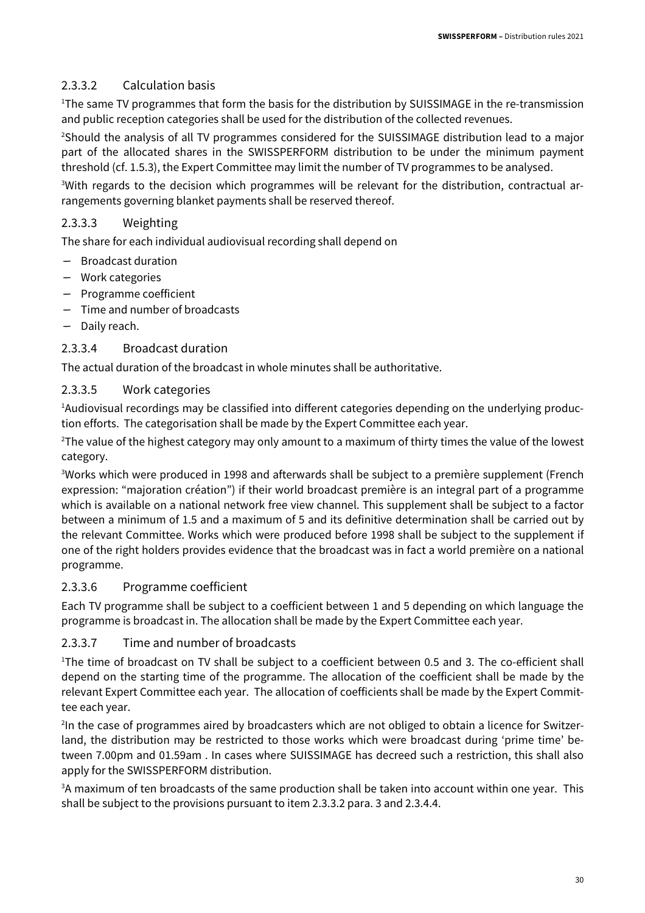#### 2.3.3.2 Calculation basis

[1]The same TV programmes that form the basis for the distribution by SUISSIMAGE in the re-transmission and public reception categories shall be used for the distribution of the collected revenues.

[2]Should the analysis of all TV programmes considered for the SUISSIMAGE distribution lead to a major part of the allocated shares in the SWISSPERFORM distribution to be under the minimum payment threshold (cf. 1.5.3), the Expert Committee may limit the number of TV programmes to be analysed.

[3]With regards to the decision which programmes will be relevant for the distribution, contractual arrangements governing blanket payments shall be reserved thereof.

#### 2.3.3.3 Weighting

The share for each individual audiovisual recording shall depend on

- Broadcast duration
- Work categories
- Programme coefficient
- Time and number of broadcasts
- Daily reach.

#### 2.3.3.4 Broadcast duration

The actual duration of the broadcast in whole minutes shall be authoritative.

#### 2.3.3.5 Work categories

[1]Audiovisual recordings may be classified into different categories depending on the underlying production efforts. The categorisation shall be made by the Expert Committee each year.

[2]The value of the highest category may only amount to a maximum of thirty times the value of the lowest category.

[3]Works which were produced in 1998 and afterwards shall be subject to a première supplement (French expression: "majoration création") if their world broadcast première is an integral part of a programme which is available on a national network free view channel. This supplement shall be subject to a factor between a minimum of 1.5 and a maximum of 5 and its definitive determination shall be carried out by the relevant Committee. Works which were produced before 1998 shall be subject to the supplement if one of the right holders provides evidence that the broadcast was in fact a world première on a national programme.

#### 2.3.3.6 Programme coefficient

Each TV programme shall be subject to a coefficient between 1 and 5 depending on which language the programme is broadcast in. The allocation shall be made by the Expert Committee each year.

#### 2.3.3.7 Time and number of broadcasts

[1]The time of broadcast on TV shall be subject to a coefficient between 0.5 and 3. The co-efficient shall depend on the starting time of the programme. The allocation of the coefficient shall be made by the relevant Expert Committee each year. The allocation of coefficients shall be made by the Expert Committee each year.

[2]In the case of programmes aired by broadcasters which are not obliged to obtain a licence for Switzerland, the distribution may be restricted to those works which were broadcast during 'prime time' between 7.00pm and 01.59am . In cases where SUISSIMAGE has decreed such a restriction, this shall also apply for the SWISSPERFORM distribution.

[3]A maximum of ten broadcasts of the same production shall be taken into account within one year. This shall be subject to the provisions pursuant to item 2.3.3.2 para. 3 and 2.3.4.4.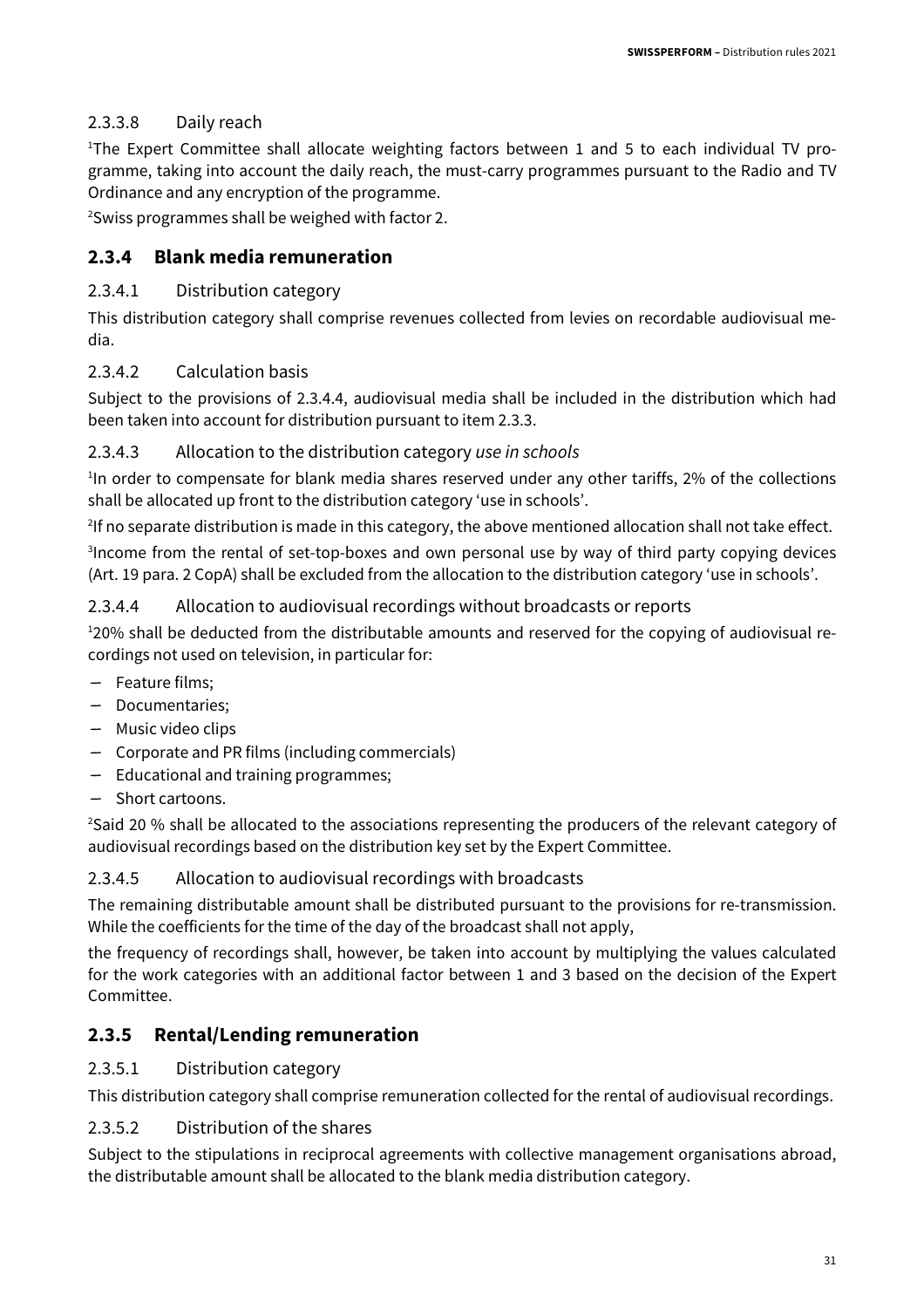#### 2.3.3.8 Daily reach

[1]The Expert Committee shall allocate weighting factors between 1 and 5 to each individual TV programme, taking into account the daily reach, the must-carry programmes pursuant to the Radio and TV Ordinance and any encryption of the programme.

[2]Swiss programmes shall be weighed with factor 2.

### 2.3.4 Blank media remuneration

#### 2.3.4.1 Distribution category

This distribution category shall comprise revenues collected from levies on recordable audiovisual media.

#### 2.3.4.2 Calculation basis

Subject to the provisions of 2.3.4.4, audiovisual media shall be included in the distribution which had been taken into account for distribution pursuant to item 2.3.3.

#### 2.3.4.3 Allocation to the distribution category *use in schools*

[1]In order to compensate for blank media shares reserved under any other tariffs, 2% of the collections shall be allocated up front to the distribution category 'use in schools'.

[2]If no separate distribution is made in this category, the above mentioned allocation shall not take effect.

[3]Income from the rental of set-top-boxes and own personal use by way of third party copying devices (Art. 19 para. 2 CopA) shall be excluded from the allocation to the distribution category 'use in schools'.

#### 2.3.4.4 Allocation to audiovisual recordings without broadcasts or reports

[1]20% shall be deducted from the distributable amounts and reserved for the copying of audiovisual recordings not used on television, in particular for:

- Feature films;
- Documentaries;
- Music video clips
- Corporate and PR films (including commercials)
- Educational and training programmes;
- Short cartoons.

[2]Said 20 % shall be allocated to the associations representing the producers of the relevant category of audiovisual recordings based on the distribution key set by the Expert Committee.

#### 2.3.4.5 Allocation to audiovisual recordings with broadcasts

The remaining distributable amount shall be distributed pursuant to the provisions for re-transmission. While the coefficients for the time of the day of the broadcast shall not apply,

the frequency of recordings shall, however, be taken into account by multiplying the values calculated for the work categories with an additional factor between 1 and 3 based on the decision of the Expert Committee.

### 2.3.5 Rental/Lending remuneration

#### 2.3.5.1 Distribution category

This distribution category shall comprise remuneration collected for the rental of audiovisual recordings.

#### 2.3.5.2 Distribution of the shares

Subject to the stipulations in reciprocal agreements with collective management organisations abroad, the distributable amount shall be allocated to the blank media distribution category.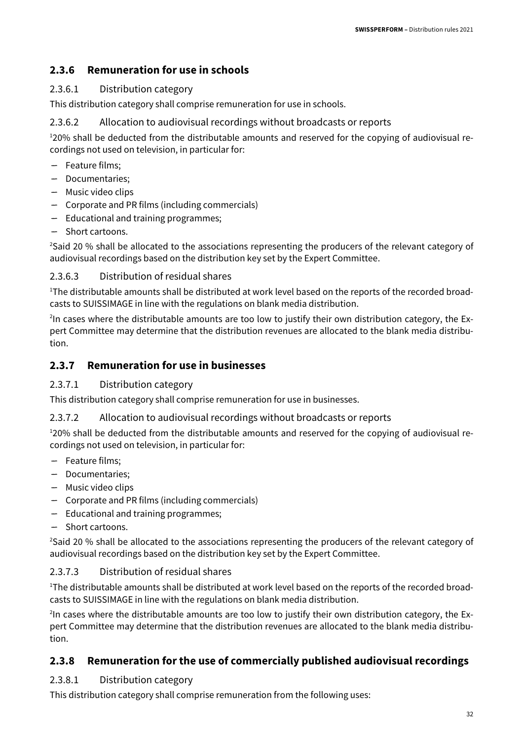### 2.3.6 Remuneration for use in schools

#### 2.3.6.1 Distribution category

This distribution category shall comprise remuneration for use in schools.

#### 2.3.6.2 Allocation to audiovisual recordings without broadcasts or reports

[1]20% shall be deducted from the distributable amounts and reserved for the copying of audiovisual recordings not used on television, in particular for:

- Feature films;
- Documentaries;
- Music video clips
- Corporate and PR films (including commercials)
- Educational and training programmes;
- Short cartoons.

[2]Said 20 % shall be allocated to the associations representing the producers of the relevant category of audiovisual recordings based on the distribution key set by the Expert Committee.

#### 2.3.6.3 Distribution of residual shares

[1]The distributable amounts shall be distributed at work level based on the reports of the recorded broadcasts to SUISSIMAGE in line with the regulations on blank media distribution.

[2]In cases where the distributable amounts are too low to justify their own distribution category, the Expert Committee may determine that the distribution revenues are allocated to the blank media distribution.

### 2.3.7 Remuneration for use in businesses

#### 2.3.7.1 Distribution category

This distribution category shall comprise remuneration for use in businesses.

#### 2.3.7.2 Allocation to audiovisual recordings without broadcasts or reports

[1]20% shall be deducted from the distributable amounts and reserved for the copying of audiovisual recordings not used on television, in particular for:

- Feature films;
- Documentaries;
- Music video clips
- Corporate and PR films (including commercials)
- Educational and training programmes;
- Short cartoons.

[2]Said 20 % shall be allocated to the associations representing the producers of the relevant category of audiovisual recordings based on the distribution key set by the Expert Committee.

#### 2.3.7.3 Distribution of residual shares

[1]The distributable amounts shall be distributed at work level based on the reports of the recorded broadcasts to SUISSIMAGE in line with the regulations on blank media distribution.

[2]In cases where the distributable amounts are too low to justify their own distribution category, the Expert Committee may determine that the distribution revenues are allocated to the blank media distribution.

### 2.3.8 Remuneration for the use of commercially published audiovisual recordings

#### 2.3.8.1 Distribution category

This distribution category shall comprise remuneration from the following uses: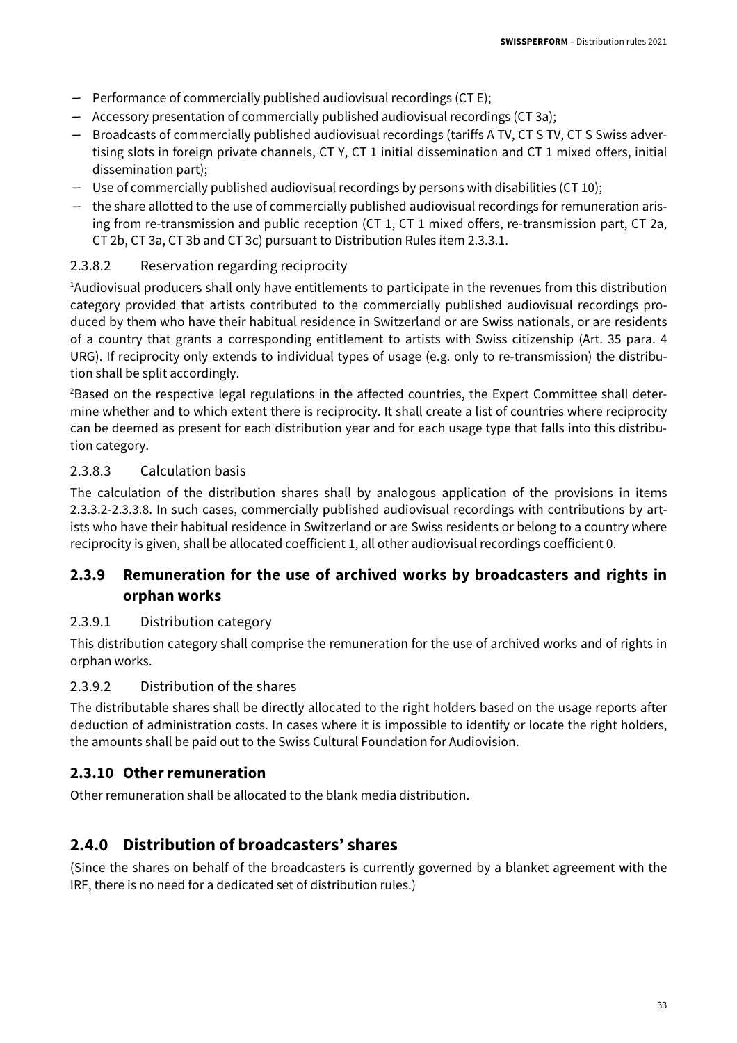- Performance of commercially published audiovisual recordings (CT E);
- Accessory presentation of commercially published audiovisual recordings (CT 3a);
- Broadcasts of commercially published audiovisual recordings (tariffs A TV, CT S TV, CT S Swiss advertising slots in foreign private channels, CT Y, CT 1 initial dissemination and CT 1 mixed offers, initial dissemination part);
- Use of commercially published audiovisual recordings by persons with disabilities (CT 10);
- the share allotted to the use of commercially published audiovisual recordings for remuneration arising from re-transmission and public reception (CT 1, CT 1 mixed offers, re-transmission part, CT 2a, CT 2b, CT 3a, CT 3b and CT 3c) pursuant to Distribution Rules item 2.3.3.1.

#### 2.3.8.2 Reservation regarding reciprocity

[1]Audiovisual producers shall only have entitlements to participate in the revenues from this distribution category provided that artists contributed to the commercially published audiovisual recordings produced by them who have their habitual residence in Switzerland or are Swiss nationals, or are residents of a country that grants a corresponding entitlement to artists with Swiss citizenship (Art. 35 para. 4 URG). If reciprocity only extends to individual types of usage (e.g. only to re-transmission) the distribution shall be split accordingly.

[2]Based on the respective legal regulations in the affected countries, the Expert Committee shall determine whether and to which extent there is reciprocity. It shall create a list of countries where reciprocity can be deemed as present for each distribution year and for each usage type that falls into this distribution category.

#### 2.3.8.3 Calculation basis

The calculation of the distribution shares shall by analogous application of the provisions in items 2.3.3.2-2.3.3.8. In such cases, commercially published audiovisual recordings with contributions by artists who have their habitual residence in Switzerland or are Swiss residents or belong to a country where reciprocity is given, shall be allocated coefficient 1, all other audiovisual recordings coefficient 0.

### 2.3.9 Remuneration for the use of archived works by broadcasters and rights in orphan works

#### 2.3.9.1 Distribution category

This distribution category shall comprise the remuneration for the use of archived works and of rights in orphan works.

#### 2.3.9.2 Distribution of the shares

The distributable shares shall be directly allocated to the right holders based on the usage reports after deduction of administration costs. In cases where it is impossible to identify or locate the right holders, the amounts shall be paid out to the Swiss Cultural Foundation for Audiovision.

### 2.3.10 Other remuneration

Other remuneration shall be allocated to the blank media distribution.

## 2.4.0 Distribution of broadcasters' shares

(Since the shares on behalf of the broadcasters is currently governed by a blanket agreement with the IRF, there is no need for a dedicated set of distribution rules.)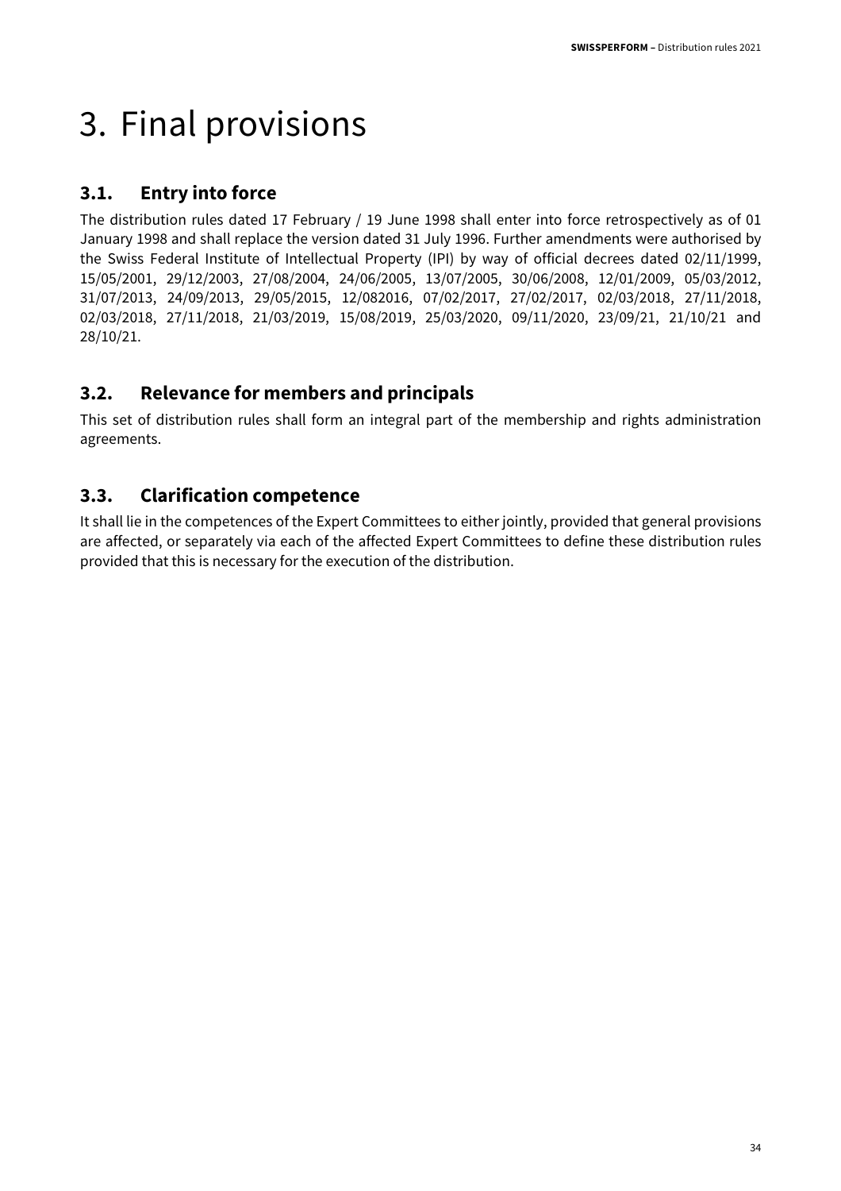# 3. Final provisions

## 3.1. Entry into force

The distribution rules dated 17 February / 19 June 1998 shall enter into force retrospectively as of 01 January 1998 and shall replace the version dated 31 July 1996. Further amendments were authorised by the Swiss Federal Institute of Intellectual Property (IPI) by way of official decrees dated 02/11/1999, 15/05/2001, 29/12/2003, 27/08/2004, 24/06/2005, 13/07/2005, 30/06/2008, 12/01/2009, 05/03/2012, 31/07/2013, 24/09/2013, 29/05/2015, 12/082016, 07/02/2017, 27/02/2017, 02/03/2018, 27/11/2018, 02/03/2018, 27/11/2018, 21/03/2019, 15/08/2019, 25/03/2020, 09/11/2020, 23/09/21, 21/10/21 and 28/10/21.

## 3.2. Relevance for members and principals

This set of distribution rules shall form an integral part of the membership and rights administration agreements.

## 3.3. Clarification competence

It shall lie in the competences of the Expert Committees to either jointly, provided that general provisions are affected, or separately via each of the affected Expert Committees to define these distribution rules provided that this is necessary for the execution of the distribution.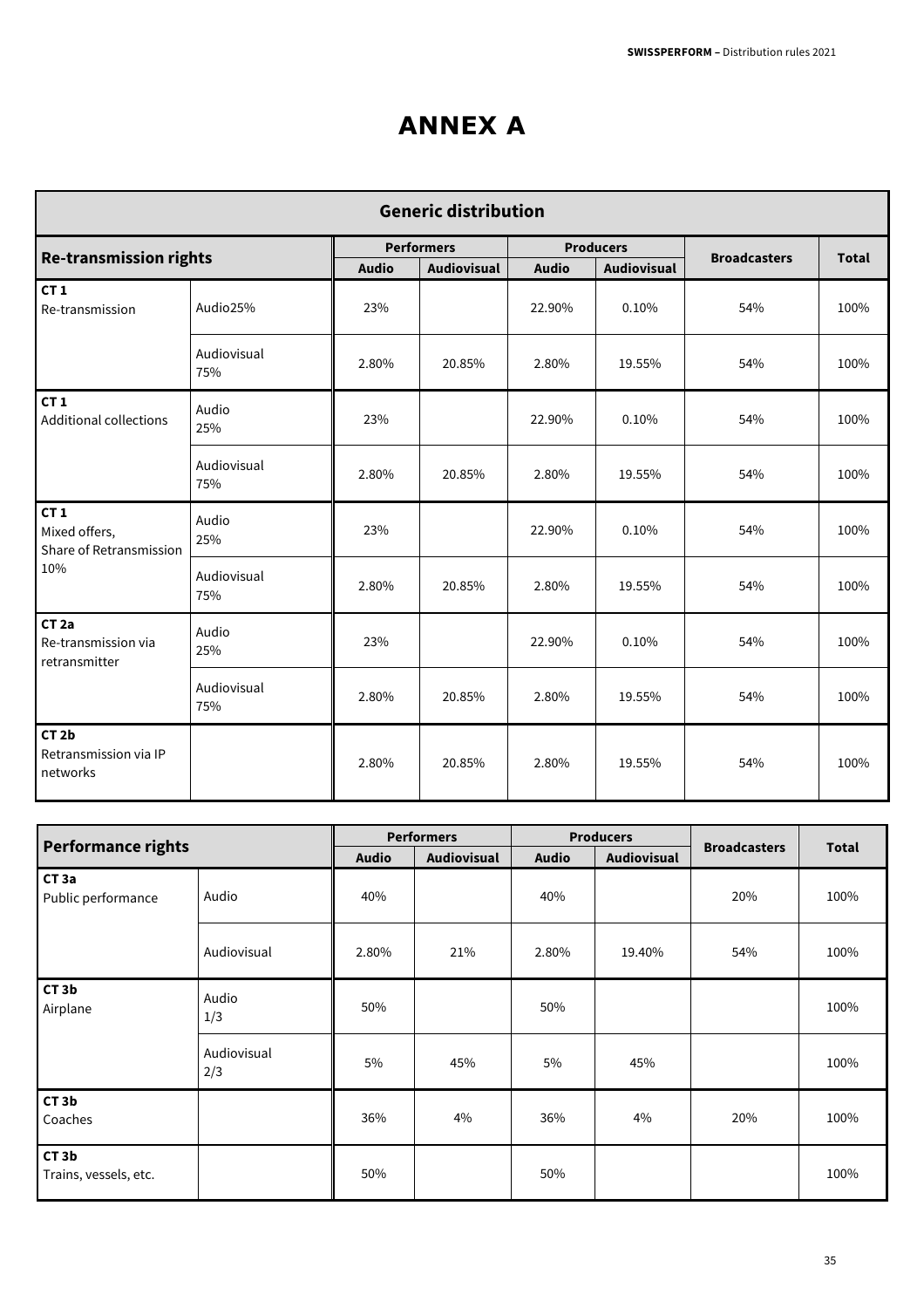# ANNEX A

| Generic distribution | | | | | | | | |
|---|---|---|---|---|---|---|---|---|
| **Re-transmission rights** | | **Performers** | | **Producers** | | **Broadcasters** | **Total** |
| | | **Audio** | **Audiovisual** | **Audio** | **Audiovisual** | | |
| **CT 1**<br>Re-transmission | Audio25% | 23% | | 22.90% | 0.10% | 54% | 100% |
| | Audiovisual 75% | 2.80% | 20.85% | 2.80% | 19.55% | 54% | 100% |
| **CT 1**<br>Additional collections | Audio 25% | 23% | | 22.90% | 0.10% | 54% | 100% |
| | Audiovisual 75% | 2.80% | 20.85% | 2.80% | 19.55% | 54% | 100% |
| **CT 1**<br>Mixed offers, Share of Retransmission 10% | Audio 25% | 23% | | 22.90% | 0.10% | 54% | 100% |
| | Audiovisual 75% | 2.80% | 20.85% | 2.80% | 19.55% | 54% | 100% |
| **CT 2a**<br>Re-transmission via retransmitter | Audio 25% | 23% | | 22.90% | 0.10% | 54% | 100% |
| | Audiovisual 75% | 2.80% | 20.85% | 2.80% | 19.55% | 54% | 100% |
| **CT 2b**<br>Retransmission via IP networks | | 2.80% | 20.85% | 2.80% | 19.55% | 54% | 100% |

| **Performance rights** | | **Performers** | | **Producers** | | **Broadcasters** | **Total** |
|---|---|---|---|---|---|---|---|
| | | **Audio** | **Audiovisual** | **Audio** | **Audiovisual** | | |
| **CT 3a**<br>Public performance | Audio | 40% | | 40% | | 20% | 100% |
| | Audiovisual | 2.80% | 21% | 2.80% | 19.40% | 54% | 100% |
| **CT 3b**<br>Airplane | Audio 1/3 | 50% | | 50% | | | 100% |
| | Audiovisual 2/3 | 5% | 45% | 5% | 45% | | 100% |
| **CT 3b**<br>Coaches | | 36% | 4% | 36% | 4% | 20% | 100% |
| **CT 3b**<br>Trains, vessels, etc. | | 50% | | 50% | | | 100% |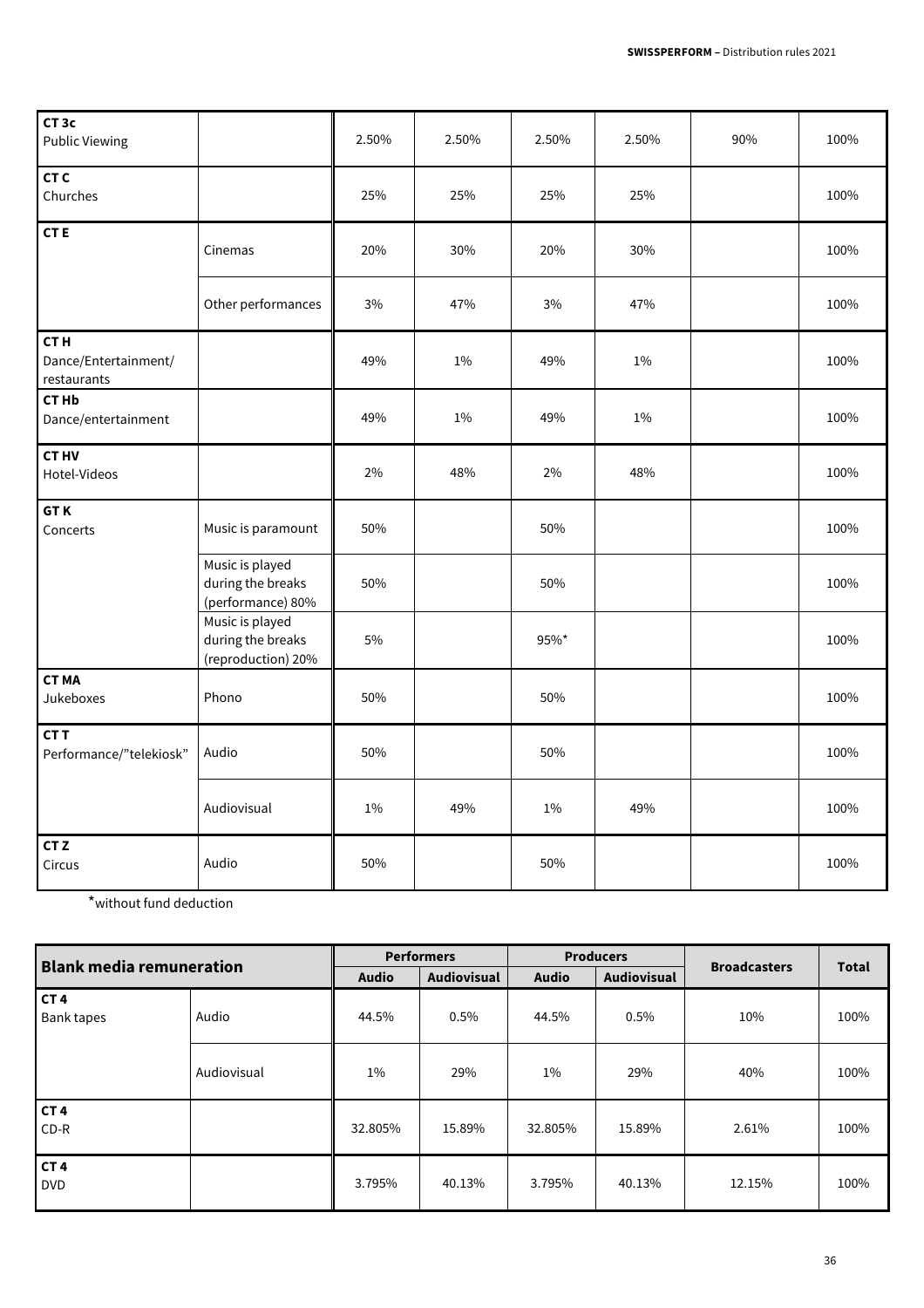| | | | | | | | |
|---|---|---|---|---|---|---|---|
| **CT 3c** Public Viewing | | 2.50% | 2.50% | 2.50% | 2.50% | 90% | 100% |
| **CT C** Churches | | 25% | 25% | 25% | 25% | | 100% |
| **CT E** | Cinemas | 20% | 30% | 20% | 30% | | 100% |
| | Other performances | 3% | 47% | 3% | 47% | | 100% |
| **CT H** Dance/Entertainment/ restaurants | | 49% | 1% | 49% | 1% | | 100% |
| **CT Hb** Dance/entertainment | | 49% | 1% | 49% | 1% | | 100% |
| **CT HV** Hotel-Videos | | 2% | 48% | 2% | 48% | | 100% |
| **GT K** Concerts | Music is paramount | 50% | | 50% | | | 100% |
| | Music is played during the breaks (performance) 80% | 50% | | 50% | | | 100% |
| | Music is played during the breaks (reproduction) 20% | 5% | | 95%* | | | 100% |
| **CT MA** Jukeboxes | Phono | 50% | | 50% | | | 100% |
| **CT T** Performance/"telekiosk" | Audio | 50% | | 50% | | | 100% |
| | Audiovisual | 1% | 49% | 1% | 49% | | 100% |
| **CT Z** Circus | Audio | 50% | | 50% | | | 100% |

*without fund deduction

| **Blank media remuneration** | | **Performers** | | **Producers** | | **Broadcasters** | **Total** |
|---|---|---|---|---|---|---|---|
| | | **Audio** | **Audiovisual** | **Audio** | **Audiovisual** | | |
| **CT 4** Bank tapes | Audio | 44.5% | 0.5% | 44.5% | 0.5% | 10% | 100% |
| | Audiovisual | 1% | 29% | 1% | 29% | 40% | 100% |
| **CT 4** CD-R | | 32.805% | 15.89% | 32.805% | 15.89% | 2.61% | 100% |
| **CT 4** DVD | | 3.795% | 40.13% | 3.795% | 40.13% | 12.15% | 100% |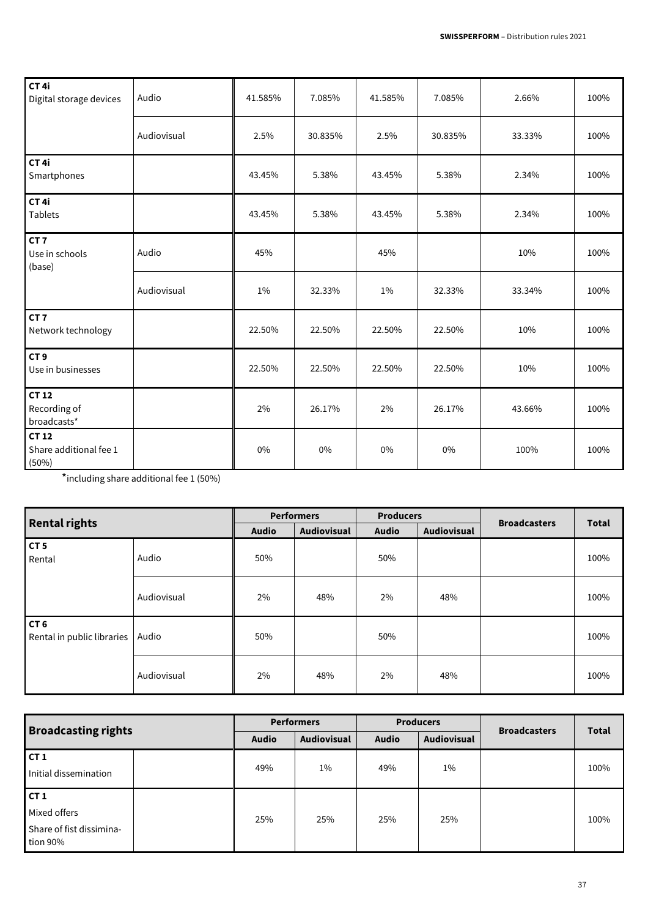| | | Performers Audio | Performers Audiovisual | Producers Audio | Producers Audiovisual | Broadcasters | Total |
|---|---|---|---|---|---|---|---|
| **CT 4i** Digital storage devices | Audio | 41.585% | 7.085% | 41.585% | 7.085% | 2.66% | 100% |
| | Audiovisual | 2.5% | 30.835% | 2.5% | 30.835% | 33.33% | 100% |
| **CT 4i** Smartphones | | 43.45% | 5.38% | 43.45% | 5.38% | 2.34% | 100% |
| **CT 4i** Tablets | | 43.45% | 5.38% | 43.45% | 5.38% | 2.34% | 100% |
| **CT 7** Use in schools (base) | Audio | 45% | | 45% | | 10% | 100% |
| | Audiovisual | 1% | 32.33% | 1% | 32.33% | 33.34% | 100% |
| **CT 7** Network technology | | 22.50% | 22.50% | 22.50% | 22.50% | 10% | 100% |
| **CT 9** Use in businesses | | 22.50% | 22.50% | 22.50% | 22.50% | 10% | 100% |
| **CT 12** Recording of broadcasts* | | 2% | 26.17% | 2% | 26.17% | 43.66% | 100% |
| **CT 12** Share additional fee 1 (50%) | | 0% | 0% | 0% | 0% | 100% | 100% |

*including share additional fee 1 (50%)

| **Rental rights** | | **Performers** | | **Producers** | | **Broadcasters** | **Total** |
|---|---|---|---|---|---|---|---|
| | | **Audio** | **Audiovisual** | **Audio** | **Audiovisual** | | |
| **CT 5** Rental | Audio | 50% | | 50% | | | 100% |
| | Audiovisual | 2% | 48% | 2% | 48% | | 100% |
| **CT 6** Rental in public libraries | Audio | 50% | | 50% | | | 100% |
| | Audiovisual | 2% | 48% | 2% | 48% | | 100% |

| **Broadcasting rights** | | **Performers** | | **Producers** | | **Broadcasters** | **Total** |
|---|---|---|---|---|---|---|---|
| | | **Audio** | **Audiovisual** | **Audio** | **Audiovisual** | | |
| **CT 1** Initial dissemination | | 49% | 1% | 49% | 1% | | 100% |
| **CT 1** Mixed offers Share of fist dissemination 90% | | 25% | 25% | 25% | 25% | | 100% |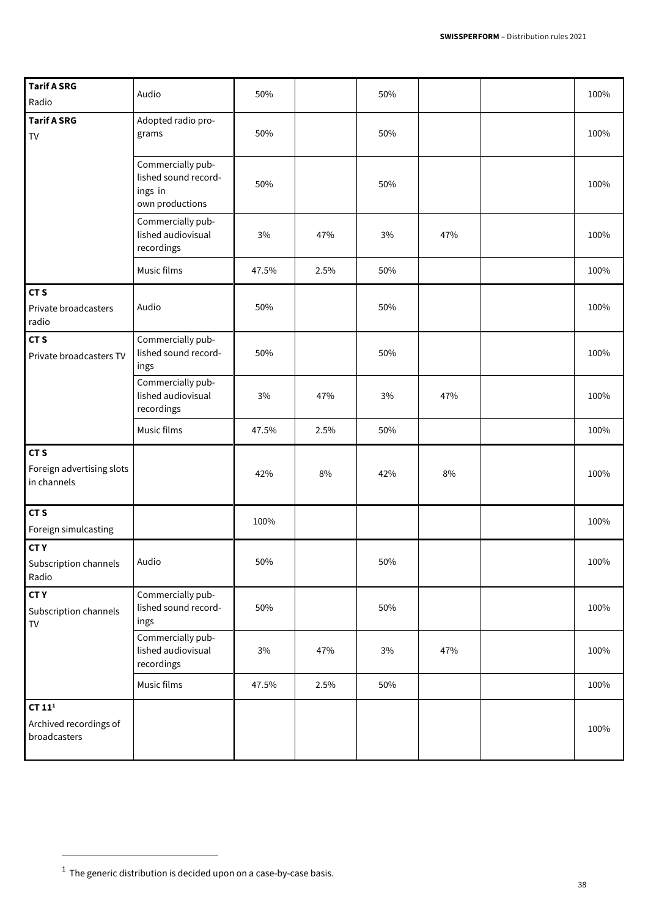| | | | | | | | |
|---|---|---|---|---|---|---|---|
| **Tarif A SRG** Radio | Audio | 50% | | 50% | | | 100% |
| **Tarif A SRG** TV | Adopted radio programs | 50% | | 50% | | | 100% |
| | Commercially published sound recordings in own productions | 50% | | 50% | | | 100% |
| | Commercially published audiovisual recordings | 3% | 47% | 3% | 47% | | 100% |
| | Music films | 47.5% | 2.5% | 50% | | | 100% |
| **CT S** Private broadcasters radio | Audio | 50% | | 50% | | | 100% |
| **CT S** Private broadcasters TV | Commercially published sound recordings | 50% | | 50% | | | 100% |
| | Commercially published audiovisual recordings | 3% | 47% | 3% | 47% | | 100% |
| | Music films | 47.5% | 2.5% | 50% | | | 100% |
| **CT S** Foreign advertising slots in channels | | 42% | 8% | 42% | 8% | | 100% |
| **CT S** Foreign simulcasting | | 100% | | | | | 100% |
| **CT Y** Subscription channels Radio | Audio | 50% | | 50% | | | 100% |
| **CT Y** Subscription channels TV | Commercially published sound recordings | 50% | | 50% | | | 100% |
| | Commercially published audiovisual recordings | 3% | 47% | 3% | 47% | | 100% |
| | Music films | 47.5% | 2.5% | 50% | | | 100% |
| **CT 11**[1] Archived recordings of broadcasters | | | | | | | 100% |

[1] The generic distribution is decided upon on a case-by-case basis.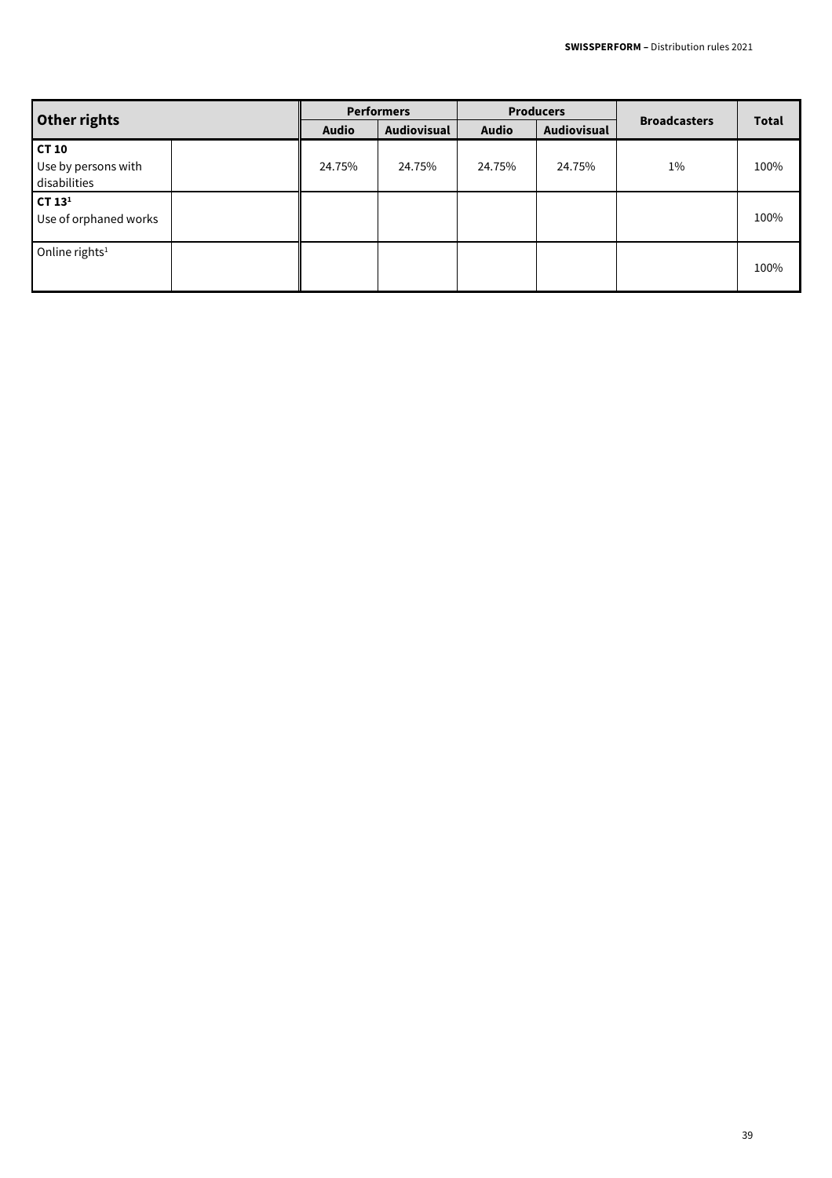| Other rights | | Performers | | Producers | | Broadcasters | Total |
|---|---|---|---|---|---|---|---|
| | | Audio | Audiovisual | Audio | Audiovisual | | |
| **CT 10** Use by persons with disabilities | | 24.75% | 24.75% | 24.75% | 24.75% | 1% | 100% |
| **CT 13**[1] Use of orphaned works | | | | | | | 100% |
| Online rights[1] | | | | | | | 100% |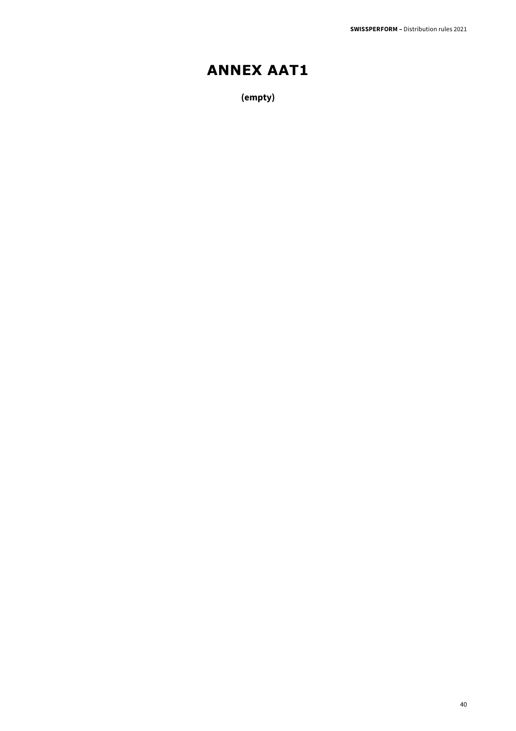# ANNEX AAT1

**(empty)**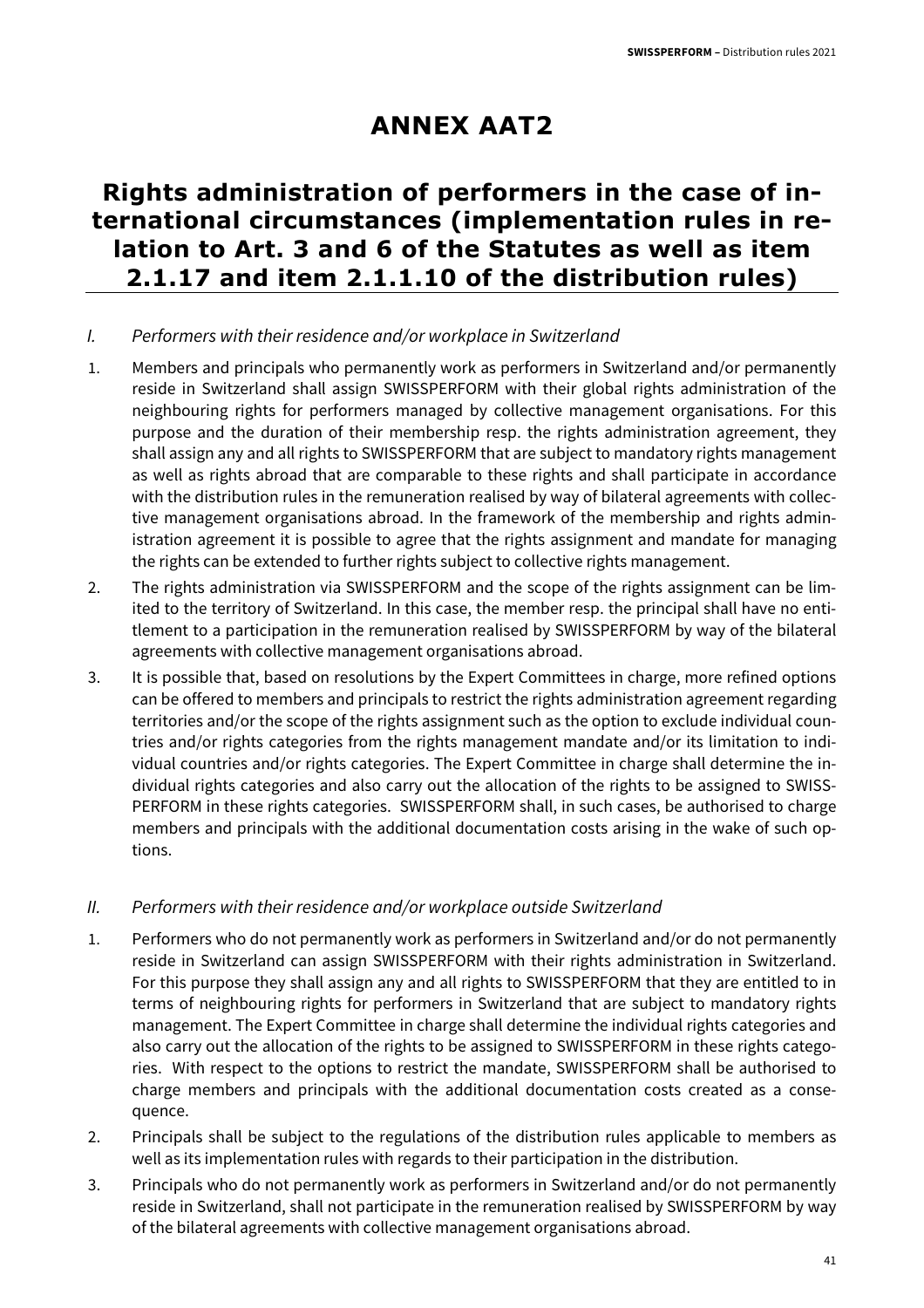# ANNEX AAT2

## Rights administration of performers in the case of international circumstances (implementation rules in relation to Art. 3 and 6 of the Statutes as well as item 2.1.17 and item 2.1.1.10 of the distribution rules)

### *I. Performers with their residence and/or workplace in Switzerland*

1. Members and principals who permanently work as performers in Switzerland and/or permanently reside in Switzerland shall assign SWISSPERFORM with their global rights administration of the neighbouring rights for performers managed by collective management organisations. For this purpose and the duration of their membership resp. the rights administration agreement, they shall assign any and all rights to SWISSPERFORM that are subject to mandatory rights management as well as rights abroad that are comparable to these rights and shall participate in accordance with the distribution rules in the remuneration realised by way of bilateral agreements with collective management organisations abroad. In the framework of the membership and rights administration agreement it is possible to agree that the rights assignment and mandate for managing the rights can be extended to further rights subject to collective rights management.
2. The rights administration via SWISSPERFORM and the scope of the rights assignment can be limited to the territory of Switzerland. In this case, the member resp. the principal shall have no entitlement to a participation in the remuneration realised by SWISSPERFORM by way of the bilateral agreements with collective management organisations abroad.
3. It is possible that, based on resolutions by the Expert Committees in charge, more refined options can be offered to members and principals to restrict the rights administration agreement regarding territories and/or the scope of the rights assignment such as the option to exclude individual countries and/or rights categories from the rights management mandate and/or its limitation to individual countries and/or rights categories. The Expert Committee in charge shall determine the individual rights categories and also carry out the allocation of the rights to be assigned to SWISSPERFORM in these rights categories. SWISSPERFORM shall, in such cases, be authorised to charge members and principals with the additional documentation costs arising in the wake of such options.

### *II. Performers with their residence and/or workplace outside Switzerland*

1. Performers who do not permanently work as performers in Switzerland and/or do not permanently reside in Switzerland can assign SWISSPERFORM with their rights administration in Switzerland. For this purpose they shall assign any and all rights to SWISSPERFORM that they are entitled to in terms of neighbouring rights for performers in Switzerland that are subject to mandatory rights management. The Expert Committee in charge shall determine the individual rights categories and also carry out the allocation of the rights to be assigned to SWISSPERFORM in these rights categories. With respect to the options to restrict the mandate, SWISSPERFORM shall be authorised to charge members and principals with the additional documentation costs created as a consequence.
2. Principals shall be subject to the regulations of the distribution rules applicable to members as well as its implementation rules with regards to their participation in the distribution.
3. Principals who do not permanently work as performers in Switzerland and/or do not permanently reside in Switzerland, shall not participate in the remuneration realised by SWISSPERFORM by way of the bilateral agreements with collective management organisations abroad.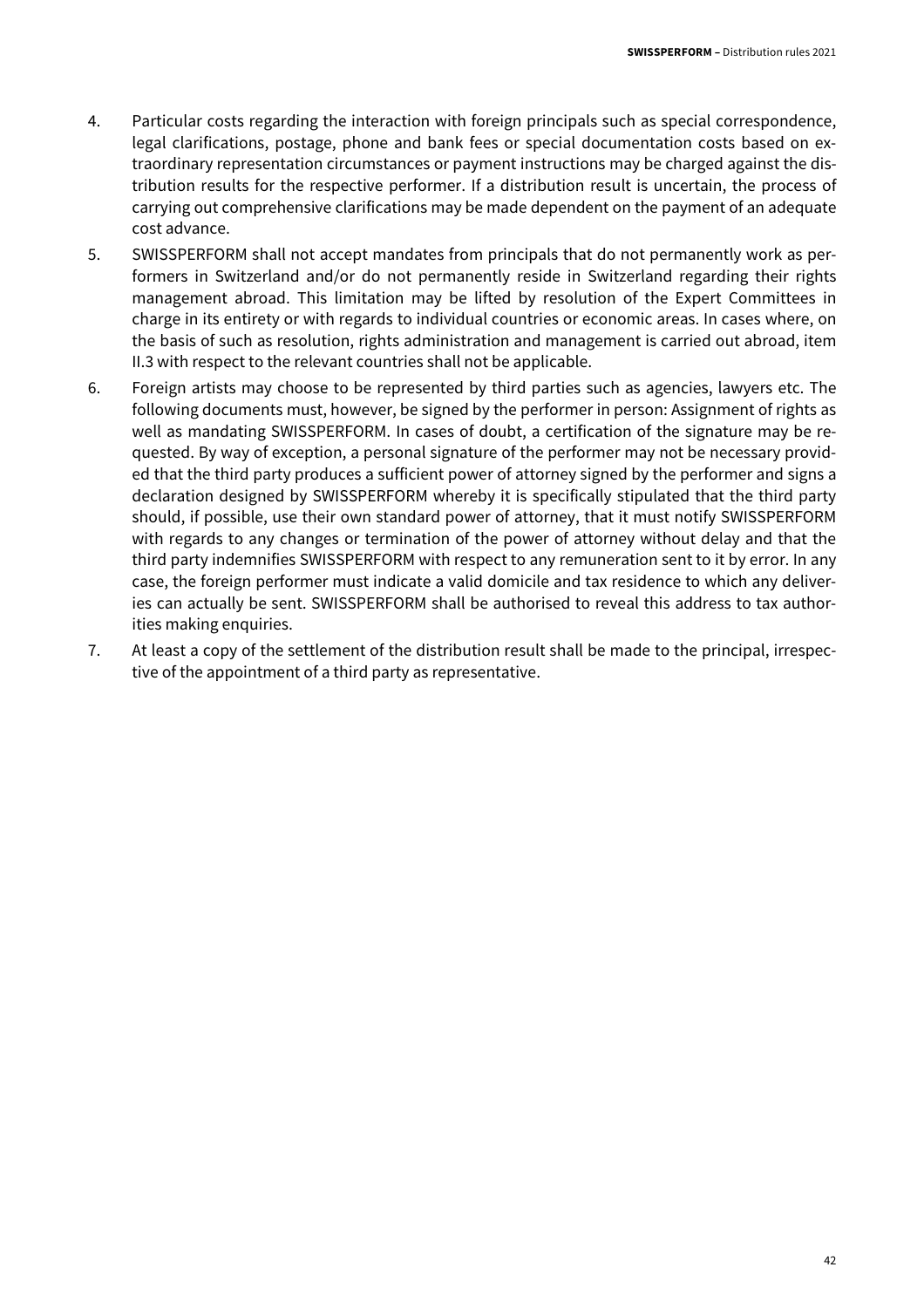4. Particular costs regarding the interaction with foreign principals such as special correspondence, legal clarifications, postage, phone and bank fees or special documentation costs based on extraordinary representation circumstances or payment instructions may be charged against the distribution results for the respective performer. If a distribution result is uncertain, the process of carrying out comprehensive clarifications may be made dependent on the payment of an adequate cost advance.
5. SWISSPERFORM shall not accept mandates from principals that do not permanently work as performers in Switzerland and/or do not permanently reside in Switzerland regarding their rights management abroad. This limitation may be lifted by resolution of the Expert Committees in charge in its entirety or with regards to individual countries or economic areas. In cases where, on the basis of such as resolution, rights administration and management is carried out abroad, item II.3 with respect to the relevant countries shall not be applicable.
6. Foreign artists may choose to be represented by third parties such as agencies, lawyers etc. The following documents must, however, be signed by the performer in person: Assignment of rights as well as mandating SWISSPERFORM. In cases of doubt, a certification of the signature may be requested. By way of exception, a personal signature of the performer may not be necessary provided that the third party produces a sufficient power of attorney signed by the performer and signs a declaration designed by SWISSPERFORM whereby it is specifically stipulated that the third party should, if possible, use their own standard power of attorney, that it must notify SWISSPERFORM with regards to any changes or termination of the power of attorney without delay and that the third party indemnifies SWISSPERFORM with respect to any remuneration sent to it by error. In any case, the foreign performer must indicate a valid domicile and tax residence to which any deliveries can actually be sent. SWISSPERFORM shall be authorised to reveal this address to tax authorities making enquiries.
7. At least a copy of the settlement of the distribution result shall be made to the principal, irrespective of the appointment of a third party as representative.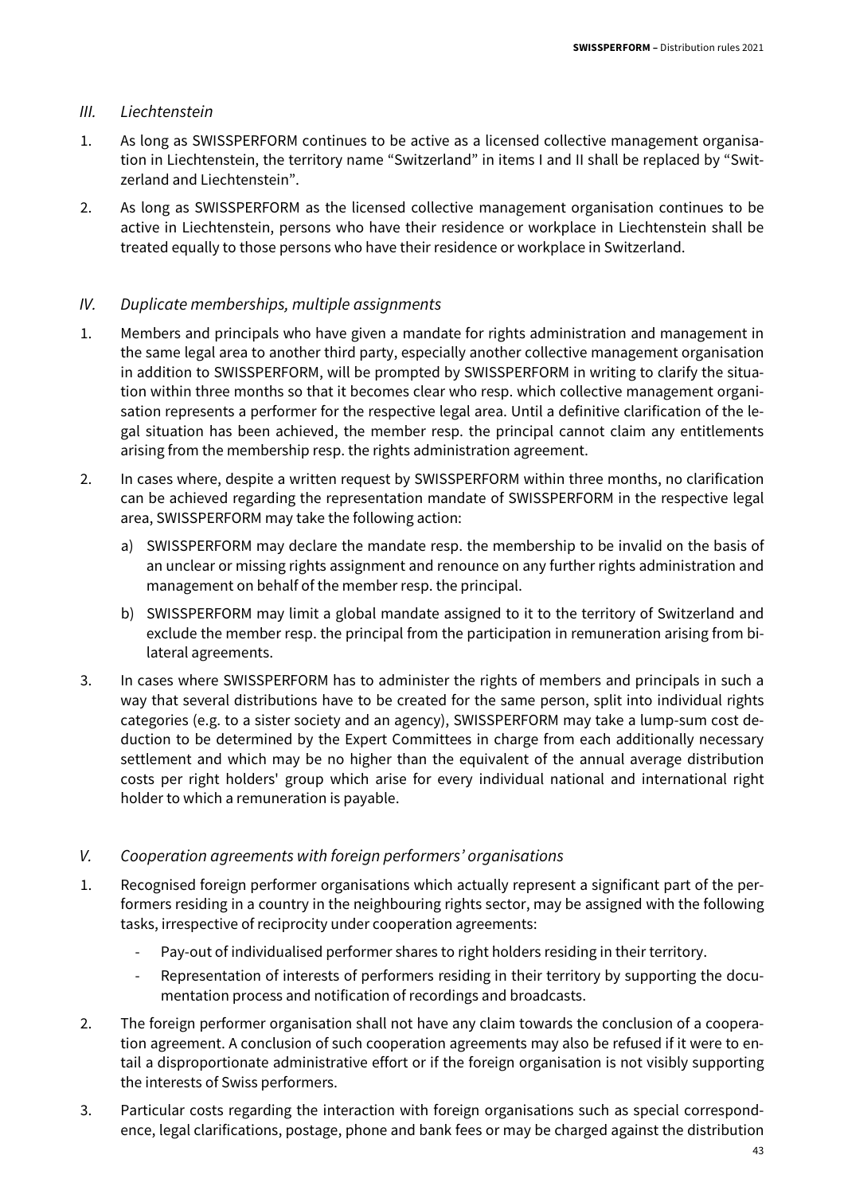## *III. Liechtenstein*

1. As long as SWISSPERFORM continues to be active as a licensed collective management organisation in Liechtenstein, the territory name "Switzerland" in items I and II shall be replaced by "Switzerland and Liechtenstein".
2. As long as SWISSPERFORM as the licensed collective management organisation continues to be active in Liechtenstein, persons who have their residence or workplace in Liechtenstein shall be treated equally to those persons who have their residence or workplace in Switzerland.

## *IV. Duplicate memberships, multiple assignments*

1. Members and principals who have given a mandate for rights administration and management in the same legal area to another third party, especially another collective management organisation in addition to SWISSPERFORM, will be prompted by SWISSPERFORM in writing to clarify the situation within three months so that it becomes clear who resp. which collective management organisation represents a performer for the respective legal area. Until a definitive clarification of the legal situation has been achieved, the member resp. the principal cannot claim any entitlements arising from the membership resp. the rights administration agreement.
2. In cases where, despite a written request by SWISSPERFORM within three months, no clarification can be achieved regarding the representation mandate of SWISSPERFORM in the respective legal area, SWISSPERFORM may take the following action:
   a) SWISSPERFORM may declare the mandate resp. the membership to be invalid on the basis of an unclear or missing rights assignment and renounce on any further rights administration and management on behalf of the member resp. the principal.
   b) SWISSPERFORM may limit a global mandate assigned to it to the territory of Switzerland and exclude the member resp. the principal from the participation in remuneration arising from bilateral agreements.
3. In cases where SWISSPERFORM has to administer the rights of members and principals in such a way that several distributions have to be created for the same person, split into individual rights categories (e.g. to a sister society and an agency), SWISSPERFORM may take a lump-sum cost deduction to be determined by the Expert Committees in charge from each additionally necessary settlement and which may be no higher than the equivalent of the annual average distribution costs per right holders' group which arise for every individual national and international right holder to which a remuneration is payable.

## *V. Cooperation agreements with foreign performers' organisations*

1. Recognised foreign performer organisations which actually represent a significant part of the performers residing in a country in the neighbouring rights sector, may be assigned with the following tasks, irrespective of reciprocity under cooperation agreements:
   - Pay-out of individualised performer shares to right holders residing in their territory.
   - Representation of interests of performers residing in their territory by supporting the documentation process and notification of recordings and broadcasts.
2. The foreign performer organisation shall not have any claim towards the conclusion of a cooperation agreement. A conclusion of such cooperation agreements may also be refused if it were to entail a disproportionate administrative effort or if the foreign organisation is not visibly supporting the interests of Swiss performers.
3. Particular costs regarding the interaction with foreign organisations such as special correspondence, legal clarifications, postage, phone and bank fees or may be charged against the distribution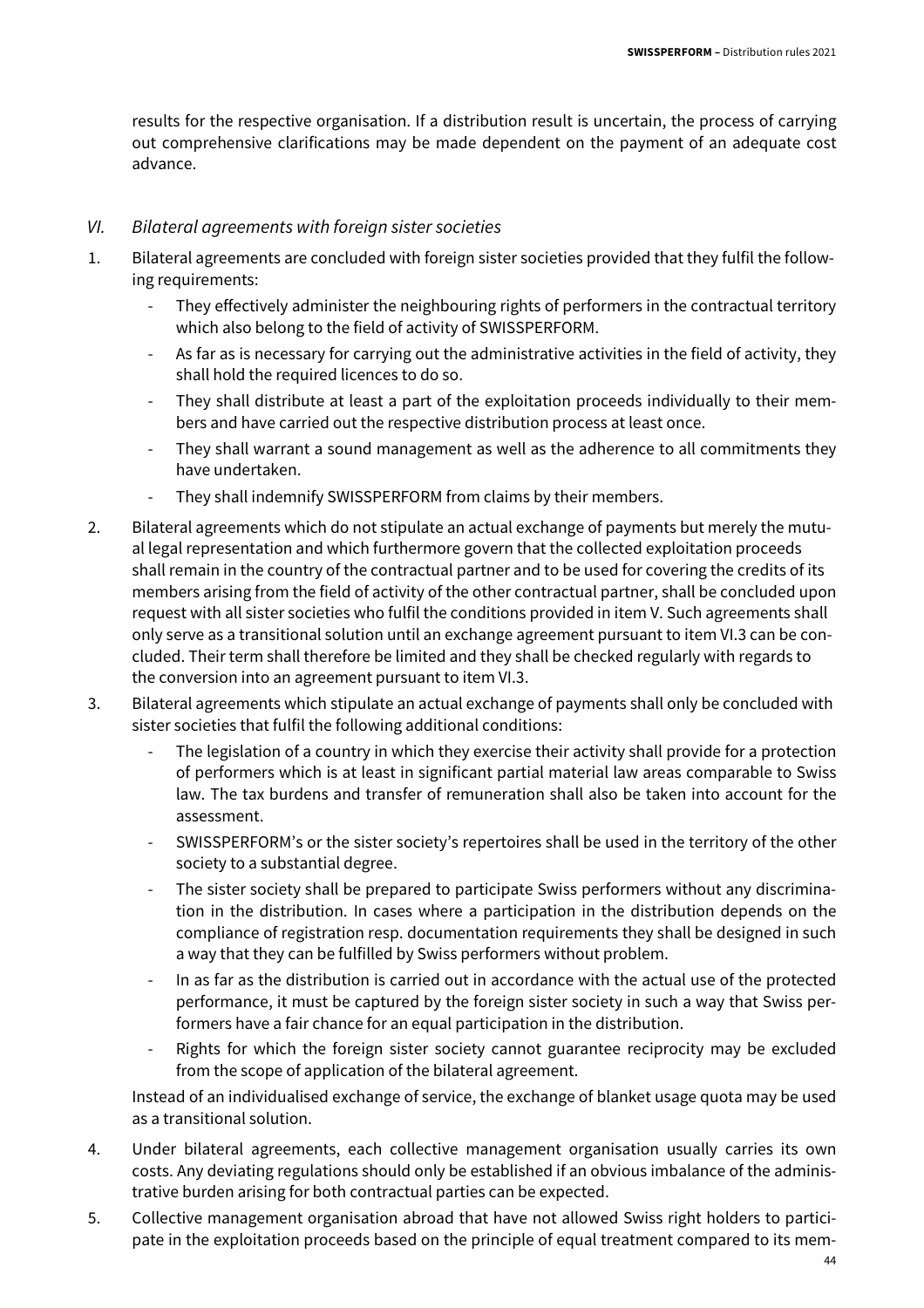results for the respective organisation. If a distribution result is uncertain, the process of carrying out comprehensive clarifications may be made dependent on the payment of an adequate cost advance.

## *VI. Bilateral agreements with foreign sister societies*

1. Bilateral agreements are concluded with foreign sister societies provided that they fulfil the following requirements:
   - They effectively administer the neighbouring rights of performers in the contractual territory which also belong to the field of activity of SWISSPERFORM.
   - As far as is necessary for carrying out the administrative activities in the field of activity, they shall hold the required licences to do so.
   - They shall distribute at least a part of the exploitation proceeds individually to their members and have carried out the respective distribution process at least once.
   - They shall warrant a sound management as well as the adherence to all commitments they have undertaken.
   - They shall indemnify SWISSPERFORM from claims by their members.
2. Bilateral agreements which do not stipulate an actual exchange of payments but merely the mutual legal representation and which furthermore govern that the collected exploitation proceeds shall remain in the country of the contractual partner and to be used for covering the credits of its members arising from the field of activity of the other contractual partner, shall be concluded upon request with all sister societies who fulfil the conditions provided in item V. Such agreements shall only serve as a transitional solution until an exchange agreement pursuant to item VI.3 can be concluded. Their term shall therefore be limited and they shall be checked regularly with regards to the conversion into an agreement pursuant to item VI.3.
3. Bilateral agreements which stipulate an actual exchange of payments shall only be concluded with sister societies that fulfil the following additional conditions:
   - The legislation of a country in which they exercise their activity shall provide for a protection of performers which is at least in significant partial material law areas comparable to Swiss law. The tax burdens and transfer of remuneration shall also be taken into account for the assessment.
   - SWISSPERFORM's or the sister society's repertoires shall be used in the territory of the other society to a substantial degree.
   - The sister society shall be prepared to participate Swiss performers without any discrimination in the distribution. In cases where a participation in the distribution depends on the compliance of registration resp. documentation requirements they shall be designed in such a way that they can be fulfilled by Swiss performers without problem.
   - In as far as the distribution is carried out in accordance with the actual use of the protected performance, it must be captured by the foreign sister society in such a way that Swiss performers have a fair chance for an equal participation in the distribution.
   - Rights for which the foreign sister society cannot guarantee reciprocity may be excluded from the scope of application of the bilateral agreement.

   Instead of an individualised exchange of service, the exchange of blanket usage quota may be used as a transitional solution.
4. Under bilateral agreements, each collective management organisation usually carries its own costs. Any deviating regulations should only be established if an obvious imbalance of the administrative burden arising for both contractual parties can be expected.
5. Collective management organisation abroad that have not allowed Swiss right holders to participate in the exploitation proceeds based on the principle of equal treatment compared to its mem-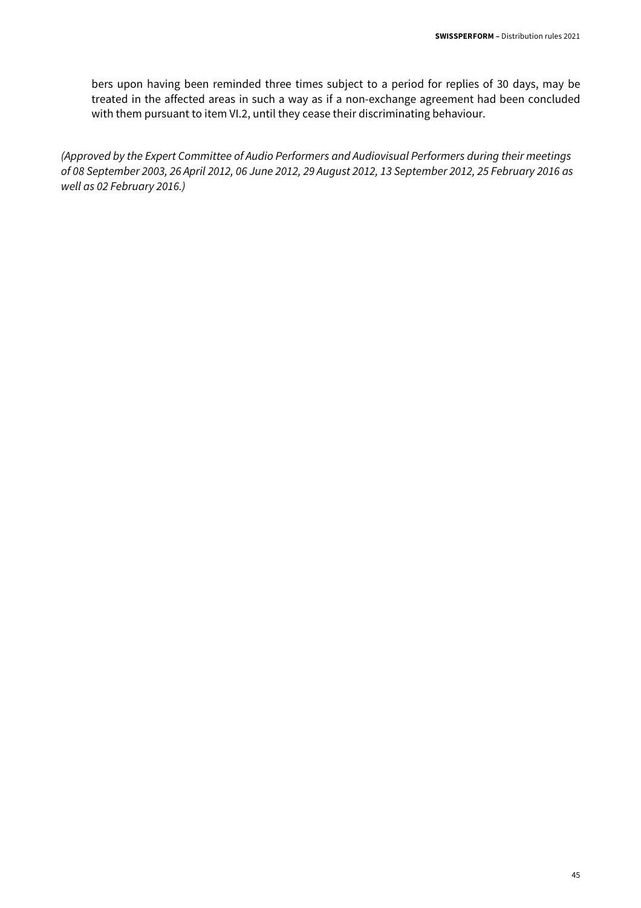bers upon having been reminded three times subject to a period for replies of 30 days, may be treated in the affected areas in such a way as if a non-exchange agreement had been concluded with them pursuant to item VI.2, until they cease their discriminating behaviour.

*(Approved by the Expert Committee of Audio Performers and Audiovisual Performers during their meetings of 08 September 2003, 26 April 2012, 06 June 2012, 29 August 2012, 13 September 2012, 25 February 2016 as well as 02 February 2016.)*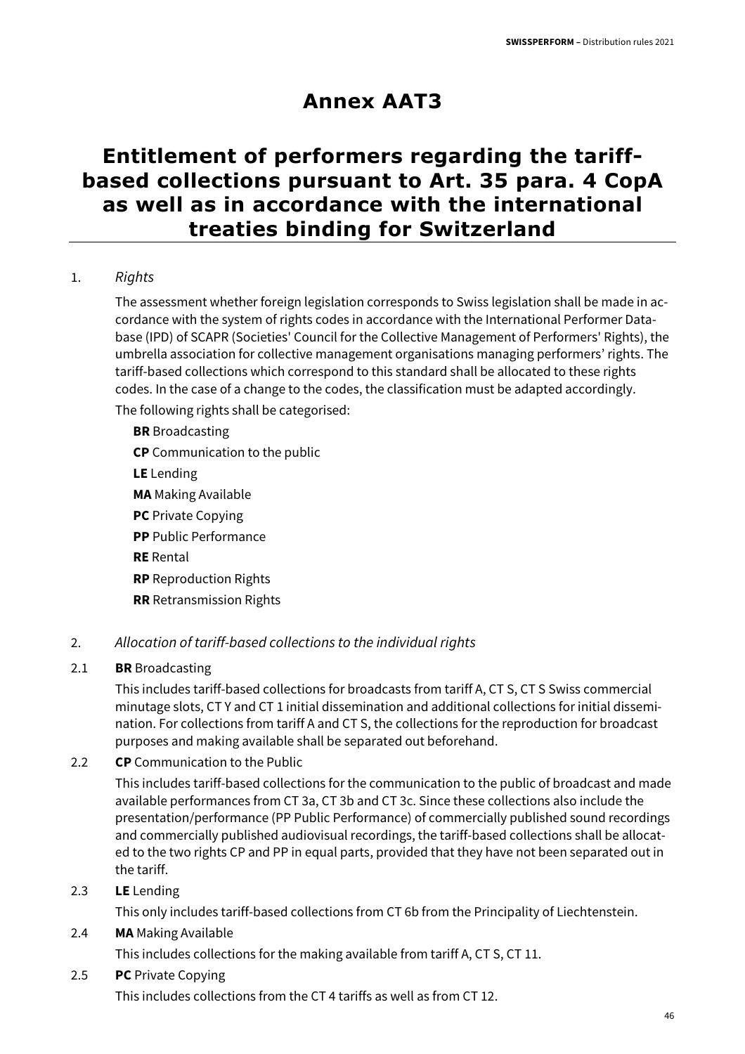# Annex AAT3

# Entitlement of performers regarding the tariff-based collections pursuant to Art. 35 para. 4 CopA as well as in accordance with the international treaties binding for Switzerland

1. *Rights*

   The assessment whether foreign legislation corresponds to Swiss legislation shall be made in accordance with the system of rights codes in accordance with the International Performer Database (IPD) of SCAPR (Societies' Council for the Collective Management of Performers' Rights), the umbrella association for collective management organisations managing performers' rights. The tariff-based collections which correspond to this standard shall be allocated to these rights codes. In the case of a change to the codes, the classification must be adapted accordingly.

   The following rights shall be categorised:

   **BR** Broadcasting
   **CP** Communication to the public
   **LE** Lending
   **MA** Making Available
   **PC** Private Copying
   **PP** Public Performance
   **RE** Rental
   **RP** Reproduction Rights
   **RR** Retransmission Rights

2. *Allocation of tariff-based collections to the individual rights*

2.1 **BR** Broadcasting

   This includes tariff-based collections for broadcasts from tariff A, CT S, CT S Swiss commercial minutage slots, CT Y and CT 1 initial dissemination and additional collections for initial dissemination. For collections from tariff A and CT S, the collections for the reproduction for broadcast purposes and making available shall be separated out beforehand.

2.2 **CP** Communication to the Public

   This includes tariff-based collections for the communication to the public of broadcast and made available performances from CT 3a, CT 3b and CT 3c. Since these collections also include the presentation/performance (PP Public Performance) of commercially published sound recordings and commercially published audiovisual recordings, the tariff-based collections shall be allocated to the two rights CP and PP in equal parts, provided that they have not been separated out in the tariff.

2.3 **LE** Lending

   This only includes tariff-based collections from CT 6b from the Principality of Liechtenstein.

2.4 **MA** Making Available

   This includes collections for the making available from tariff A, CT S, CT 11.

2.5 **PC** Private Copying

   This includes collections from the CT 4 tariffs as well as from CT 12.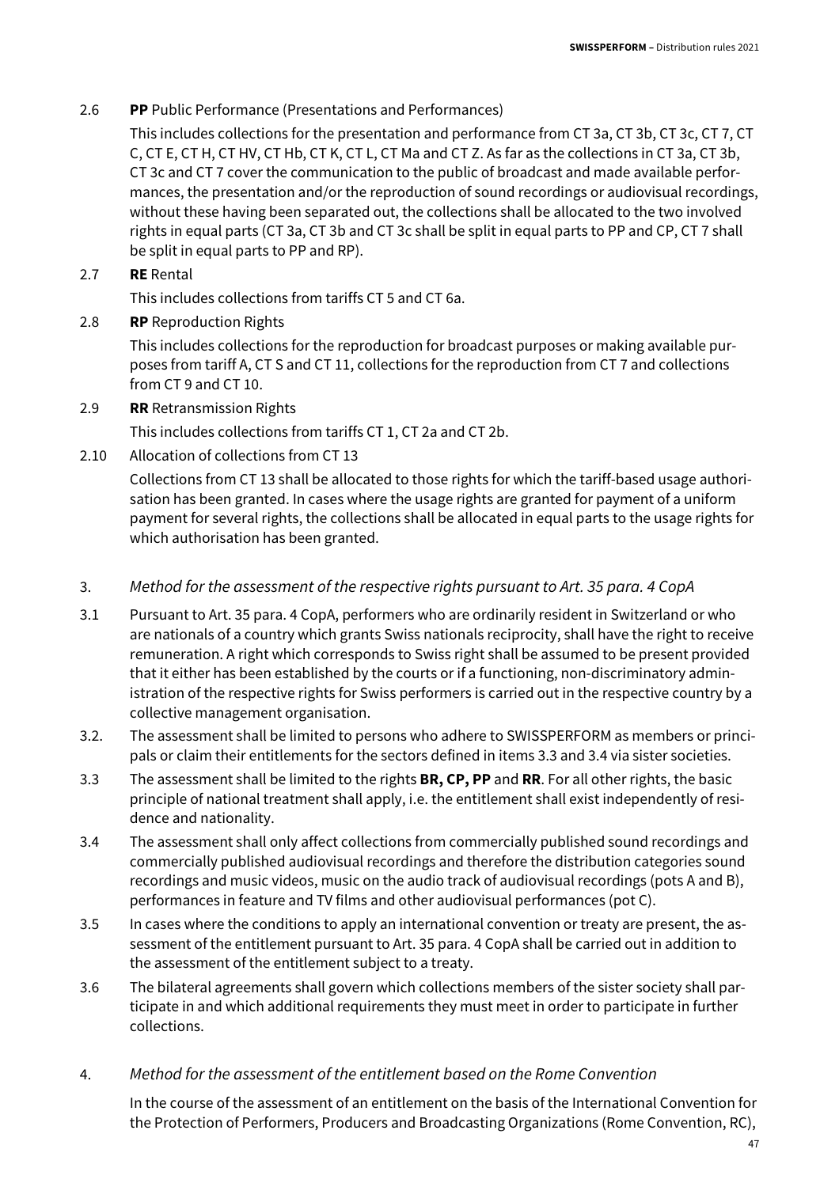2.6 **PP** Public Performance (Presentations and Performances)

This includes collections for the presentation and performance from CT 3a, CT 3b, CT 3c, CT 7, CT C, CT E, CT H, CT HV, CT Hb, CT K, CT L, CT Ma and CT Z. As far as the collections in CT 3a, CT 3b, CT 3c and CT 7 cover the communication to the public of broadcast and made available performances, the presentation and/or the reproduction of sound recordings or audiovisual recordings, without these having been separated out, the collections shall be allocated to the two involved rights in equal parts (CT 3a, CT 3b and CT 3c shall be split in equal parts to PP and CP, CT 7 shall be split in equal parts to PP and RP).

2.7 **RE** Rental

This includes collections from tariffs CT 5 and CT 6a.

2.8 **RP** Reproduction Rights

This includes collections for the reproduction for broadcast purposes or making available purposes from tariff A, CT S and CT 11, collections for the reproduction from CT 7 and collections from CT 9 and CT 10.

2.9 **RR** Retransmission Rights

This includes collections from tariffs CT 1, CT 2a and CT 2b.

2.10 Allocation of collections from CT 13

Collections from CT 13 shall be allocated to those rights for which the tariff-based usage authorisation has been granted. In cases where the usage rights are granted for payment of a uniform payment for several rights, the collections shall be allocated in equal parts to the usage rights for which authorisation has been granted.

## 3. *Method for the assessment of the respective rights pursuant to Art. 35 para. 4 CopA*

3.1 Pursuant to Art. 35 para. 4 CopA, performers who are ordinarily resident in Switzerland or who are nationals of a country which grants Swiss nationals reciprocity, shall have the right to receive remuneration. A right which corresponds to Swiss right shall be assumed to be present provided that it either has been established by the courts or if a functioning, non-discriminatory administration of the respective rights for Swiss performers is carried out in the respective country by a collective management organisation.

3.2. The assessment shall be limited to persons who adhere to SWISSPERFORM as members or principals or claim their entitlements for the sectors defined in items 3.3 and 3.4 via sister societies.

3.3 The assessment shall be limited to the rights **BR, CP, PP** and **RR**. For all other rights, the basic principle of national treatment shall apply, i.e. the entitlement shall exist independently of residence and nationality.

3.4 The assessment shall only affect collections from commercially published sound recordings and commercially published audiovisual recordings and therefore the distribution categories sound recordings and music videos, music on the audio track of audiovisual recordings (pots A and B), performances in feature and TV films and other audiovisual performances (pot C).

3.5 In cases where the conditions to apply an international convention or treaty are present, the assessment of the entitlement pursuant to Art. 35 para. 4 CopA shall be carried out in addition to the assessment of the entitlement subject to a treaty.

3.6 The bilateral agreements shall govern which collections members of the sister society shall participate in and which additional requirements they must meet in order to participate in further collections.

## 4. *Method for the assessment of the entitlement based on the Rome Convention*

In the course of the assessment of an entitlement on the basis of the International Convention for the Protection of Performers, Producers and Broadcasting Organizations (Rome Convention, RC),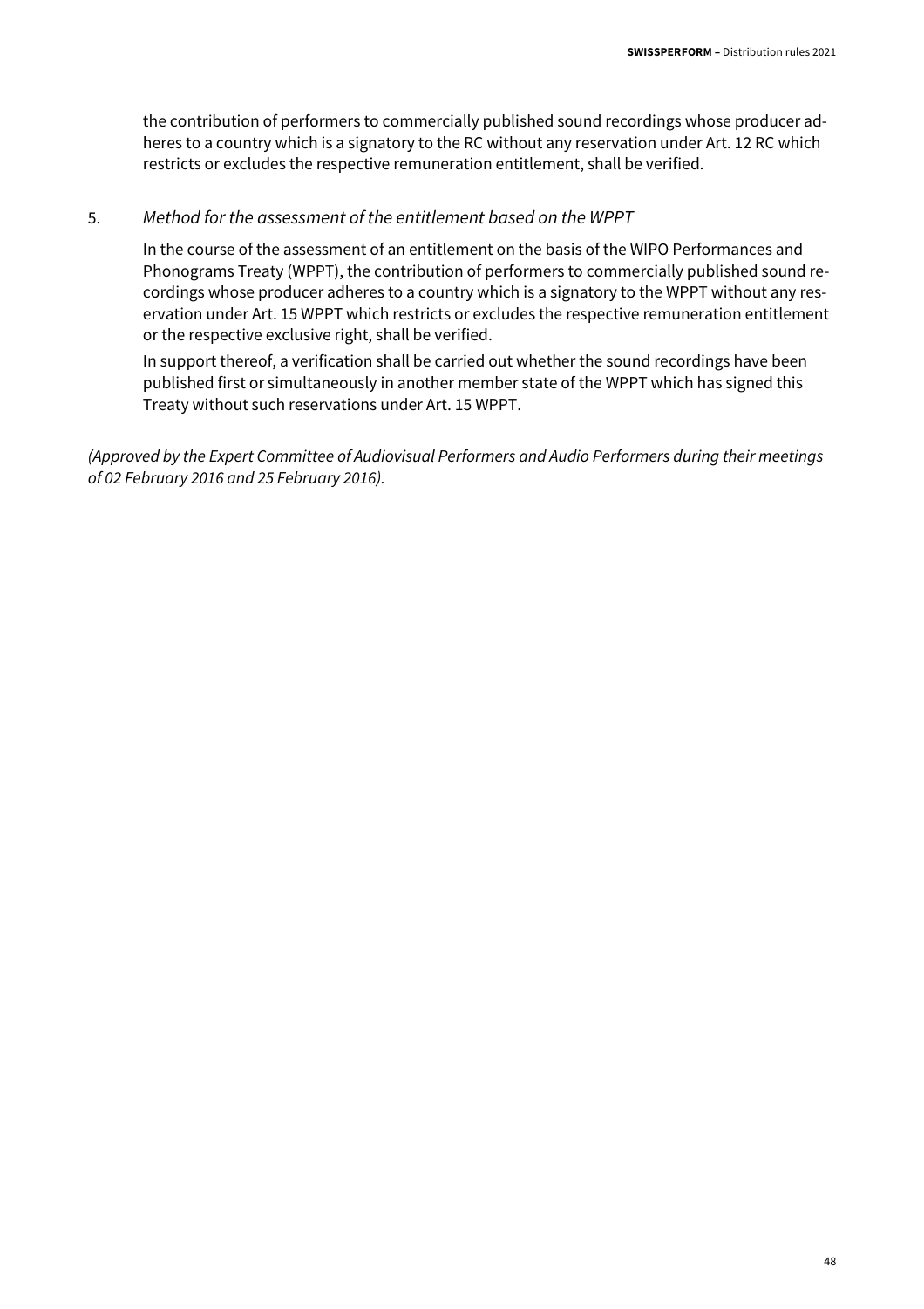the contribution of performers to commercially published sound recordings whose producer adheres to a country which is a signatory to the RC without any reservation under Art. 12 RC which restricts or excludes the respective remuneration entitlement, shall be verified.

5. *Method for the assessment of the entitlement based on the WPPT*

   In the course of the assessment of an entitlement on the basis of the WIPO Performances and Phonograms Treaty (WPPT), the contribution of performers to commercially published sound recordings whose producer adheres to a country which is a signatory to the WPPT without any reservation under Art. 15 WPPT which restricts or excludes the respective remuneration entitlement or the respective exclusive right, shall be verified.

   In support thereof, a verification shall be carried out whether the sound recordings have been published first or simultaneously in another member state of the WPPT which has signed this Treaty without such reservations under Art. 15 WPPT.

*(Approved by the Expert Committee of Audiovisual Performers and Audio Performers during their meetings of 02 February 2016 and 25 February 2016).*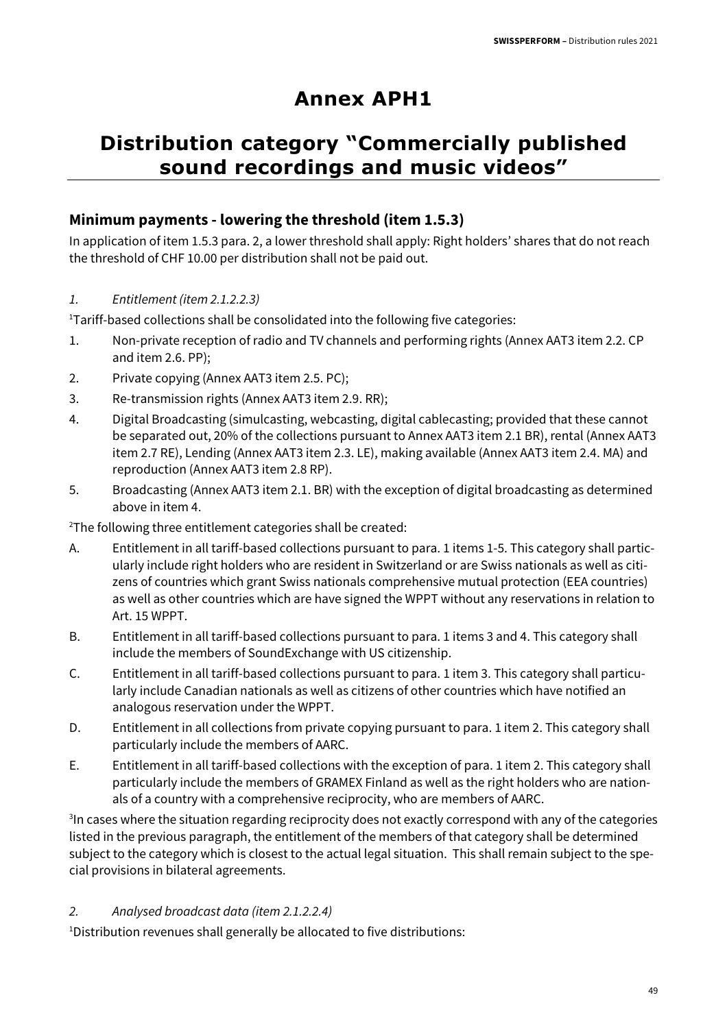# Annex APH1

# Distribution category "Commercially published sound recordings and music videos"

### Minimum payments - lowering the threshold (item 1.5.3)

In application of item 1.5.3 para. 2, a lower threshold shall apply: Right holders' shares that do not reach the threshold of CHF 10.00 per distribution shall not be paid out.

*1. Entitlement (item 2.1.2.2.3)*

[1]Tariff-based collections shall be consolidated into the following five categories:

1. Non-private reception of radio and TV channels and performing rights (Annex AAT3 item 2.2. CP and item 2.6. PP);
2. Private copying (Annex AAT3 item 2.5. PC);
3. Re-transmission rights (Annex AAT3 item 2.9. RR);
4. Digital Broadcasting (simulcasting, webcasting, digital cablecasting; provided that these cannot be separated out, 20% of the collections pursuant to Annex AAT3 item 2.1 BR), rental (Annex AAT3 item 2.7 RE), Lending (Annex AAT3 item 2.3. LE), making available (Annex AAT3 item 2.4. MA) and reproduction (Annex AAT3 item 2.8 RP).
5. Broadcasting (Annex AAT3 item 2.1. BR) with the exception of digital broadcasting as determined above in item 4.

[2]The following three entitlement categories shall be created:

A. Entitlement in all tariff-based collections pursuant to para. 1 items 1-5. This category shall particularly include right holders who are resident in Switzerland or are Swiss nationals as well as citizens of countries which grant Swiss nationals comprehensive mutual protection (EEA countries) as well as other countries which are have signed the WPPT without any reservations in relation to Art. 15 WPPT.

B. Entitlement in all tariff-based collections pursuant to para. 1 items 3 and 4. This category shall include the members of SoundExchange with US citizenship.

C. Entitlement in all tariff-based collections pursuant to para. 1 item 3. This category shall particularly include Canadian nationals as well as citizens of other countries which have notified an analogous reservation under the WPPT.

D. Entitlement in all collections from private copying pursuant to para. 1 item 2. This category shall particularly include the members of AARC.

E. Entitlement in all tariff-based collections with the exception of para. 1 item 2. This category shall particularly include the members of GRAMEX Finland as well as the right holders who are nationals of a country with a comprehensive reciprocity, who are members of AARC.

[3]In cases where the situation regarding reciprocity does not exactly correspond with any of the categories listed in the previous paragraph, the entitlement of the members of that category shall be determined subject to the category which is closest to the actual legal situation. This shall remain subject to the special provisions in bilateral agreements.

*2. Analysed broadcast data (item 2.1.2.2.4)*

[1]Distribution revenues shall generally be allocated to five distributions: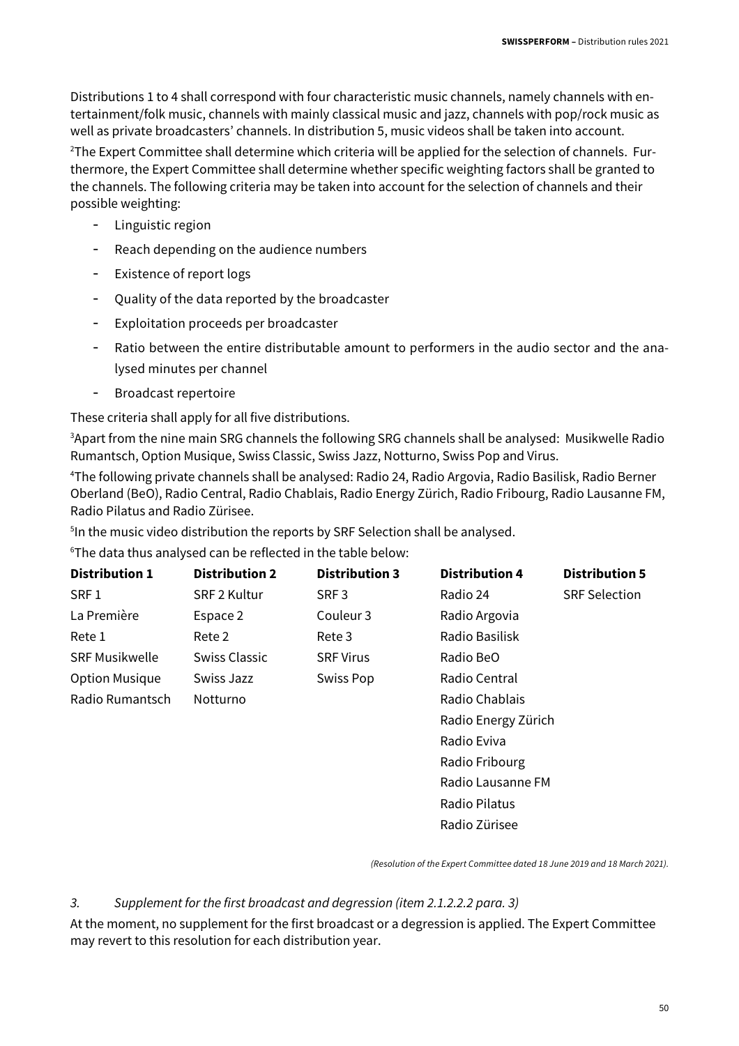Distributions 1 to 4 shall correspond with four characteristic music channels, namely channels with entertainment/folk music, channels with mainly classical music and jazz, channels with pop/rock music as well as private broadcasters' channels. In distribution 5, music videos shall be taken into account.

[2]The Expert Committee shall determine which criteria will be applied for the selection of channels. Furthermore, the Expert Committee shall determine whether specific weighting factors shall be granted to the channels. The following criteria may be taken into account for the selection of channels and their possible weighting:

- Linguistic region
- Reach depending on the audience numbers
- Existence of report logs
- Quality of the data reported by the broadcaster
- Exploitation proceeds per broadcaster
- Ratio between the entire distributable amount to performers in the audio sector and the analysed minutes per channel
- Broadcast repertoire

These criteria shall apply for all five distributions.

[3]Apart from the nine main SRG channels the following SRG channels shall be analysed: Musikwelle Radio Rumantsch, Option Musique, Swiss Classic, Swiss Jazz, Notturno, Swiss Pop and Virus.

[4]The following private channels shall be analysed: Radio 24, Radio Argovia, Radio Basilisk, Radio Berner Oberland (BeO), Radio Central, Radio Chablais, Radio Energy Zürich, Radio Fribourg, Radio Lausanne FM, Radio Pilatus and Radio Zürisee.

[5]In the music video distribution the reports by SRF Selection shall be analysed.

[6]The data thus analysed can be reflected in the table below:

| Distribution 1 | Distribution 2 | Distribution 3 | Distribution 4 | Distribution 5 |
|---|---|---|---|---|
| SRF 1 | SRF 2 Kultur | SRF 3 | Radio 24 | SRF Selection |
| La Première | Espace 2 | Couleur 3 | Radio Argovia | |
| Rete 1 | Rete 2 | Rete 3 | Radio Basilisk | |
| SRF Musikwelle | Swiss Classic | SRF Virus | Radio BeO | |
| Option Musique | Swiss Jazz | Swiss Pop | Radio Central | |
| Radio Rumantsch | Notturno | | Radio Chablais | |
| | | | Radio Energy Zürich | |
| | | | Radio Eviva | |
| | | | Radio Fribourg | |
| | | | Radio Lausanne FM | |
| | | | Radio Pilatus | |
| | | | Radio Zürisee | |

*(Resolution of the Expert Committee dated 18 June 2019 and 18 March 2021).*

*3. Supplement for the first broadcast and degression (item 2.1.2.2.2 para. 3)*

At the moment, no supplement for the first broadcast or a degression is applied. The Expert Committee may revert to this resolution for each distribution year.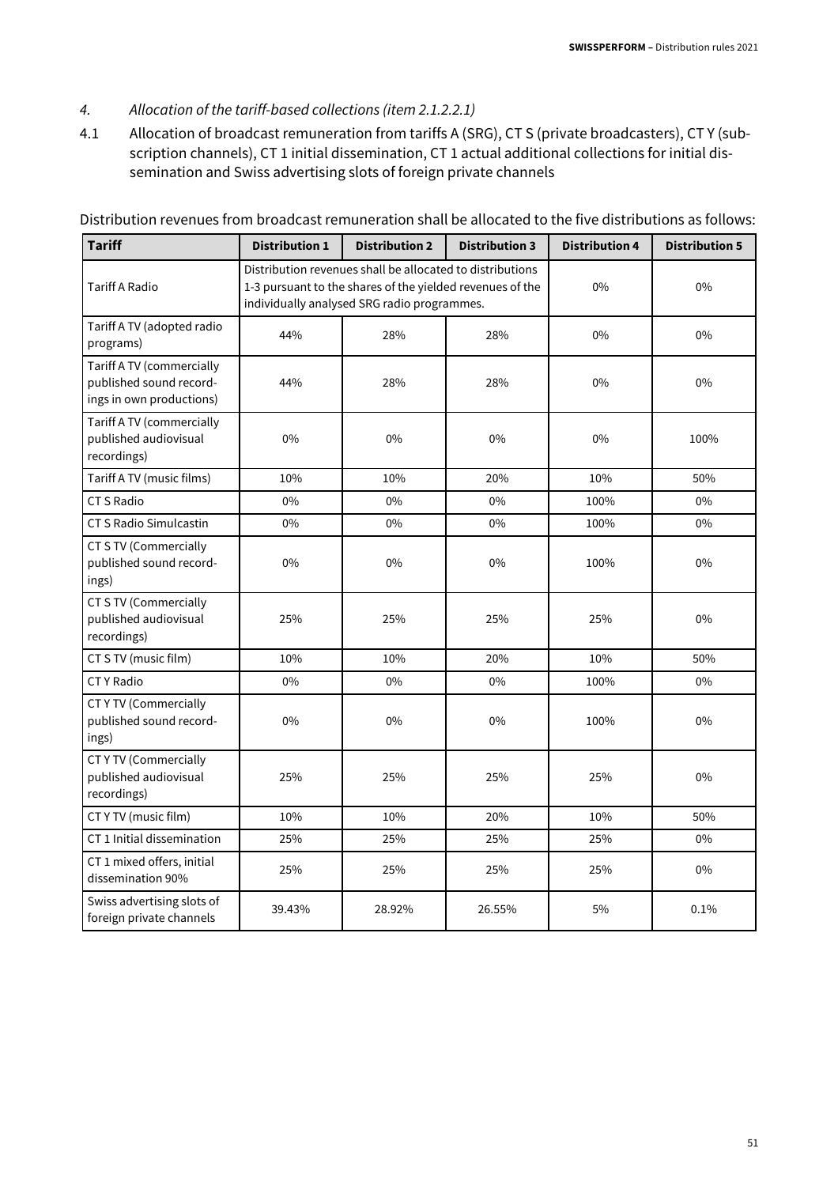*4. Allocation of the tariff-based collections (item 2.1.2.2.1)*

4.1 Allocation of broadcast remuneration from tariffs A (SRG), CT S (private broadcasters), CT Y (subscription channels), CT 1 initial dissemination, CT 1 actual additional collections for initial dissemination and Swiss advertising slots of foreign private channels

Distribution revenues from broadcast remuneration shall be allocated to the five distributions as follows:

| Tariff | Distribution 1 | Distribution 2 | Distribution 3 | Distribution 4 | Distribution 5 |
|---|---|---|---|---|---|
| Tariff A Radio | Distribution revenues shall be allocated to distributions 1-3 pursuant to the shares of the yielded revenues of the individually analysed SRG radio programmes. | | | 0% | 0% |
| Tariff A TV (adopted radio programs) | 44% | 28% | 28% | 0% | 0% |
| Tariff A TV (commercially published sound recordings in own productions) | 44% | 28% | 28% | 0% | 0% |
| Tariff A TV (commercially published audiovisual recordings) | 0% | 0% | 0% | 0% | 100% |
| Tariff A TV (music films) | 10% | 10% | 20% | 10% | 50% |
| CT S Radio | 0% | 0% | 0% | 100% | 0% |
| CT S Radio Simulcastin | 0% | 0% | 0% | 100% | 0% |
| CT S TV (Commercially published sound recordings) | 0% | 0% | 0% | 100% | 0% |
| CT S TV (Commercially published audiovisual recordings) | 25% | 25% | 25% | 25% | 0% |
| CT S TV (music film) | 10% | 10% | 20% | 10% | 50% |
| CT Y Radio | 0% | 0% | 0% | 100% | 0% |
| CT Y TV (Commercially published sound recordings) | 0% | 0% | 0% | 100% | 0% |
| CT Y TV (Commercially published audiovisual recordings) | 25% | 25% | 25% | 25% | 0% |
| CT Y TV (music film) | 10% | 10% | 20% | 10% | 50% |
| CT 1 Initial dissemination | 25% | 25% | 25% | 25% | 0% |
| CT 1 mixed offers, initial dissemination 90% | 25% | 25% | 25% | 25% | 0% |
| Swiss advertising slots of foreign private channels | 39.43% | 28.92% | 26.55% | 5% | 0.1% |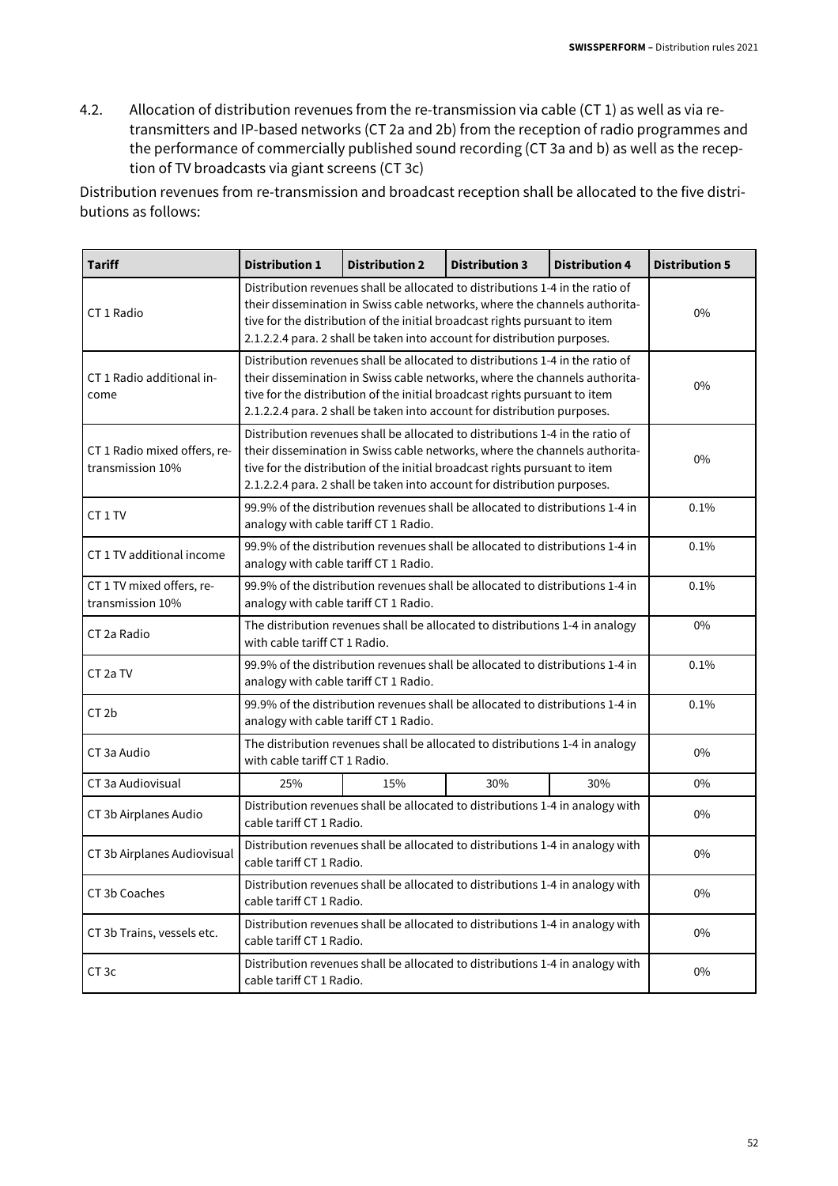4.2. Allocation of distribution revenues from the re-transmission via cable (CT 1) as well as via re-transmitters and IP-based networks (CT 2a and 2b) from the reception of radio programmes and the performance of commercially published sound recording (CT 3a and b) as well as the reception of TV broadcasts via giant screens (CT 3c)

Distribution revenues from re-transmission and broadcast reception shall be allocated to the five distributions as follows:

| Tariff | Distribution 1 | Distribution 2 | Distribution 3 | Distribution 4 | Distribution 5 |
|---|---|---|---|---|---|
| CT 1 Radio | Distribution revenues shall be allocated to distributions 1-4 in the ratio of their dissemination in Swiss cable networks, where the channels authoritative for the distribution of the initial broadcast rights pursuant to item 2.1.2.2.4 para. 2 shall be taken into account for distribution purposes. | | | | 0% |
| CT 1 Radio additional income | Distribution revenues shall be allocated to distributions 1-4 in the ratio of their dissemination in Swiss cable networks, where the channels authoritative for the distribution of the initial broadcast rights pursuant to item 2.1.2.2.4 para. 2 shall be taken into account for distribution purposes. | | | | 0% |
| CT 1 Radio mixed offers, re-transmission 10% | Distribution revenues shall be allocated to distributions 1-4 in the ratio of their dissemination in Swiss cable networks, where the channels authoritative for the distribution of the initial broadcast rights pursuant to item 2.1.2.2.4 para. 2 shall be taken into account for distribution purposes. | | | | 0% |
| CT 1 TV | 99.9% of the distribution revenues shall be allocated to distributions 1-4 in analogy with cable tariff CT 1 Radio. | | | | 0.1% |
| CT 1 TV additional income | 99.9% of the distribution revenues shall be allocated to distributions 1-4 in analogy with cable tariff CT 1 Radio. | | | | 0.1% |
| CT 1 TV mixed offers, re-transmission 10% | 99.9% of the distribution revenues shall be allocated to distributions 1-4 in analogy with cable tariff CT 1 Radio. | | | | 0.1% |
| CT 2a Radio | The distribution revenues shall be allocated to distributions 1-4 in analogy with cable tariff CT 1 Radio. | | | | 0% |
| CT 2a TV | 99.9% of the distribution revenues shall be allocated to distributions 1-4 in analogy with cable tariff CT 1 Radio. | | | | 0.1% |
| CT 2b | 99.9% of the distribution revenues shall be allocated to distributions 1-4 in analogy with cable tariff CT 1 Radio. | | | | 0.1% |
| CT 3a Audio | The distribution revenues shall be allocated to distributions 1-4 in analogy with cable tariff CT 1 Radio. | | | | 0% |
| CT 3a Audiovisual | 25% | 15% | 30% | 30% | 0% |
| CT 3b Airplanes Audio | Distribution revenues shall be allocated to distributions 1-4 in analogy with cable tariff CT 1 Radio. | | | | 0% |
| CT 3b Airplanes Audiovisual | Distribution revenues shall be allocated to distributions 1-4 in analogy with cable tariff CT 1 Radio. | | | | 0% |
| CT 3b Coaches | Distribution revenues shall be allocated to distributions 1-4 in analogy with cable tariff CT 1 Radio. | | | | 0% |
| CT 3b Trains, vessels etc. | Distribution revenues shall be allocated to distributions 1-4 in analogy with cable tariff CT 1 Radio. | | | | 0% |
| CT 3c | Distribution revenues shall be allocated to distributions 1-4 in analogy with cable tariff CT 1 Radio. | | | | 0% |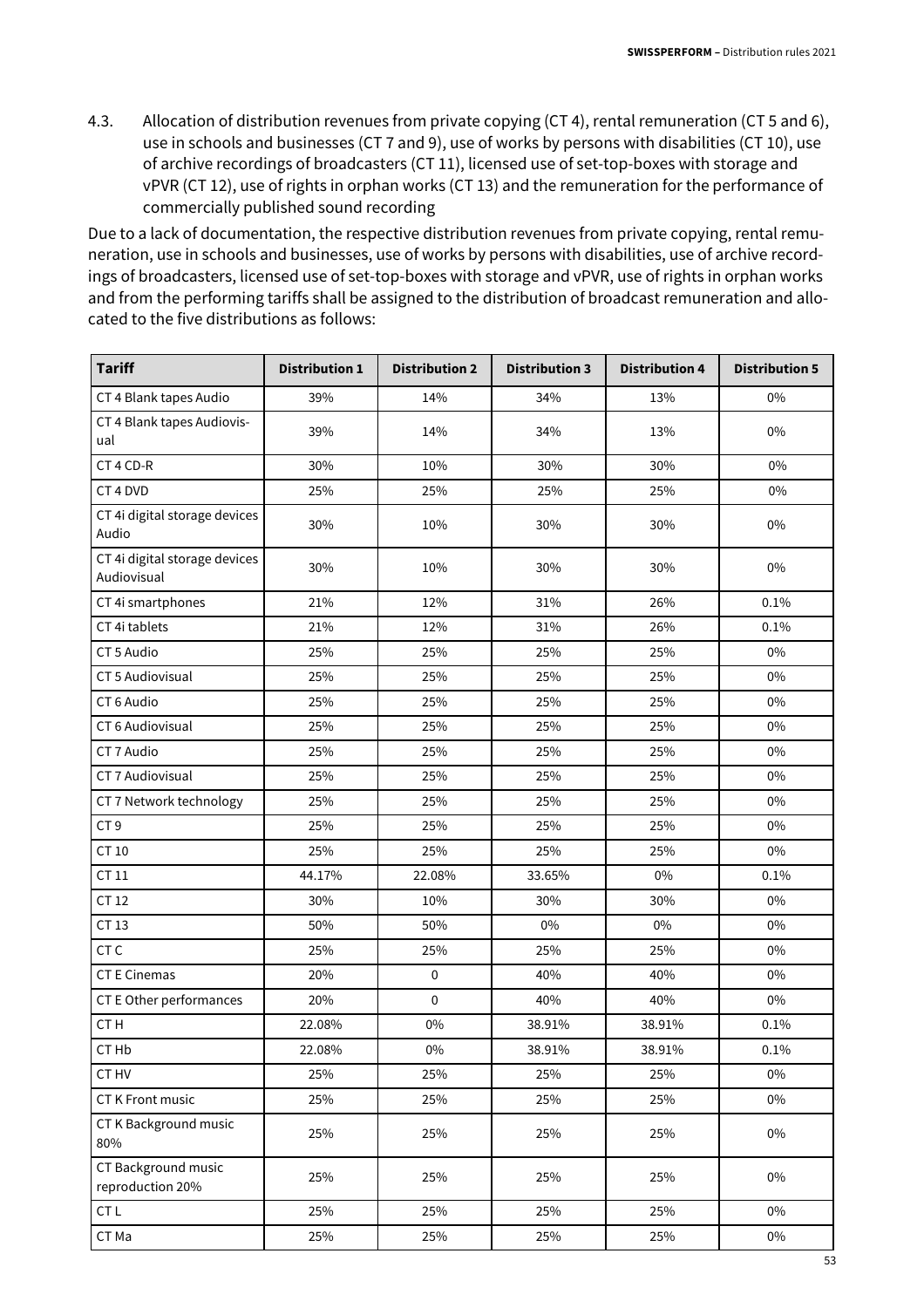4.3. Allocation of distribution revenues from private copying (CT 4), rental remuneration (CT 5 and 6), use in schools and businesses (CT 7 and 9), use of works by persons with disabilities (CT 10), use of archive recordings of broadcasters (CT 11), licensed use of set-top-boxes with storage and vPVR (CT 12), use of rights in orphan works (CT 13) and the remuneration for the performance of commercially published sound recording

Due to a lack of documentation, the respective distribution revenues from private copying, rental remuneration, use in schools and businesses, use of works by persons with disabilities, use of archive recordings of broadcasters, licensed use of set-top-boxes with storage and vPVR, use of rights in orphan works and from the performing tariffs shall be assigned to the distribution of broadcast remuneration and allocated to the five distributions as follows:

| Tariff | Distribution 1 | Distribution 2 | Distribution 3 | Distribution 4 | Distribution 5 |
|---|---|---|---|---|---|
| CT 4 Blank tapes Audio | 39% | 14% | 34% | 13% | 0% |
| CT 4 Blank tapes Audiovisual | 39% | 14% | 34% | 13% | 0% |
| CT 4 CD-R | 30% | 10% | 30% | 30% | 0% |
| CT 4 DVD | 25% | 25% | 25% | 25% | 0% |
| CT 4i digital storage devices Audio | 30% | 10% | 30% | 30% | 0% |
| CT 4i digital storage devices Audiovisual | 30% | 10% | 30% | 30% | 0% |
| CT 4i smartphones | 21% | 12% | 31% | 26% | 0.1% |
| CT 4i tablets | 21% | 12% | 31% | 26% | 0.1% |
| CT 5 Audio | 25% | 25% | 25% | 25% | 0% |
| CT 5 Audiovisual | 25% | 25% | 25% | 25% | 0% |
| CT 6 Audio | 25% | 25% | 25% | 25% | 0% |
| CT 6 Audiovisual | 25% | 25% | 25% | 25% | 0% |
| CT 7 Audio | 25% | 25% | 25% | 25% | 0% |
| CT 7 Audiovisual | 25% | 25% | 25% | 25% | 0% |
| CT 7 Network technology | 25% | 25% | 25% | 25% | 0% |
| CT 9 | 25% | 25% | 25% | 25% | 0% |
| CT 10 | 25% | 25% | 25% | 25% | 0% |
| CT 11 | 44.17% | 22.08% | 33.65% | 0% | 0.1% |
| CT 12 | 30% | 10% | 30% | 30% | 0% |
| CT 13 | 50% | 50% | 0% | 0% | 0% |
| CT C | 25% | 25% | 25% | 25% | 0% |
| CT E Cinemas | 20% | 0 | 40% | 40% | 0% |
| CT E Other performances | 20% | 0 | 40% | 40% | 0% |
| CT H | 22.08% | 0% | 38.91% | 38.91% | 0.1% |
| CT Hb | 22.08% | 0% | 38.91% | 38.91% | 0.1% |
| CT HV | 25% | 25% | 25% | 25% | 0% |
| CT K Front music | 25% | 25% | 25% | 25% | 0% |
| CT K Background music 80% | 25% | 25% | 25% | 25% | 0% |
| CT Background music reproduction 20% | 25% | 25% | 25% | 25% | 0% |
| CT L | 25% | 25% | 25% | 25% | 0% |
| CT Ma | 25% | 25% | 25% | 25% | 0% |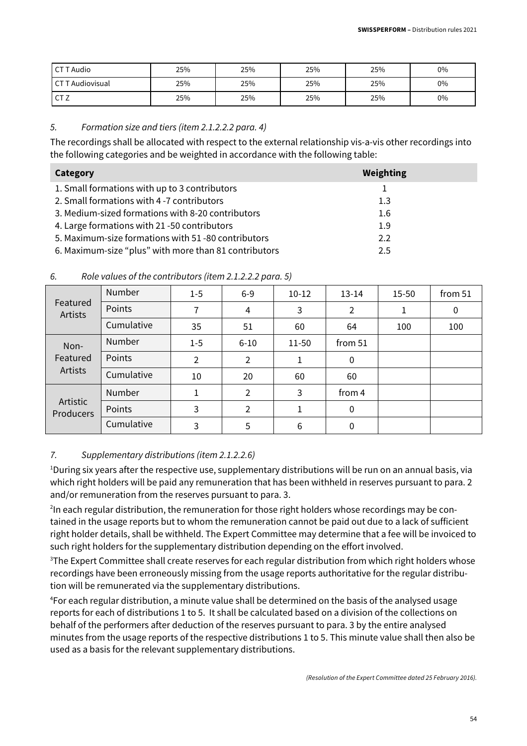| CT T Audio | 25% | 25% | 25% | 25% | 0% |
|---|---|---|---|---|---|
| CT T Audiovisual | 25% | 25% | 25% | 25% | 0% |
| CT Z | 25% | 25% | 25% | 25% | 0% |

*5. Formation size and tiers (item 2.1.2.2.2 para. 4)*

The recordings shall be allocated with respect to the external relationship vis-a-vis other recordings into the following categories and be weighted in accordance with the following table:

| Category | Weighting |
|---|---|
| 1. Small formations with up to 3 contributors | 1 |
| 2. Small formations with 4 -7 contributors | 1.3 |
| 3. Medium-sized formations with 8-20 contributors | 1.6 |
| 4. Large formations with 21 -50 contributors | 1.9 |
| 5. Maximum-size formations with 51 -80 contributors | 2.2 |
| 6. Maximum-size "plus" with more than 81 contributors | 2.5 |

*6. Role values of the contributors (item 2.1.2.2.2 para. 5)*

| | | | | | | | |
|---|---|---|---|---|---|---|---|
| Featured Artists | Number | 1-5 | 6-9 | 10-12 | 13-14 | 15-50 | from 51 |
| | Points | 7 | 4 | 3 | 2 | 1 | 0 |
| | Cumulative | 35 | 51 | 60 | 64 | 100 | 100 |
| Non-Featured Artists | Number | 1-5 | 6-10 | 11-50 | from 51 | | |
| | Points | 2 | 2 | 1 | 0 | | |
| | Cumulative | 10 | 20 | 60 | 60 | | |
| Artistic Producers | Number | 1 | 2 | 3 | from 4 | | |
| | Points | 3 | 2 | 1 | 0 | | |
| | Cumulative | 3 | 5 | 6 | 0 | | |

*7. Supplementary distributions (item 2.1.2.2.6)*

[1]During six years after the respective use, supplementary distributions will be run on an annual basis, via which right holders will be paid any remuneration that has been withheld in reserves pursuant to para. 2 and/or remuneration from the reserves pursuant to para. 3.

[2]In each regular distribution, the remuneration for those right holders whose recordings may be contained in the usage reports but to whom the remuneration cannot be paid out due to a lack of sufficient right holder details, shall be withheld. The Expert Committee may determine that a fee will be invoiced to such right holders for the supplementary distribution depending on the effort involved.

[3]The Expert Committee shall create reserves for each regular distribution from which right holders whose recordings have been erroneously missing from the usage reports authoritative for the regular distribution will be remunerated via the supplementary distributions.

[4]For each regular distribution, a minute value shall be determined on the basis of the analysed usage reports for each of distributions 1 to 5. It shall be calculated based on a division of the collections on behalf of the performers after deduction of the reserves pursuant to para. 3 by the entire analysed minutes from the usage reports of the respective distributions 1 to 5. This minute value shall then also be used as a basis for the relevant supplementary distributions.

*(Resolution of the Expert Committee dated 25 February 2016).*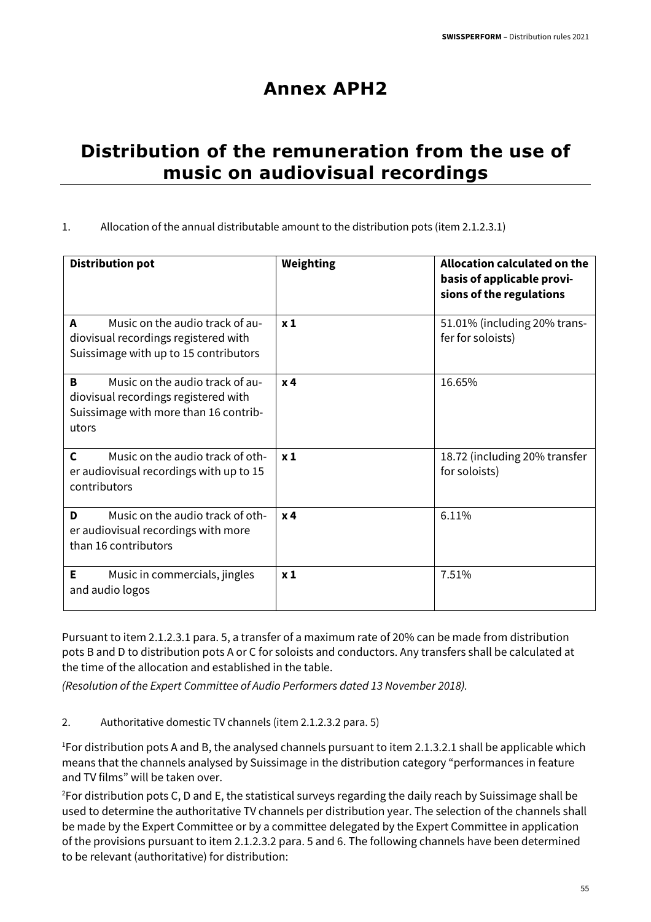# Annex APH2

# Distribution of the remuneration from the use of music on audiovisual recordings

1. Allocation of the annual distributable amount to the distribution pots (item 2.1.2.3.1)

| Distribution pot | Weighting | Allocation calculated on the basis of applicable provisions of the regulations |
|---|---|---|
| **A** Music on the audio track of audiovisual recordings registered with Suissimage with up to 15 contributors | **x 1** | 51.01% (including 20% transfer for soloists) |
| **B** Music on the audio track of audiovisual recordings registered with Suissimage with more than 16 contributors | **x 4** | 16.65% |
| **C** Music on the audio track of other audiovisual recordings with up to 15 contributors | **x 1** | 18.72 (including 20% transfer for soloists) |
| **D** Music on the audio track of other audiovisual recordings with more than 16 contributors | **x 4** | 6.11% |
| **E** Music in commercials, jingles and audio logos | **x 1** | 7.51% |

Pursuant to item 2.1.2.3.1 para. 5, a transfer of a maximum rate of 20% can be made from distribution pots B and D to distribution pots A or C for soloists and conductors. Any transfers shall be calculated at the time of the allocation and established in the table.

*(Resolution of the Expert Committee of Audio Performers dated 13 November 2018).*

2. Authoritative domestic TV channels (item 2.1.2.3.2 para. 5)

[1]For distribution pots A and B, the analysed channels pursuant to item 2.1.3.2.1 shall be applicable which means that the channels analysed by Suissimage in the distribution category "performances in feature and TV films" will be taken over.

[2]For distribution pots C, D and E, the statistical surveys regarding the daily reach by Suissimage shall be used to determine the authoritative TV channels per distribution year. The selection of the channels shall be made by the Expert Committee or by a committee delegated by the Expert Committee in application of the provisions pursuant to item 2.1.2.3.2 para. 5 and 6. The following channels have been determined to be relevant (authoritative) for distribution: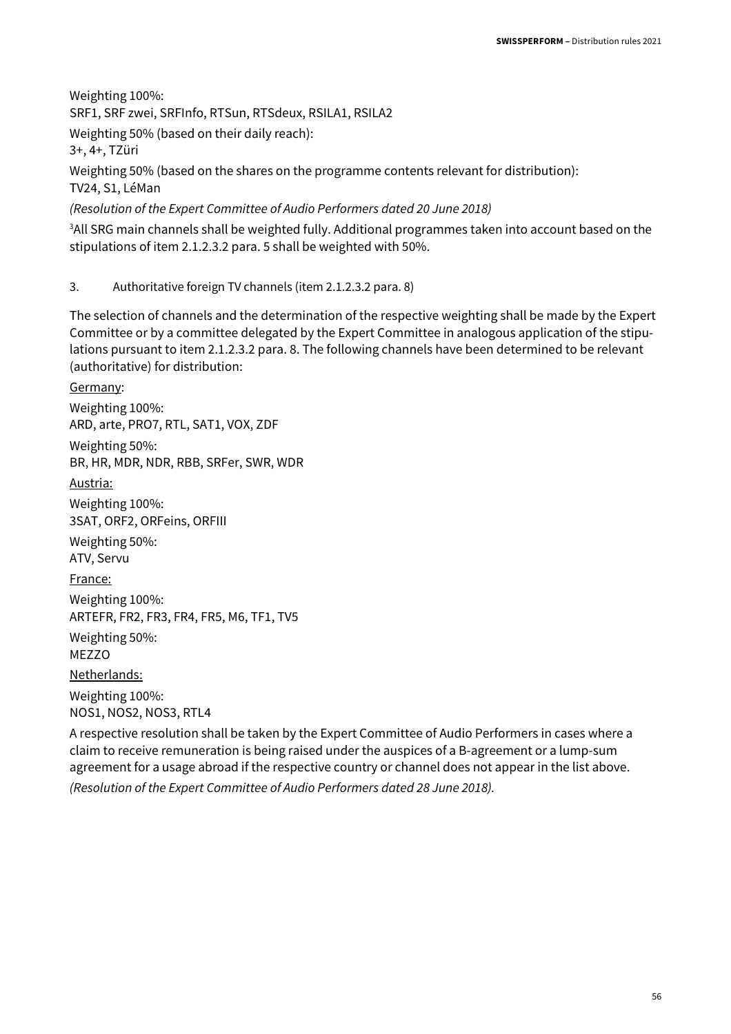Weighting 100%:
SRF1, SRF zwei, SRFInfo, RTSun, RTSdeux, RSILA1, RSILA2

Weighting 50% (based on their daily reach):
3+, 4+, TZüri

Weighting 50% (based on the shares on the programme contents relevant for distribution):
TV24, S1, LéMan

*(Resolution of the Expert Committee of Audio Performers dated 20 June 2018)*

[3]All SRG main channels shall be weighted fully. Additional programmes taken into account based on the stipulations of item 2.1.2.3.2 para. 5 shall be weighted with 50%.

3. Authoritative foreign TV channels (item 2.1.2.3.2 para. 8)

The selection of channels and the determination of the respective weighting shall be made by the Expert Committee or by a committee delegated by the Expert Committee in analogous application of the stipulations pursuant to item 2.1.2.3.2 para. 8. The following channels have been determined to be relevant (authoritative) for distribution:

Germany:

Weighting 100%:
ARD, arte, PRO7, RTL, SAT1, VOX, ZDF

Weighting 50%:
BR, HR, MDR, NDR, RBB, SRFer, SWR, WDR

Austria:

Weighting 100%:
3SAT, ORF2, ORFeins, ORFIII

Weighting 50%:
ATV, Servu

France:

Weighting 100%:
ARTEFR, FR2, FR3, FR4, FR5, M6, TF1, TV5

Weighting 50%:
MEZZO

Netherlands:

Weighting 100%:
NOS1, NOS2, NOS3, RTL4

A respective resolution shall be taken by the Expert Committee of Audio Performers in cases where a claim to receive remuneration is being raised under the auspices of a B-agreement or a lump-sum agreement for a usage abroad if the respective country or channel does not appear in the list above.

*(Resolution of the Expert Committee of Audio Performers dated 28 June 2018).*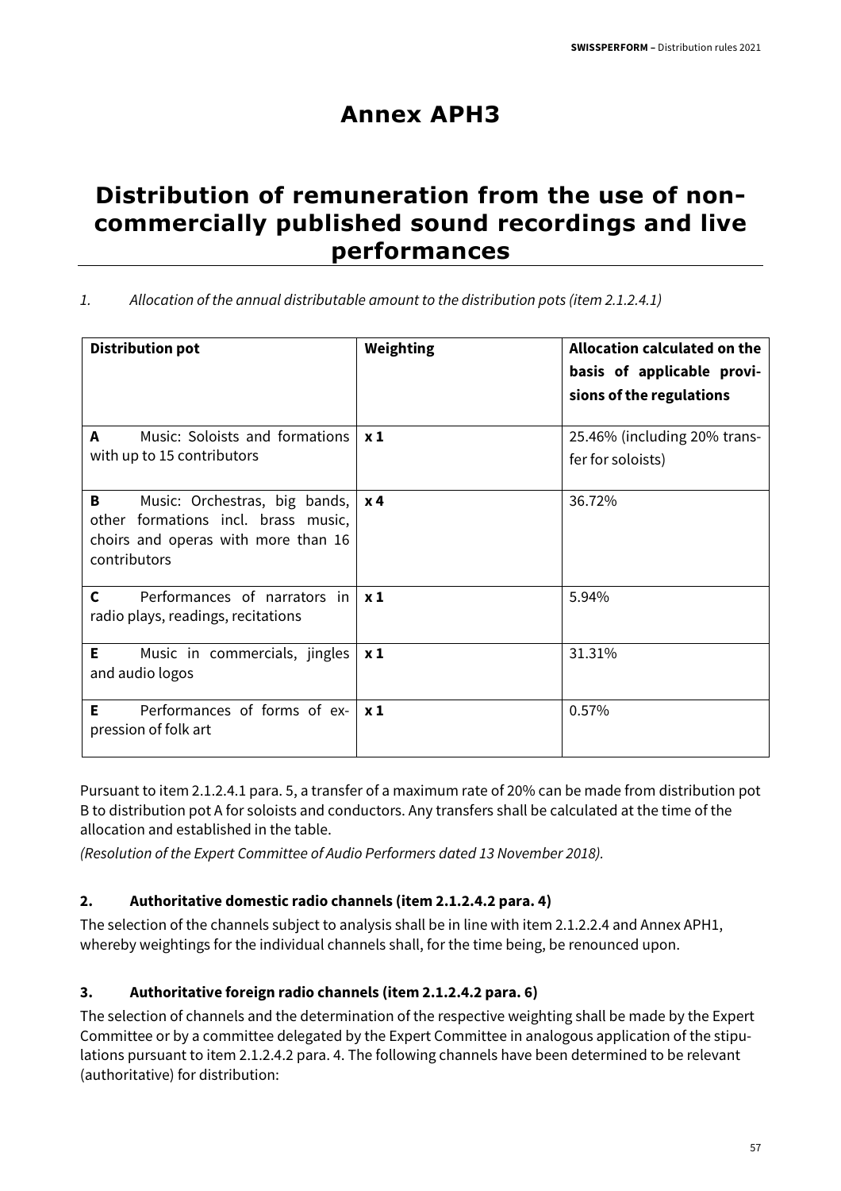# Annex APH3

# Distribution of remuneration from the use of non-commercially published sound recordings and live performances

*1. Allocation of the annual distributable amount to the distribution pots (item 2.1.2.4.1)*

| Distribution pot | Weighting | Allocation calculated on the basis of applicable provisions of the regulations |
|---|---|---|
| **A** Music: Soloists and formations with up to 15 contributors | **x 1** | 25.46% (including 20% transfer for soloists) |
| **B** Music: Orchestras, big bands, other formations incl. brass music, choirs and operas with more than 16 contributors | **x 4** | 36.72% |
| **C** Performances of narrators in radio plays, readings, recitations | **x 1** | 5.94% |
| **E** Music in commercials, jingles and audio logos | **x 1** | 31.31% |
| **E** Performances of forms of expression of folk art | **x 1** | 0.57% |

Pursuant to item 2.1.2.4.1 para. 5, a transfer of a maximum rate of 20% can be made from distribution pot B to distribution pot A for soloists and conductors. Any transfers shall be calculated at the time of the allocation and established in the table.

*(Resolution of the Expert Committee of Audio Performers dated 13 November 2018).*

### 2. Authoritative domestic radio channels (item 2.1.2.4.2 para. 4)

The selection of the channels subject to analysis shall be in line with item 2.1.2.2.4 and Annex APH1, whereby weightings for the individual channels shall, for the time being, be renounced upon.

### 3. Authoritative foreign radio channels (item 2.1.2.4.2 para. 6)

The selection of channels and the determination of the respective weighting shall be made by the Expert Committee or by a committee delegated by the Expert Committee in analogous application of the stipulations pursuant to item 2.1.2.4.2 para. 4. The following channels have been determined to be relevant (authoritative) for distribution: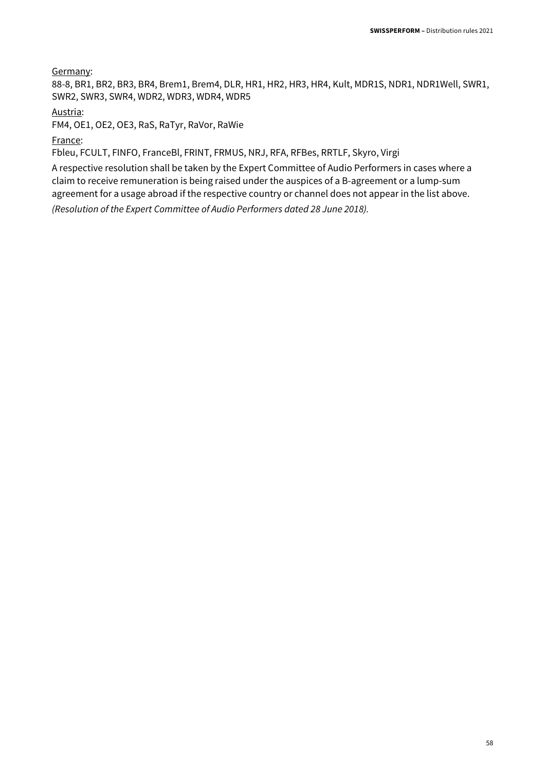<u>Germany</u>:

88-8, BR1, BR2, BR3, BR4, Brem1, Brem4, DLR, HR1, HR2, HR3, HR4, Kult, MDR1S, NDR1, NDR1Well, SWR1, SWR2, SWR3, SWR4, WDR2, WDR3, WDR4, WDR5

<u>Austria</u>:

FM4, OE1, OE2, OE3, RaS, RaTyr, RaVor, RaWie

<u>France</u>:

Fbleu, FCULT, FINFO, FranceBl, FRINT, FRMUS, NRJ, RFA, RFBes, RRTLF, Skyro, Virgi

A respective resolution shall be taken by the Expert Committee of Audio Performers in cases where a claim to receive remuneration is being raised under the auspices of a B-agreement or a lump-sum agreement for a usage abroad if the respective country or channel does not appear in the list above.

*(Resolution of the Expert Committee of Audio Performers dated 28 June 2018).*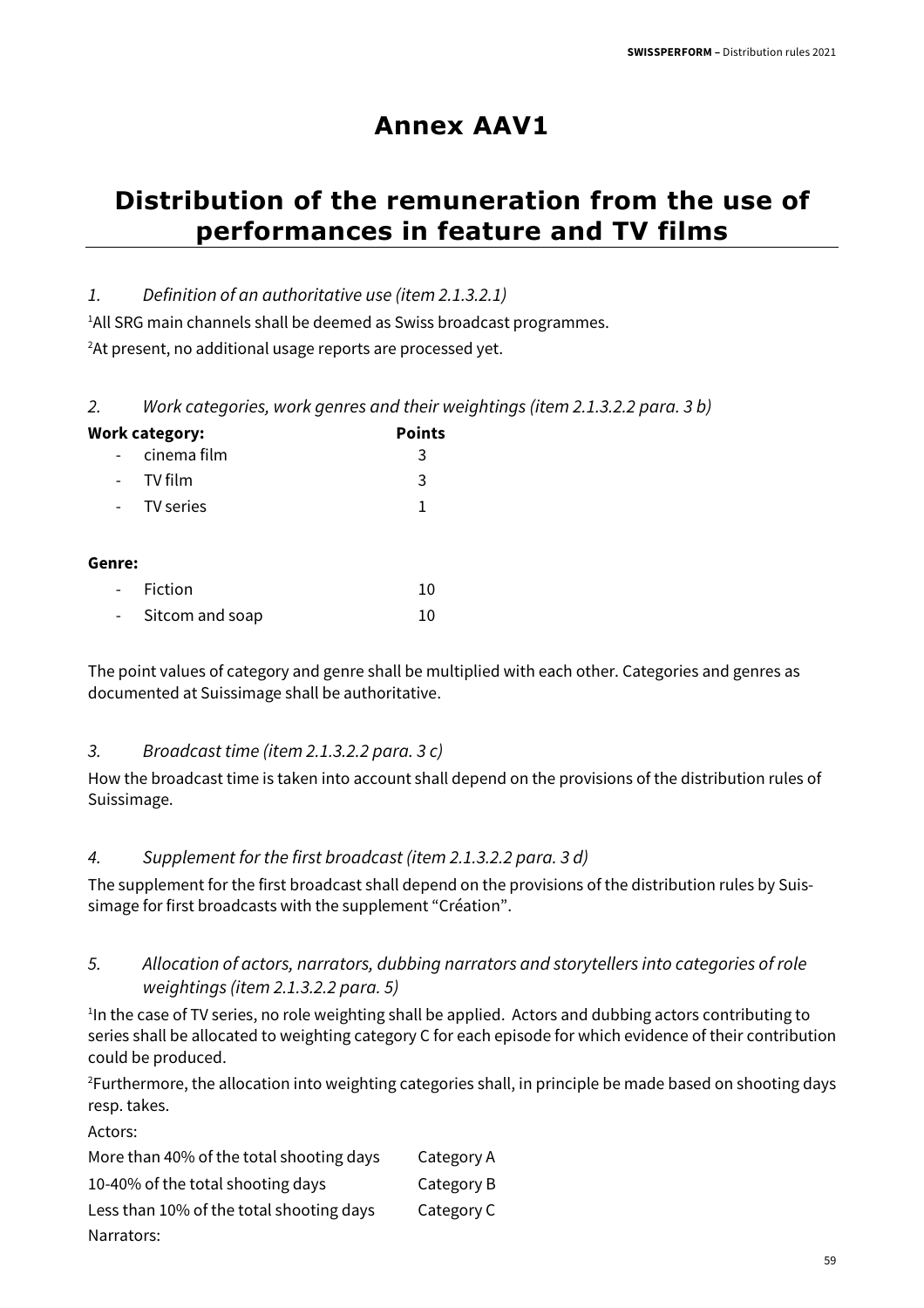# Annex AAV1

# Distribution of the remuneration from the use of performances in feature and TV films

*1. Definition of an authoritative use (item 2.1.3.2.1)*

[1]All SRG main channels shall be deemed as Swiss broadcast programmes.

[2]At present, no additional usage reports are processed yet.

*2. Work categories, work genres and their weightings (item 2.1.3.2.2 para. 3 b)*

| **Work category:** | **Points** |
|---|---|
| - cinema film | 3 |
| - TV film | 3 |
| - TV series | 1 |

| **Genre:** | |
|---|---|
| - Fiction | 10 |
| - Sitcom and soap | 10 |

The point values of category and genre shall be multiplied with each other. Categories and genres as documented at Suissimage shall be authoritative.

*3. Broadcast time (item 2.1.3.2.2 para. 3 c)*

How the broadcast time is taken into account shall depend on the provisions of the distribution rules of Suissimage.

*4. Supplement for the first broadcast (item 2.1.3.2.2 para. 3 d)*

The supplement for the first broadcast shall depend on the provisions of the distribution rules by Suissimage for first broadcasts with the supplement "Création".

*5. Allocation of actors, narrators, dubbing narrators and storytellers into categories of role weightings (item 2.1.3.2.2 para. 5)*

[1]In the case of TV series, no role weighting shall be applied. Actors and dubbing actors contributing to series shall be allocated to weighting category C for each episode for which evidence of their contribution could be produced.

[2]Furthermore, the allocation into weighting categories shall, in principle be made based on shooting days resp. takes.

Actors:

| | |
|---|---|
| More than 40% of the total shooting days | Category A |
| 10-40% of the total shooting days | Category B |
| Less than 10% of the total shooting days | Category C |

Narrators: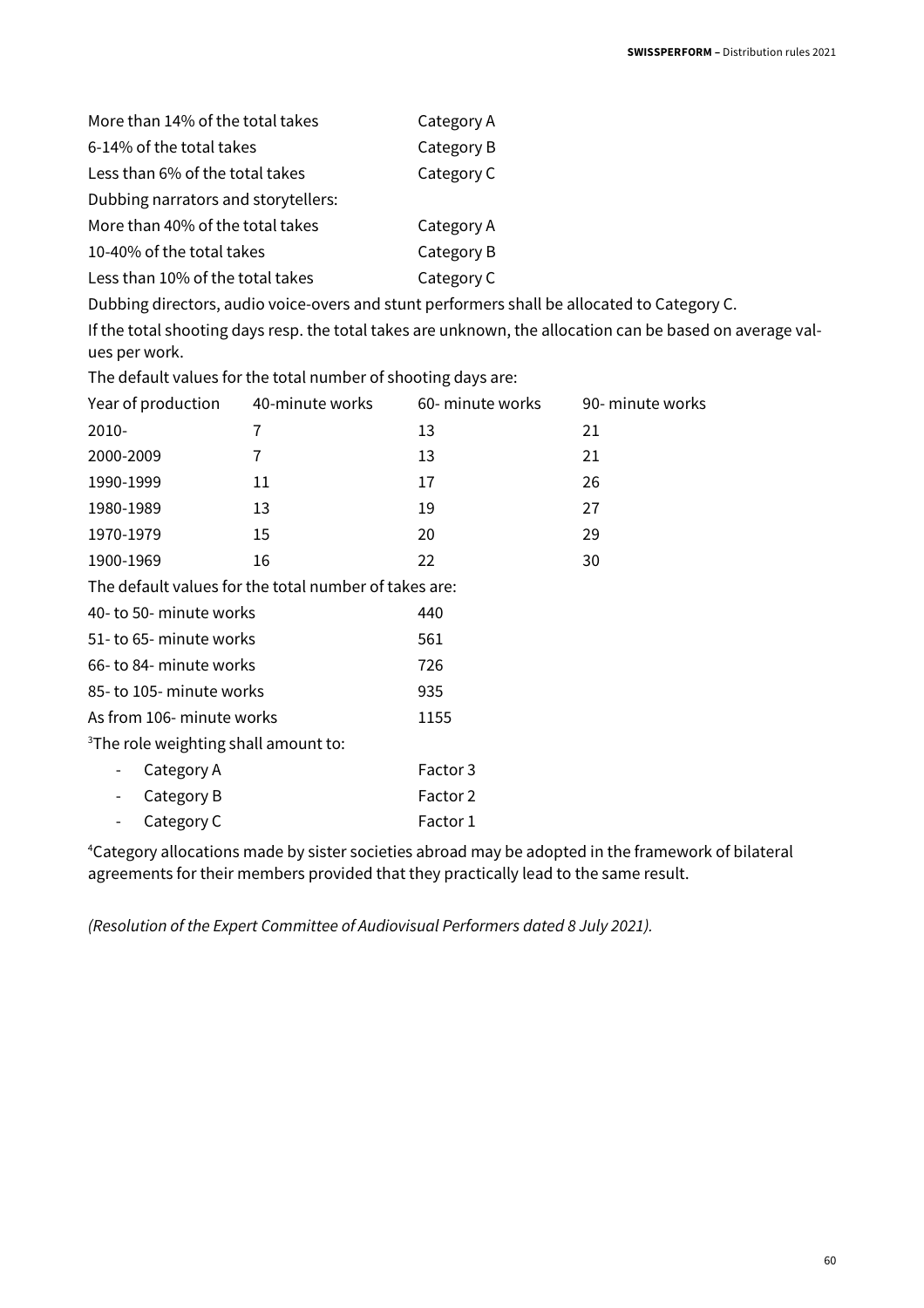| | |
|---|---|
| More than 14% of the total takes | Category A |
| 6-14% of the total takes | Category B |
| Less than 6% of the total takes | Category C |

Dubbing narrators and storytellers:

| | |
|---|---|
| More than 40% of the total takes | Category A |
| 10-40% of the total takes | Category B |
| Less than 10% of the total takes | Category C |

Dubbing directors, audio voice-overs and stunt performers shall be allocated to Category C.

If the total shooting days resp. the total takes are unknown, the allocation can be based on average values per work.

The default values for the total number of shooting days are:

| Year of production | 40-minute works | 60- minute works | 90- minute works |
|---|---|---|---|
| 2010- | 7 | 13 | 21 |
| 2000-2009 | 7 | 13 | 21 |
| 1990-1999 | 11 | 17 | 26 |
| 1980-1989 | 13 | 19 | 27 |
| 1970-1979 | 15 | 20 | 29 |
| 1900-1969 | 16 | 22 | 30 |

The default values for the total number of takes are:

| | |
|---|---|
| 40- to 50- minute works | 440 |
| 51- to 65- minute works | 561 |
| 66- to 84- minute works | 726 |
| 85- to 105- minute works | 935 |
| As from 106- minute works | 1155 |

[3]The role weighting shall amount to:

- Category A — Factor 3
- Category B — Factor 2
- Category C — Factor 1

[4]Category allocations made by sister societies abroad may be adopted in the framework of bilateral agreements for their members provided that they practically lead to the same result.

*(Resolution of the Expert Committee of Audiovisual Performers dated 8 July 2021).*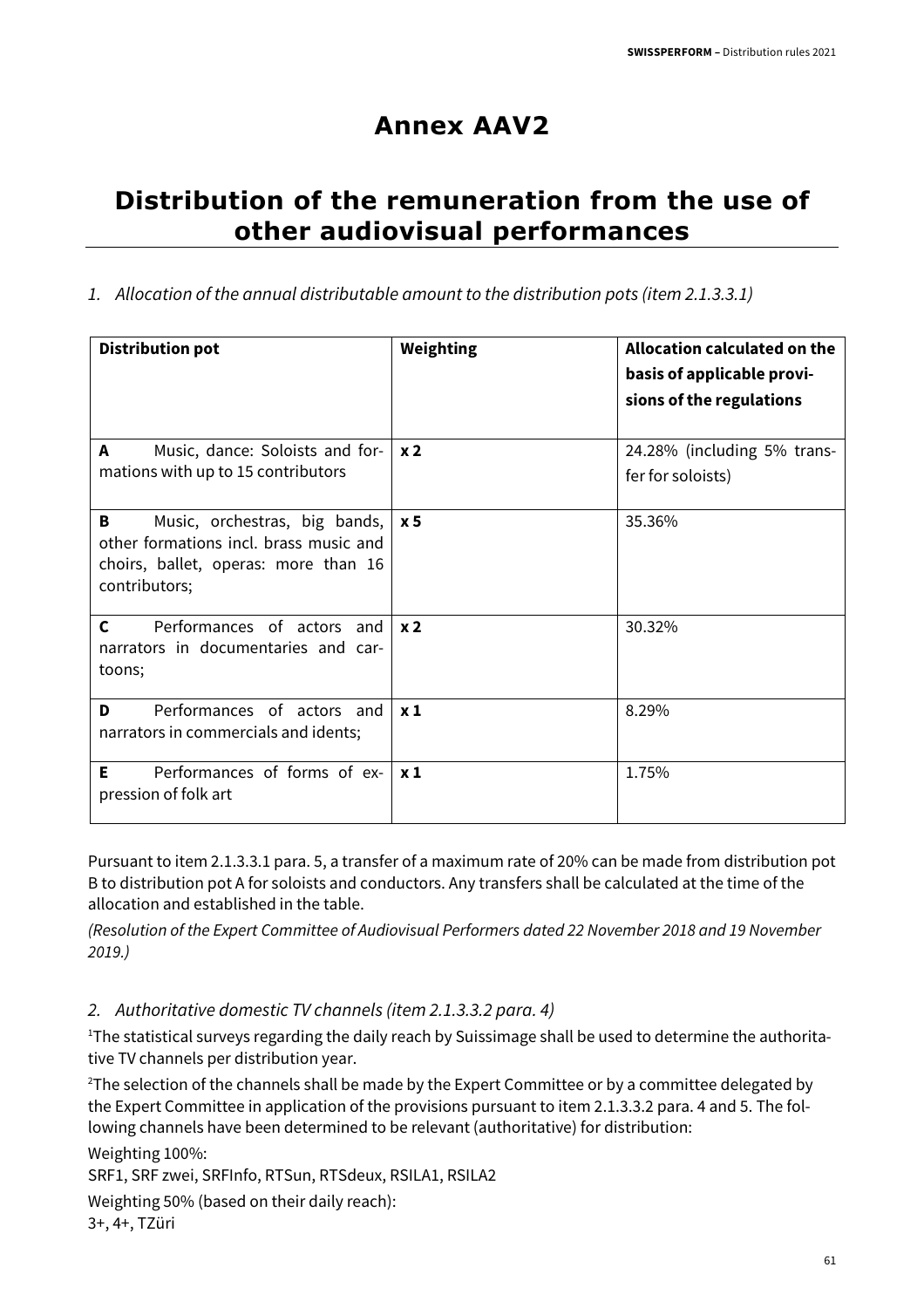# Annex AAV2

# Distribution of the remuneration from the use of other audiovisual performances

*1. Allocation of the annual distributable amount to the distribution pots (item 2.1.3.3.1)*

| Distribution pot | Weighting | Allocation calculated on the basis of applicable provisions of the regulations |
|---|---|---|
| **A** Music, dance: Soloists and formations with up to 15 contributors | **x 2** | 24.28% (including 5% transfer for soloists) |
| **B** Music, orchestras, big bands, other formations incl. brass music and choirs, ballet, operas: more than 16 contributors; | **x 5** | 35.36% |
| **C** Performances of actors and narrators in documentaries and cartoons; | **x 2** | 30.32% |
| **D** Performances of actors and narrators in commercials and idents; | **x 1** | 8.29% |
| **E** Performances of forms of expression of folk art | **x 1** | 1.75% |

Pursuant to item 2.1.3.3.1 para. 5, a transfer of a maximum rate of 20% can be made from distribution pot B to distribution pot A for soloists and conductors. Any transfers shall be calculated at the time of the allocation and established in the table.

*(Resolution of the Expert Committee of Audiovisual Performers dated 22 November 2018 and 19 November 2019.)*

*2. Authoritative domestic TV channels (item 2.1.3.3.2 para. 4)*

[1]The statistical surveys regarding the daily reach by Suissimage shall be used to determine the authoritative TV channels per distribution year.

[2]The selection of the channels shall be made by the Expert Committee or by a committee delegated by the Expert Committee in application of the provisions pursuant to item 2.1.3.3.2 para. 4 and 5. The following channels have been determined to be relevant (authoritative) for distribution:

Weighting 100%:
SRF1, SRF zwei, SRFInfo, RTSun, RTSdeux, RSILA1, RSILA2

Weighting 50% (based on their daily reach):
3+, 4+, TZüri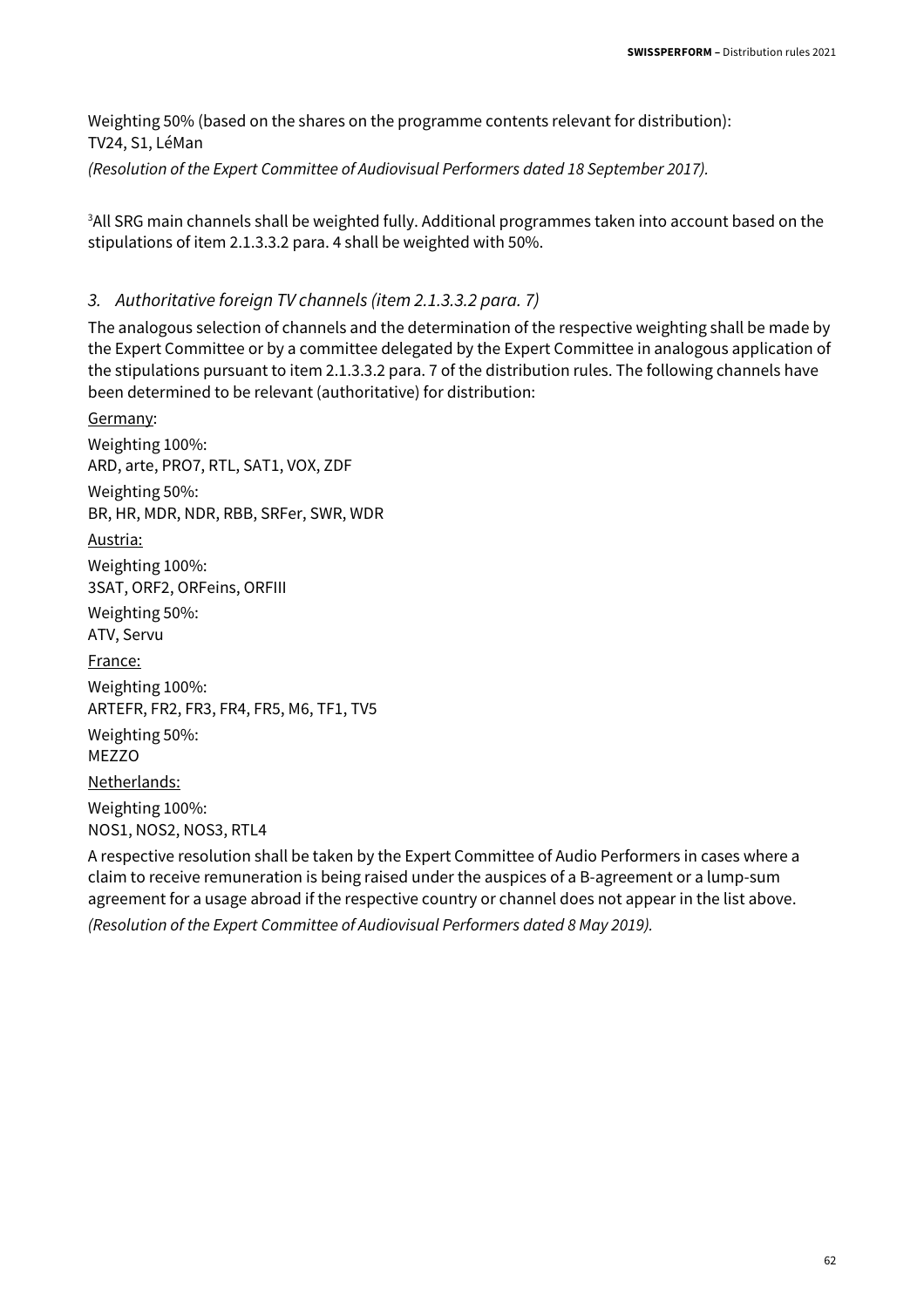Weighting 50% (based on the shares on the programme contents relevant for distribution):
TV24, S1, LéMan

*(Resolution of the Expert Committee of Audiovisual Performers dated 18 September 2017).*

[3]All SRG main channels shall be weighted fully. Additional programmes taken into account based on the stipulations of item 2.1.3.3.2 para. 4 shall be weighted with 50%.

### *3. Authoritative foreign TV channels (item 2.1.3.3.2 para. 7)*

The analogous selection of channels and the determination of the respective weighting shall be made by the Expert Committee or by a committee delegated by the Expert Committee in analogous application of the stipulations pursuant to item 2.1.3.3.2 para. 7 of the distribution rules. The following channels have been determined to be relevant (authoritative) for distribution:

<u>Germany</u>:

Weighting 100%:
ARD, arte, PRO7, RTL, SAT1, VOX, ZDF

Weighting 50%:
BR, HR, MDR, NDR, RBB, SRFer, SWR, WDR

<u>Austria:</u>

Weighting 100%:
3SAT, ORF2, ORFeins, ORFIII

Weighting 50%:
ATV, Servu

<u>France:</u>

Weighting 100%:
ARTEFR, FR2, FR3, FR4, FR5, M6, TF1, TV5

Weighting 50%:
MEZZO

<u>Netherlands:</u>

Weighting 100%:
NOS1, NOS2, NOS3, RTL4

A respective resolution shall be taken by the Expert Committee of Audio Performers in cases where a claim to receive remuneration is being raised under the auspices of a B-agreement or a lump-sum agreement for a usage abroad if the respective country or channel does not appear in the list above.

*(Resolution of the Expert Committee of Audiovisual Performers dated 8 May 2019).*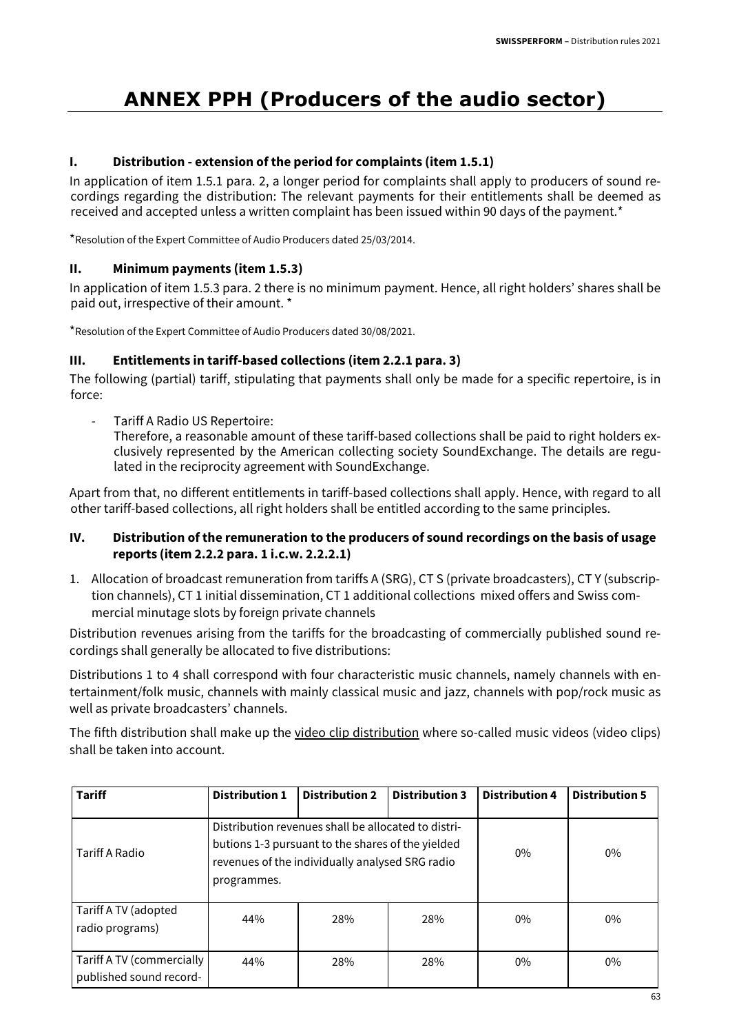# ANNEX PPH (Producers of the audio sector)

### I. Distribution - extension of the period for complaints (item 1.5.1)

In application of item 1.5.1 para. 2, a longer period for complaints shall apply to producers of sound recordings regarding the distribution: The relevant payments for their entitlements shall be deemed as received and accepted unless a written complaint has been issued within 90 days of the payment.*

*Resolution of the Expert Committee of Audio Producers dated 25/03/2014.

### II. Minimum payments (item 1.5.3)

In application of item 1.5.3 para. 2 there is no minimum payment. Hence, all right holders' shares shall be paid out, irrespective of their amount. *

*Resolution of the Expert Committee of Audio Producers dated 30/08/2021.

### III. Entitlements in tariff-based collections (item 2.2.1 para. 3)

The following (partial) tariff, stipulating that payments shall only be made for a specific repertoire, is in force:

- Tariff A Radio US Repertoire:
  Therefore, a reasonable amount of these tariff-based collections shall be paid to right holders exclusively represented by the American collecting society SoundExchange. The details are regulated in the reciprocity agreement with SoundExchange.

Apart from that, no different entitlements in tariff-based collections shall apply. Hence, with regard to all other tariff-based collections, all right holders shall be entitled according to the same principles.

### IV. Distribution of the remuneration to the producers of sound recordings on the basis of usage reports (item 2.2.2 para. 1 i.c.w. 2.2.2.1)

1. Allocation of broadcast remuneration from tariffs A (SRG), CT S (private broadcasters), CT Y (subscription channels), CT 1 initial dissemination, CT 1 additional collections mixed offers and Swiss commercial minutage slots by foreign private channels

Distribution revenues arising from the tariffs for the broadcasting of commercially published sound recordings shall generally be allocated to five distributions:

Distributions 1 to 4 shall correspond with four characteristic music channels, namely channels with entertainment/folk music, channels with mainly classical music and jazz, channels with pop/rock music as well as private broadcasters' channels.

The fifth distribution shall make up the video clip distribution where so-called music videos (video clips) shall be taken into account.

| Tariff | Distribution 1 | Distribution 2 | Distribution 3 | Distribution 4 | Distribution 5 |
|---|---|---|---|---|---|
| Tariff A Radio | Distribution revenues shall be allocated to distributions 1-3 pursuant to the shares of the yielded revenues of the individually analysed SRG radio programmes. | | | 0% | 0% |
| Tariff A TV (adopted radio programs) | 44% | 28% | 28% | 0% | 0% |
| Tariff A TV (commercially published sound record- | 44% | 28% | 28% | 0% | 0% |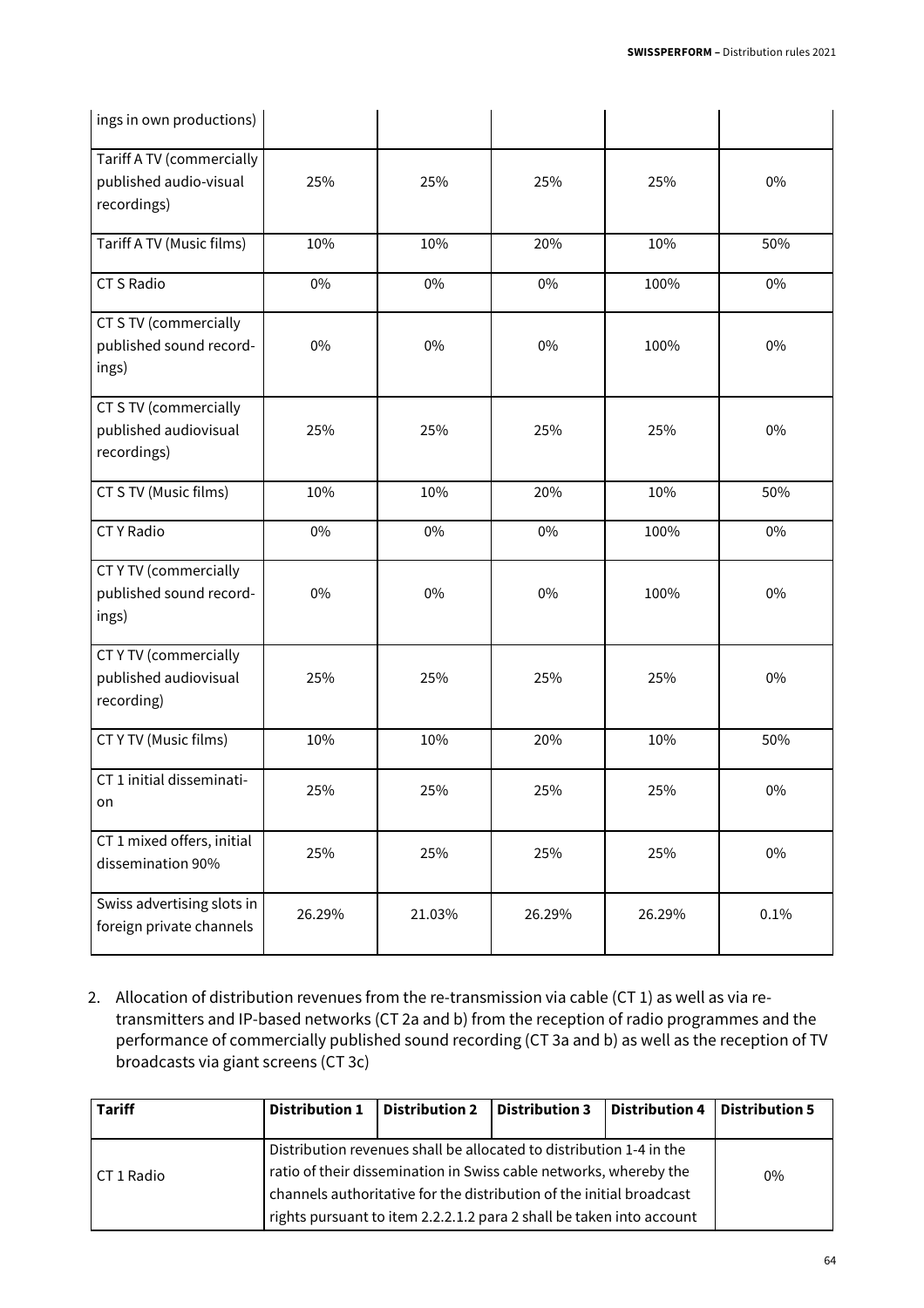| ings in own productions) | | | | | |
|---|---|---|---|---|---|
| Tariff A TV (commercially published audio-visual recordings) | 25% | 25% | 25% | 25% | 0% |
| Tariff A TV (Music films) | 10% | 10% | 20% | 10% | 50% |
| CT S Radio | 0% | 0% | 0% | 100% | 0% |
| CT S TV (commercially published sound recordings) | 0% | 0% | 0% | 100% | 0% |
| CT S TV (commercially published audiovisual recordings) | 25% | 25% | 25% | 25% | 0% |
| CT S TV (Music films) | 10% | 10% | 20% | 10% | 50% |
| CT Y Radio | 0% | 0% | 0% | 100% | 0% |
| CT Y TV (commercially published sound recordings) | 0% | 0% | 0% | 100% | 0% |
| CT Y TV (commercially published audiovisual recording) | 25% | 25% | 25% | 25% | 0% |
| CT Y TV (Music films) | 10% | 10% | 20% | 10% | 50% |
| CT 1 initial dissemination | 25% | 25% | 25% | 25% | 0% |
| CT 1 mixed offers, initial dissemination 90% | 25% | 25% | 25% | 25% | 0% |
| Swiss advertising slots in foreign private channels | 26.29% | 21.03% | 26.29% | 26.29% | 0.1% |

2. Allocation of distribution revenues from the re-transmission via cable (CT 1) as well as via re-transmitters and IP-based networks (CT 2a and b) from the reception of radio programmes and the performance of commercially published sound recording (CT 3a and b) as well as the reception of TV broadcasts via giant screens (CT 3c)

| Tariff | Distribution 1 | Distribution 2 | Distribution 3 | Distribution 4 | Distribution 5 |
|---|---|---|---|---|---|
| CT 1 Radio | Distribution revenues shall be allocated to distribution 1-4 in the ratio of their dissemination in Swiss cable networks, whereby the channels authoritative for the distribution of the initial broadcast rights pursuant to item 2.2.2.1.2 para 2 shall be taken into account | | | | 0% |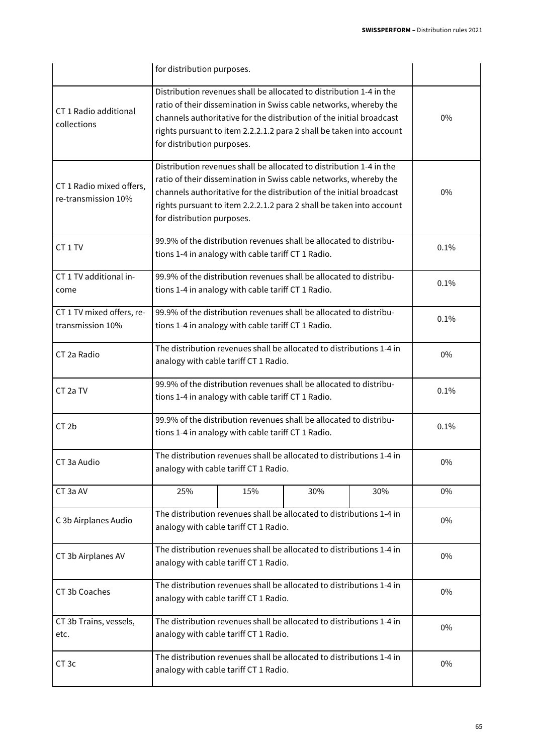| | | | | | |
|---|---|---|---|---|---|
| | for distribution purposes. | | | | |
| CT 1 Radio additional collections | Distribution revenues shall be allocated to distribution 1-4 in the ratio of their dissemination in Swiss cable networks, whereby the channels authoritative for the distribution of the initial broadcast rights pursuant to item 2.2.2.1.2 para 2 shall be taken into account for distribution purposes. | | | | 0% |
| CT 1 Radio mixed offers, re-transmission 10% | Distribution revenues shall be allocated to distribution 1-4 in the ratio of their dissemination in Swiss cable networks, whereby the channels authoritative for the distribution of the initial broadcast rights pursuant to item 2.2.2.1.2 para 2 shall be taken into account for distribution purposes. | | | | 0% |
| CT 1 TV | 99.9% of the distribution revenues shall be allocated to distributions 1-4 in analogy with cable tariff CT 1 Radio. | | | | 0.1% |
| CT 1 TV additional income | 99.9% of the distribution revenues shall be allocated to distributions 1-4 in analogy with cable tariff CT 1 Radio. | | | | 0.1% |
| CT 1 TV mixed offers, re-transmission 10% | 99.9% of the distribution revenues shall be allocated to distributions 1-4 in analogy with cable tariff CT 1 Radio. | | | | 0.1% |
| CT 2a Radio | The distribution revenues shall be allocated to distributions 1-4 in analogy with cable tariff CT 1 Radio. | | | | 0% |
| CT 2a TV | 99.9% of the distribution revenues shall be allocated to distributions 1-4 in analogy with cable tariff CT 1 Radio. | | | | 0.1% |
| CT 2b | 99.9% of the distribution revenues shall be allocated to distributions 1-4 in analogy with cable tariff CT 1 Radio. | | | | 0.1% |
| CT 3a Audio | The distribution revenues shall be allocated to distributions 1-4 in analogy with cable tariff CT 1 Radio. | | | | 0% |
| CT 3a AV | 25% | 15% | 30% | 30% | 0% |
| C 3b Airplanes Audio | The distribution revenues shall be allocated to distributions 1-4 in analogy with cable tariff CT 1 Radio. | | | | 0% |
| CT 3b Airplanes AV | The distribution revenues shall be allocated to distributions 1-4 in analogy with cable tariff CT 1 Radio. | | | | 0% |
| CT 3b Coaches | The distribution revenues shall be allocated to distributions 1-4 in analogy with cable tariff CT 1 Radio. | | | | 0% |
| CT 3b Trains, vessels, etc. | The distribution revenues shall be allocated to distributions 1-4 in analogy with cable tariff CT 1 Radio. | | | | 0% |
| CT 3c | The distribution revenues shall be allocated to distributions 1-4 in analogy with cable tariff CT 1 Radio. | | | | 0% |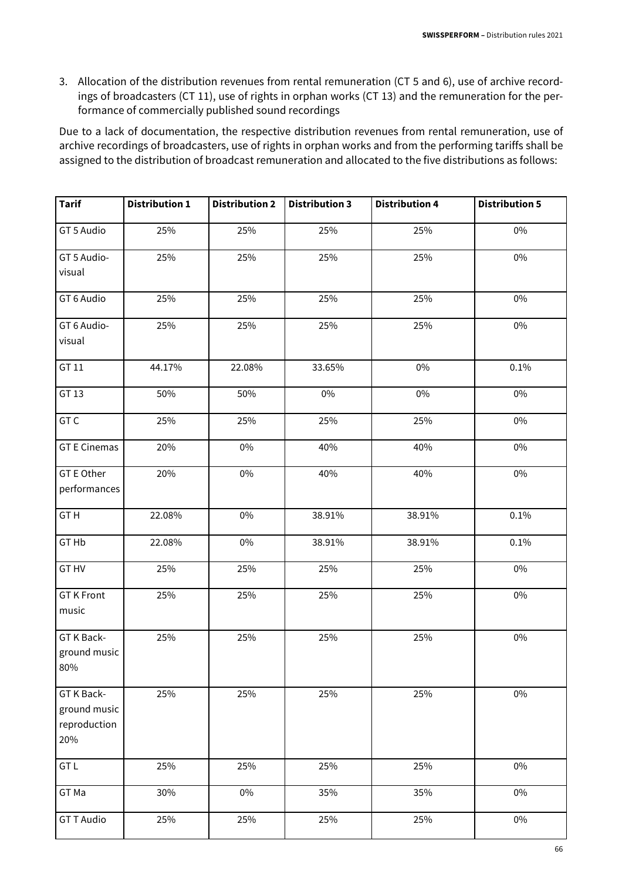3. Allocation of the distribution revenues from rental remuneration (CT 5 and 6), use of archive recordings of broadcasters (CT 11), use of rights in orphan works (CT 13) and the remuneration for the performance of commercially published sound recordings

Due to a lack of documentation, the respective distribution revenues from rental remuneration, use of archive recordings of broadcasters, use of rights in orphan works and from the performing tariffs shall be assigned to the distribution of broadcast remuneration and allocated to the five distributions as follows:

| Tarif | Distribution 1 | Distribution 2 | Distribution 3 | Distribution 4 | Distribution 5 |
|---|---|---|---|---|---|
| GT 5 Audio | 25% | 25% | 25% | 25% | 0% |
| GT 5 Audio-visual | 25% | 25% | 25% | 25% | 0% |
| GT 6 Audio | 25% | 25% | 25% | 25% | 0% |
| GT 6 Audio-visual | 25% | 25% | 25% | 25% | 0% |
| GT 11 | 44.17% | 22.08% | 33.65% | 0% | 0.1% |
| GT 13 | 50% | 50% | 0% | 0% | 0% |
| GT C | 25% | 25% | 25% | 25% | 0% |
| GT E Cinemas | 20% | 0% | 40% | 40% | 0% |
| GT E Other performances | 20% | 0% | 40% | 40% | 0% |
| GT H | 22.08% | 0% | 38.91% | 38.91% | 0.1% |
| GT Hb | 22.08% | 0% | 38.91% | 38.91% | 0.1% |
| GT HV | 25% | 25% | 25% | 25% | 0% |
| GT K Front music | 25% | 25% | 25% | 25% | 0% |
| GT K Back-ground music 80% | 25% | 25% | 25% | 25% | 0% |
| GT K Back-ground music reproduction 20% | 25% | 25% | 25% | 25% | 0% |
| GT L | 25% | 25% | 25% | 25% | 0% |
| GT Ma | 30% | 0% | 35% | 35% | 0% |
| GT T Audio | 25% | 25% | 25% | 25% | 0% |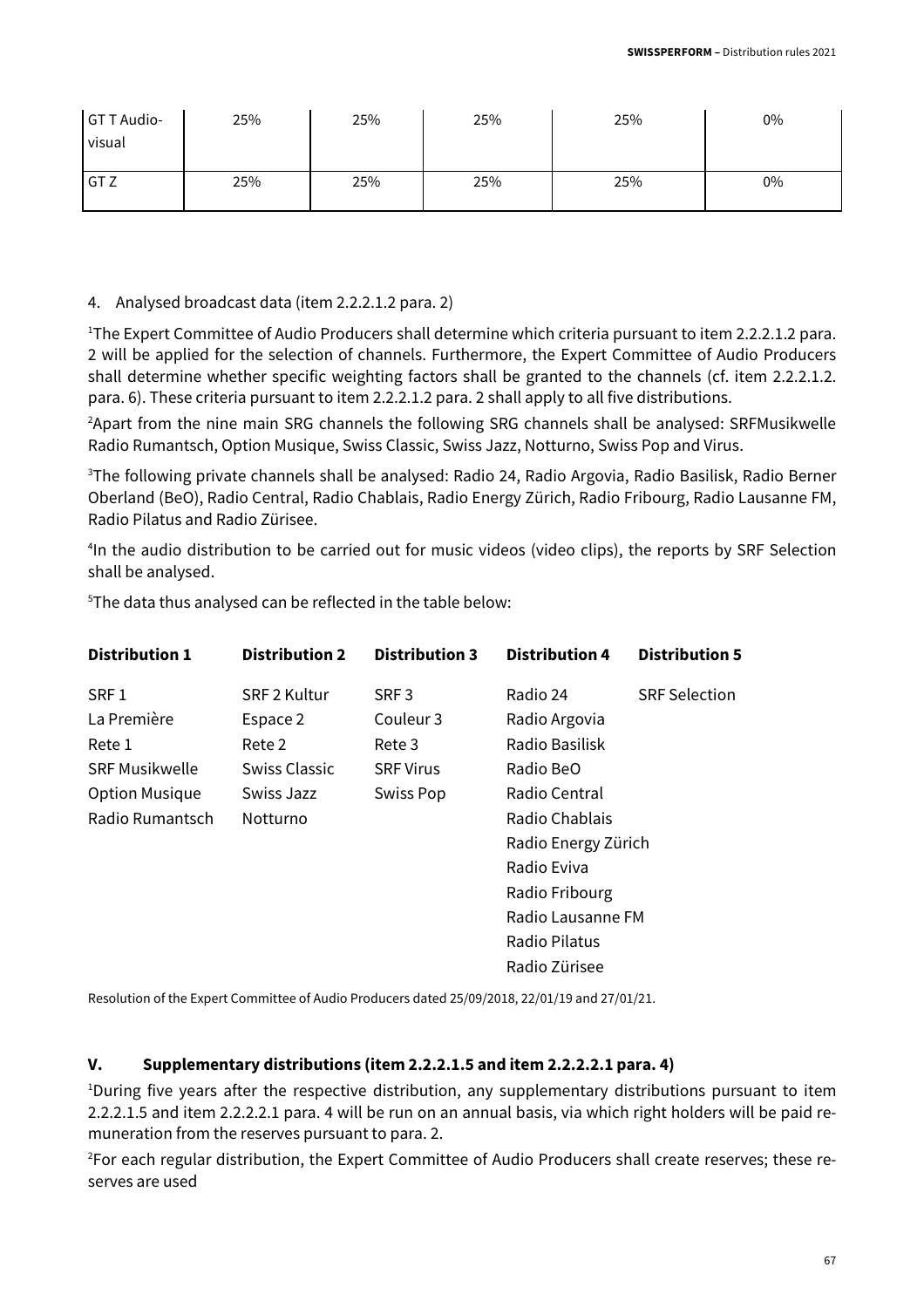| GT T Audio-visual | 25% | 25% | 25% | 25% | 0% |
|---|---|---|---|---|---|
| GT Z | 25% | 25% | 25% | 25% | 0% |

4. Analysed broadcast data (item 2.2.2.1.2 para. 2)

[1]The Expert Committee of Audio Producers shall determine which criteria pursuant to item 2.2.2.1.2 para. 2 will be applied for the selection of channels. Furthermore, the Expert Committee of Audio Producers shall determine whether specific weighting factors shall be granted to the channels (cf. item 2.2.2.1.2. para. 6). These criteria pursuant to item 2.2.2.1.2 para. 2 shall apply to all five distributions.

[2]Apart from the nine main SRG channels the following SRG channels shall be analysed: SRFMusikwelle Radio Rumantsch, Option Musique, Swiss Classic, Swiss Jazz, Notturno, Swiss Pop and Virus.

[3]The following private channels shall be analysed: Radio 24, Radio Argovia, Radio Basilisk, Radio Berner Oberland (BeO), Radio Central, Radio Chablais, Radio Energy Zürich, Radio Fribourg, Radio Lausanne FM, Radio Pilatus and Radio Zürisee.

[4]In the audio distribution to be carried out for music videos (video clips), the reports by SRF Selection shall be analysed.

[5]The data thus analysed can be reflected in the table below:

| Distribution 1 | Distribution 2 | Distribution 3 | Distribution 4 | Distribution 5 |
|---|---|---|---|---|
| SRF 1 | SRF 2 Kultur | SRF 3 | Radio 24 | SRF Selection |
| La Première | Espace 2 | Couleur 3 | Radio Argovia | |
| Rete 1 | Rete 2 | Rete 3 | Radio Basilisk | |
| SRF Musikwelle | Swiss Classic | SRF Virus | Radio BeO | |
| Option Musique | Swiss Jazz | Swiss Pop | Radio Central | |
| Radio Rumantsch | Notturno | | Radio Chablais | |
| | | | Radio Energy Zürich | |
| | | | Radio Eviva | |
| | | | Radio Fribourg | |
| | | | Radio Lausanne FM | |
| | | | Radio Pilatus | |
| | | | Radio Zürisee | |

Resolution of the Expert Committee of Audio Producers dated 25/09/2018, 22/01/19 and 27/01/21.

## V. Supplementary distributions (item 2.2.2.1.5 and item 2.2.2.2.1 para. 4)

[1]During five years after the respective distribution, any supplementary distributions pursuant to item 2.2.2.1.5 and item 2.2.2.2.1 para. 4 will be run on an annual basis, via which right holders will be paid remuneration from the reserves pursuant to para. 2.

[2]For each regular distribution, the Expert Committee of Audio Producers shall create reserves; these reserves are used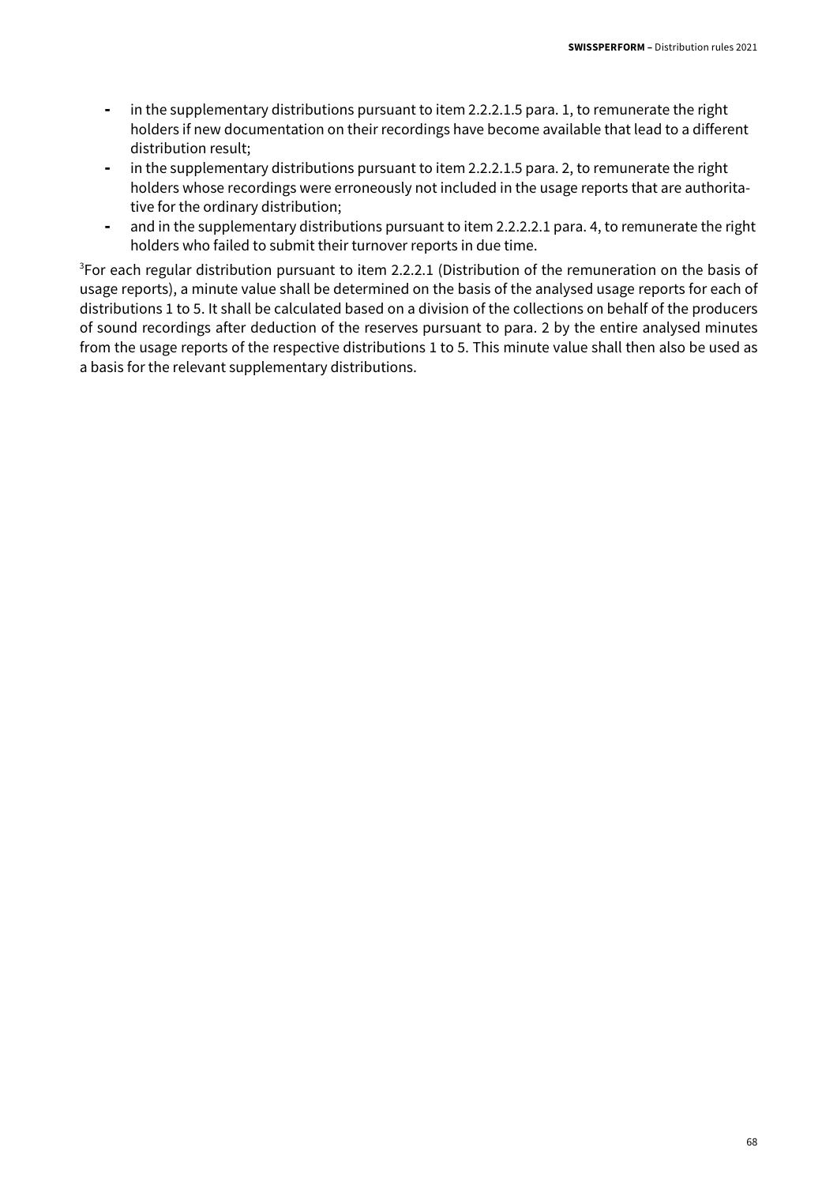- in the supplementary distributions pursuant to item 2.2.2.1.5 para. 1, to remunerate the right holders if new documentation on their recordings have become available that lead to a different distribution result;
- in the supplementary distributions pursuant to item 2.2.2.1.5 para. 2, to remunerate the right holders whose recordings were erroneously not included in the usage reports that are authoritative for the ordinary distribution;
- and in the supplementary distributions pursuant to item 2.2.2.2.1 para. 4, to remunerate the right holders who failed to submit their turnover reports in due time.

[3]For each regular distribution pursuant to item 2.2.2.1 (Distribution of the remuneration on the basis of usage reports), a minute value shall be determined on the basis of the analysed usage reports for each of distributions 1 to 5. It shall be calculated based on a division of the collections on behalf of the producers of sound recordings after deduction of the reserves pursuant to para. 2 by the entire analysed minutes from the usage reports of the respective distributions 1 to 5. This minute value shall then also be used as a basis for the relevant supplementary distributions.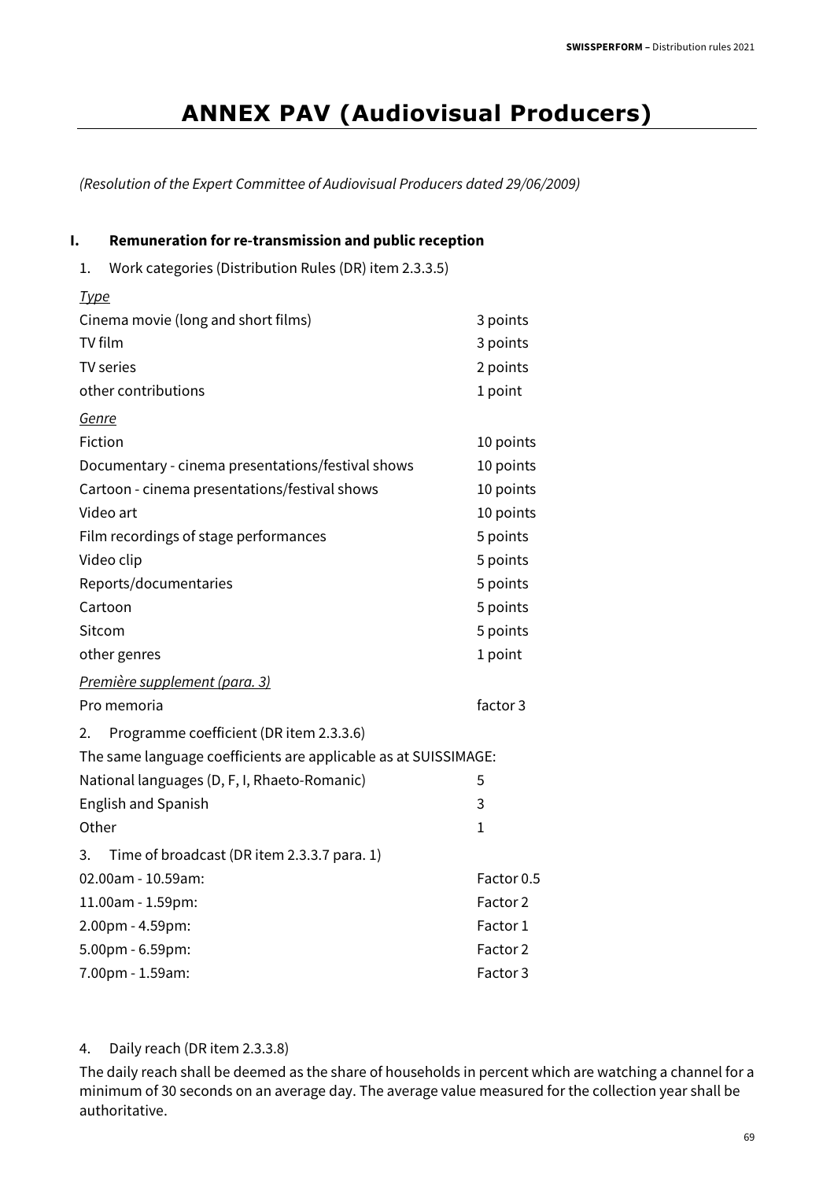# ANNEX PAV (Audiovisual Producers)

*(Resolution of the Expert Committee of Audiovisual Producers dated 29/06/2009)*

## I. Remuneration for re-transmission and public reception

1. Work categories (Distribution Rules (DR) item 2.3.3.5)

*Type*

| | |
|---|---|
| Cinema movie (long and short films) | 3 points |
| TV film | 3 points |
| TV series | 2 points |
| other contributions | 1 point |

*Genre*

| | |
|---|---|
| Fiction | 10 points |
| Documentary - cinema presentations/festival shows | 10 points |
| Cartoon - cinema presentations/festival shows | 10 points |
| Video art | 10 points |
| Film recordings of stage performances | 5 points |
| Video clip | 5 points |
| Reports/documentaries | 5 points |
| Cartoon | 5 points |
| Sitcom | 5 points |
| other genres | 1 point |

*Première supplement (para. 3)*

| | |
|---|---|
| Pro memoria | factor 3 |

2. Programme coefficient (DR item 2.3.3.6)

The same language coefficients are applicable as at SUISSIMAGE:

| | |
|---|---|
| National languages (D, F, I, Rhaeto-Romanic) | 5 |
| English and Spanish | 3 |
| Other | 1 |

3. Time of broadcast (DR item 2.3.3.7 para. 1)

| | |
|---|---|
| 02.00am - 10.59am: | Factor 0.5 |
| 11.00am - 1.59pm: | Factor 2 |
| 2.00pm - 4.59pm: | Factor 1 |
| 5.00pm - 6.59pm: | Factor 2 |
| 7.00pm - 1.59am: | Factor 3 |

4. Daily reach (DR item 2.3.3.8)

The daily reach shall be deemed as the share of households in percent which are watching a channel for a minimum of 30 seconds on an average day. The average value measured for the collection year shall be authoritative.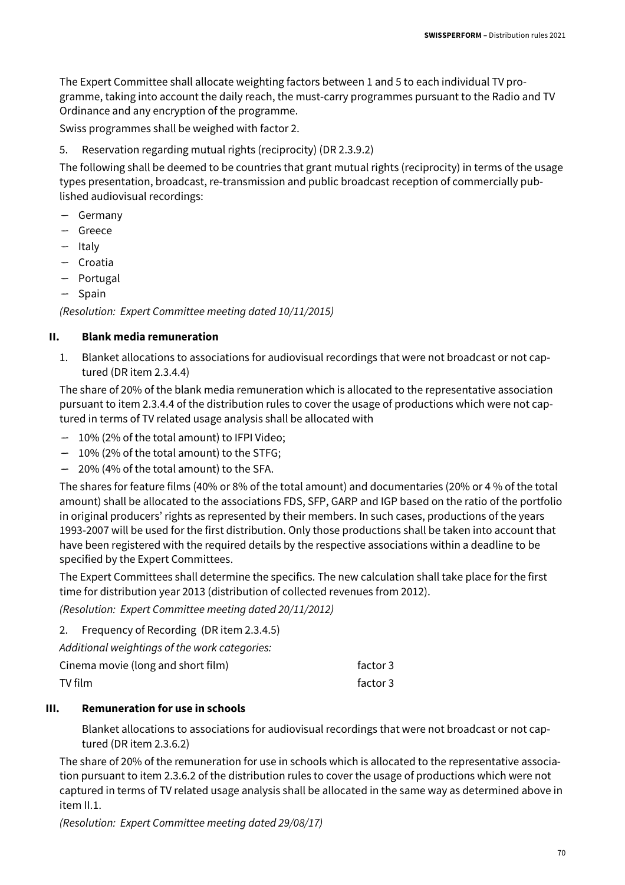The Expert Committee shall allocate weighting factors between 1 and 5 to each individual TV programme, taking into account the daily reach, the must-carry programmes pursuant to the Radio and TV Ordinance and any encryption of the programme.

Swiss programmes shall be weighed with factor 2.

5. Reservation regarding mutual rights (reciprocity) (DR 2.3.9.2)

The following shall be deemed to be countries that grant mutual rights (reciprocity) in terms of the usage types presentation, broadcast, re-transmission and public broadcast reception of commercially published audiovisual recordings:

- Germany
- Greece
- Italy
- Croatia
- Portugal
- Spain

*(Resolution: Expert Committee meeting dated 10/11/2015)*

## II. Blank media remuneration

1. Blanket allocations to associations for audiovisual recordings that were not broadcast or not captured (DR item 2.3.4.4)

The share of 20% of the blank media remuneration which is allocated to the representative association pursuant to item 2.3.4.4 of the distribution rules to cover the usage of productions which were not captured in terms of TV related usage analysis shall be allocated with

- 10% (2% of the total amount) to IFPI Video;
- 10% (2% of the total amount) to the STFG;
- 20% (4% of the total amount) to the SFA.

The shares for feature films (40% or 8% of the total amount) and documentaries (20% or 4 % of the total amount) shall be allocated to the associations FDS, SFP, GARP and IGP based on the ratio of the portfolio in original producers' rights as represented by their members. In such cases, productions of the years 1993-2007 will be used for the first distribution. Only those productions shall be taken into account that have been registered with the required details by the respective associations within a deadline to be specified by the Expert Committees.

The Expert Committees shall determine the specifics. The new calculation shall take place for the first time for distribution year 2013 (distribution of collected revenues from 2012).

*(Resolution: Expert Committee meeting dated 20/11/2012)*

2. Frequency of Recording (DR item 2.3.4.5)

*Additional weightings of the work categories:*

| | |
|---|---|
| Cinema movie (long and short film) | factor 3 |
| TV film | factor 3 |

## III. Remuneration for use in schools

Blanket allocations to associations for audiovisual recordings that were not broadcast or not captured (DR item 2.3.6.2)

The share of 20% of the remuneration for use in schools which is allocated to the representative association pursuant to item 2.3.6.2 of the distribution rules to cover the usage of productions which were not captured in terms of TV related usage analysis shall be allocated in the same way as determined above in item II.1.

*(Resolution: Expert Committee meeting dated 29/08/17)*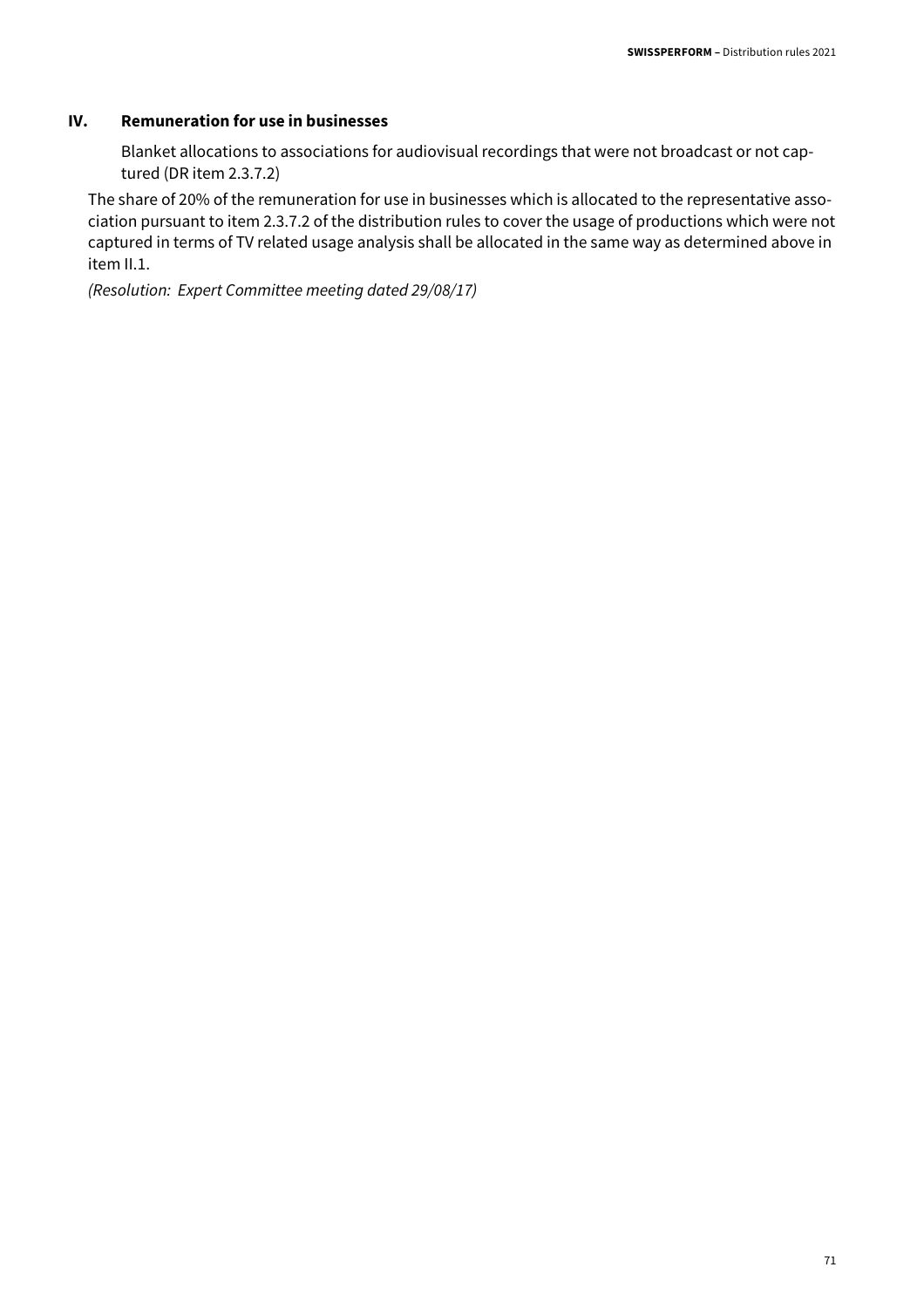## IV. Remuneration for use in businesses

Blanket allocations to associations for audiovisual recordings that were not broadcast or not captured (DR item 2.3.7.2)

The share of 20% of the remuneration for use in businesses which is allocated to the representative association pursuant to item 2.3.7.2 of the distribution rules to cover the usage of productions which were not captured in terms of TV related usage analysis shall be allocated in the same way as determined above in item II.1.

*(Resolution: Expert Committee meeting dated 29/08/17)*